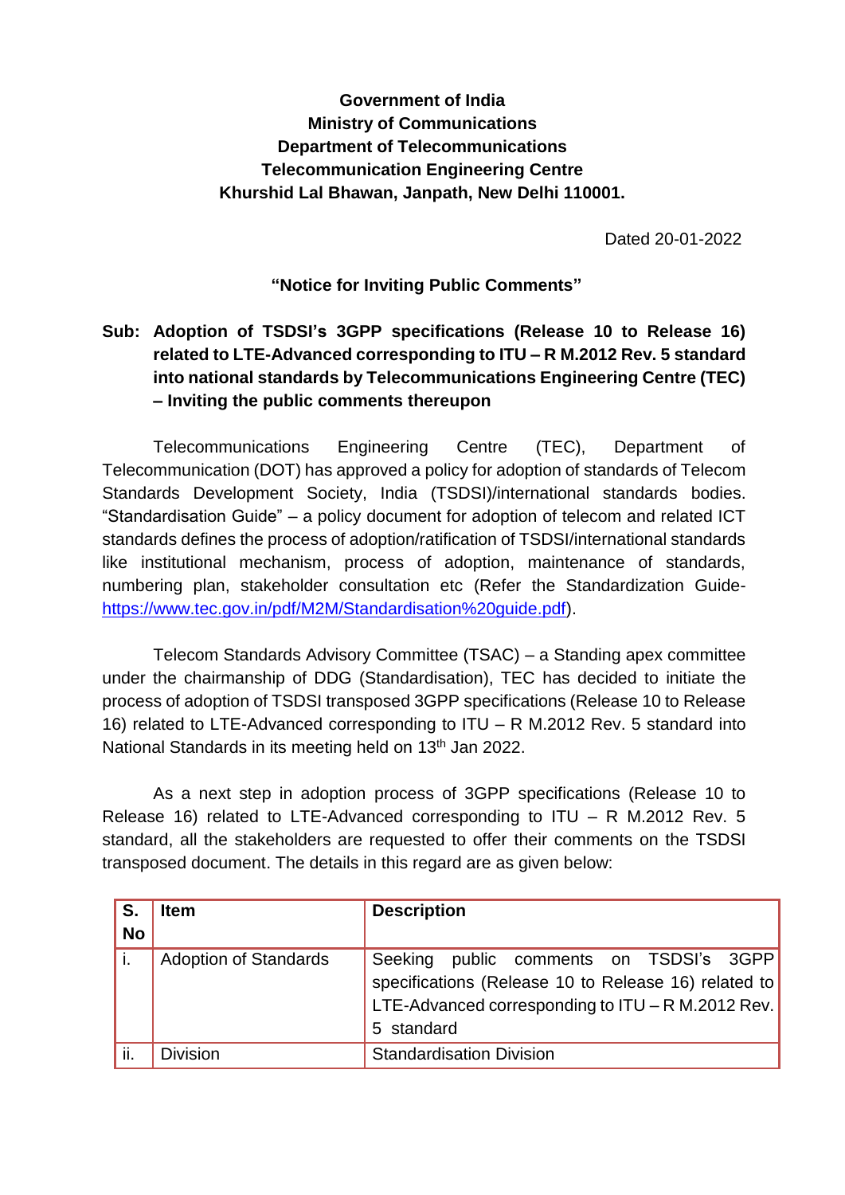**Government of India**
**Ministry of Communications**
**Department of Telecommunications**
**Telecommunication Engineering Centre**
**Khurshid Lal Bhawan, Janpath, New Delhi 110001.**

Dated 20-01-2022

**"Notice for Inviting Public Comments"**

**Sub: Adoption of TSDSI's 3GPP specifications (Release 10 to Release 16) related to LTE-Advanced corresponding to ITU – R M.2012 Rev. 5 standard into national standards by Telecommunications Engineering Centre (TEC) – Inviting the public comments thereupon**

Telecommunications Engineering Centre (TEC), Department of Telecommunication (DOT) has approved a policy for adoption of standards of Telecom Standards Development Society, India (TSDSI)/international standards bodies. "Standardisation Guide" – a policy document for adoption of telecom and related ICT standards defines the process of adoption/ratification of TSDSI/international standards like institutional mechanism, process of adoption, maintenance of standards, numbering plan, stakeholder consultation etc (Refer the Standardization Guide- https://www.tec.gov.in/pdf/M2M/Standardisation%20guide.pdf).

Telecom Standards Advisory Committee (TSAC) – a Standing apex committee under the chairmanship of DDG (Standardisation), TEC has decided to initiate the process of adoption of TSDSI transposed 3GPP specifications (Release 10 to Release 16) related to LTE-Advanced corresponding to ITU – R M.2012 Rev. 5 standard into National Standards in its meeting held on 13th Jan 2022.

As a next step in adoption process of 3GPP specifications (Release 10 to Release 16) related to LTE-Advanced corresponding to ITU – R M.2012 Rev. 5 standard, all the stakeholders are requested to offer their comments on the TSDSI transposed document. The details in this regard are as given below:

| S. No | Item | Description |
|---|---|---|
| i. | Adoption of Standards | Seeking public comments on TSDSI's 3GPP specifications (Release 10 to Release 16) related to LTE-Advanced corresponding to ITU – R M.2012 Rev. 5 standard |
| ii. | Division | Standardisation Division |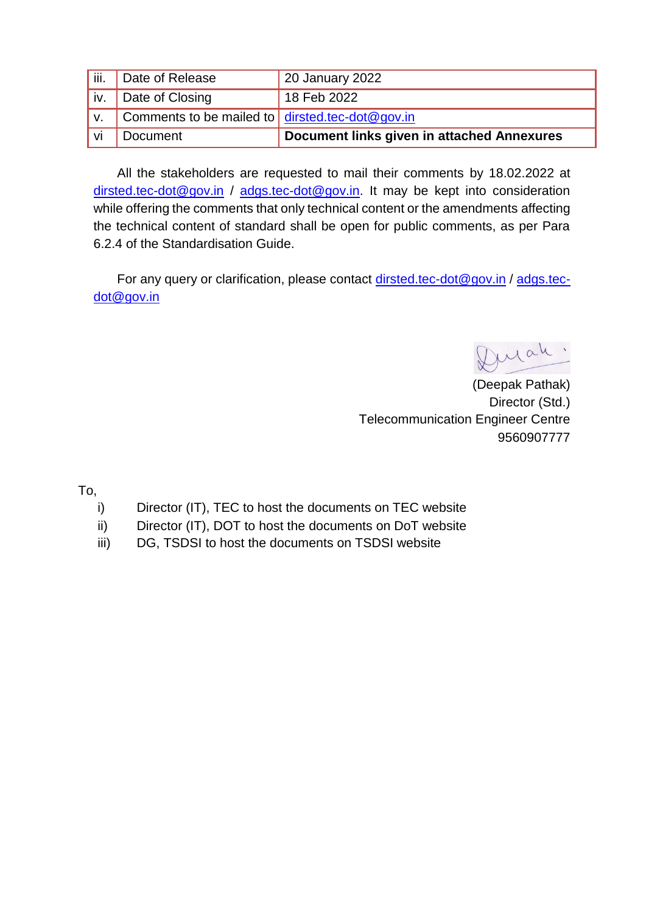| | | |
|---|---|---|
| iii. | Date of Release | 20 January 2022 |
| iv. | Date of Closing | 18 Feb 2022 |
| v. | Comments to be mailed to | dirsted.tec-dot@gov.in |
| vi | Document | **Document links given in attached Annexures** |

All the stakeholders are requested to mail their comments by 18.02.2022 at dirsted.tec-dot@gov.in / adgs.tec-dot@gov.in. It may be kept into consideration while offering the comments that only technical content or the amendments affecting the technical content of standard shall be open for public comments, as per Para 6.2.4 of the Standardisation Guide.

For any query or clarification, please contact dirsted.tec-dot@gov.in / adgs.tec-dot@gov.in

(Deepak Pathak)
Director (Std.)
Telecommunication Engineer Centre
9560907777

To,

i) Director (IT), TEC to host the documents on TEC website
ii) Director (IT), DOT to host the documents on DoT website
iii) DG, TSDSI to host the documents on TSDSI website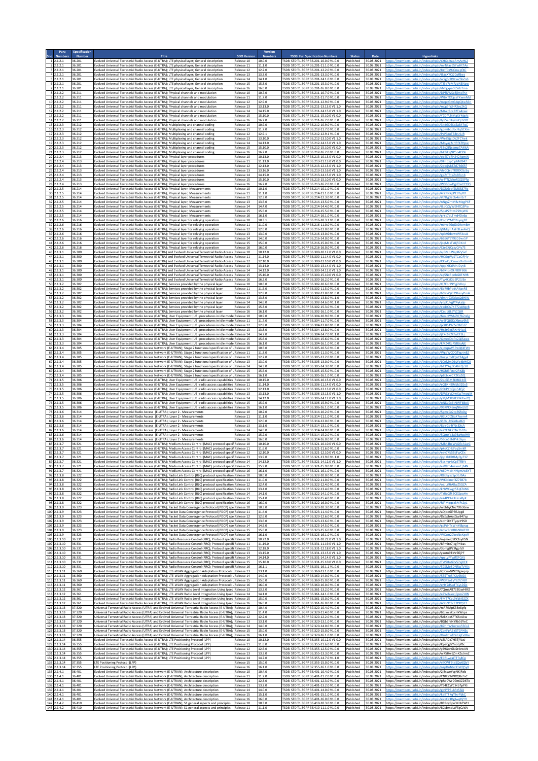| Sno. | Para Numbers | Specification Number | Title | SDO Version | Version Numbers | TSDSI Full Specification Numbers | Status | Date | Hyperlinks |
|---|---|---|---|---|---|---|---|---|---|
| 1 | 2.1.2.1 | 36.201 | Evolved Universal Terrestrial Radio Access (E-UTRA); LTE physical layer; General description | Release 10 | 10.0.0 | TSDSI STD T1.3GPP 36.201-10.0.0 V1.0.0 | Published | 30.08.2021 | https://members.tsdsi.in/index.php/s/CHXkjbapAmAcHJ2 |
| 2 | 2.1.2.1 | 36.201 | Evolved Universal Terrestrial Radio Access (E-UTRA); LTE physical layer; General description | Release 11 | 11.1.0 | TSDSI STD T1.3GPP 36.201-11.1.0 V1.0.0 | Published | 30.08.2021 | https://members.tsdsi.in/index.php/s/mrNtacb5FwHSTAn |
| 3 | 2.1.2.1 | 36.201 | Evolved Universal Terrestrial Radio Access (E-UTRA); LTE physical layer; General description | Release 12 | 12.2.0 | TSDSI STD T1.3GPP 36.201-12.2.0 V1.0.0 | Published | 30.08.2021 | https://members.tsdsi.in/index.php/s/8YfDz9LCmwgKxKj |
| 4 | 2.1.2.1 | 36.201 | Evolved Universal Terrestrial Radio Access (E-UTRA); LTE physical layer; General description | Release 13 | 13.3.0 | TSDSI STD T1.3GPP 36.201-13.3.0 V1.0.0 | Published | 30.08.2021 | https://members.tsdsi.in/index.php/s/i8gxXYCj2Gof8ws |
| 5 | 2.1.2.1 | 36.201 | Evolved Universal Terrestrial Radio Access (E-UTRA); LTE physical layer; General description | Release 14 | 14.1.0 | TSDSI STD T1.3GPP 36.201-14.1.0 V1.0.0 | Published | 30.08.2021 | https://members.tsdsi.in/index.php/s/w5g6cD9KsxZbbZn6 |
| 6 | 2.1.2.1 | 36.201 | Evolved Universal Terrestrial Radio Access (E-UTRA); LTE physical layer; General description | Release 15 | 15.3.0 | TSDSI STD T1.3GPP 36.201-15.3.0 V1.0.0 | Published | 30.08.2021 | https://members.tsdsi.in/index.php/s/TZke7eMFzoNENaw |
| 7 | 2.1.2.1 | 36.201 | Evolved Universal Terrestrial Radio Access (E-UTRA); LTE physical layer; General description | Release 16 | 16.0.0 | TSDSI STD T1.3GPP 36.201-16.0.0 V1.0.0 | Published | 30.08.2021 | https://members.tsdsi.in/index.php/s/jNFgpaDc5zbTma |
| 8 | 2.1.2.2 | 36.211 | Evolved Universal Terrestrial Radio Access (E-UTRA); Physical channels and modulation | Release 10 | 10.7.0 | TSDSI STD T1.3GPP 36.211-10.7.0 V1.0.0 | Published | 30.08.2021 | https://members.tsdsi.in/index.php/s/DPfNWSeBjmdPur |
| 9 | 2.1.2.2 | 36.211 | Evolved Universal Terrestrial Radio Access (E-UTRA); Physical channels and modulation | Release 11 | 11.7.0 | TSDSI STD T1.3GPP 36.211-11.7.0 V1.0.0 | Published | 30.08.2021 | https://members.tsdsi.in/index.php/s/W6kTXTgsYXwmMd |
| 10 | 2.1.2.2 | 36.211 | Evolved Universal Terrestrial Radio Access (E-UTRA); Physical channels and modulation | Release 12 | 12.9.0 | TSDSI STD T1.3GPP 36.211-12.9.0 V1.0.0 | Published | 30.08.2021 | https://members.tsdsi.in/index.php/s/qcdcGmSdqQXwS6g |
| 11 | 2.1.2.2 | 36.211 | Evolved Universal Terrestrial Radio Access (E-UTRA); Physical channels and modulation | Release 13 | 13.13.0 | TSDSI STD T1.3GPP 36.211-13.13.0 V1.0.0 | Published | 30.08.2021 | https://members.tsdsi.in/index.php/s/mLqfFqHRSmLDsQ |
| 12 | 2.1.2.2 | 36.211 | Evolved Universal Terrestrial Radio Access (E-UTRA); Physical channels and modulation | Release 14 | 14.15.0 | TSDSI STD T1.3GPP 36.211-14.15.0 V1.1.0 | Published | 30.08.2021 | https://members.tsdsi.in/index.php/s/MAoz8ccB2TaKsws |
| 13 | 2.1.2.2 | 36.211 | Evolved Universal Terrestrial Radio Access (E-UTRA); Physical channels and modulation | Release 15 | 15.10.0 | TSDSI STD T1.3GPP 36.211-15.10.0 V1.0.0 | Published | 30.08.2021 | https://members.tsdsi.in/index.php/s/Y7DfA2tNakYMgAt |
| 14 | 2.1.2.2 | 36.211 | Evolved Universal Terrestrial Radio Access (E-UTRA); Physical channels and modulation | Release 16 | 16.2.0 | TSDSI STD T1.3GPP 36.211-16.2.0 V1.0.0 | Published | 30.08.2021 | https://members.tsdsi.in/index.php/s/fySSedKpQmQo59D |
| 15 | 2.1.2.3 | 36.212 | Evolved Universal Terrestrial Radio Access (E-UTRA); Multiplexing and channel coding | Release 10 | 10.9.0 | TSDSI STD T1.3GPP 36.212-10.9.0 V1.0.0 | Published | 30.08.2021 | https://members.tsdsi.in/index.php/s/3kdG065qZa847qG |
| 16 | 2.1.2.3 | 36.212 | Evolved Universal Terrestrial Radio Access (E-UTRA); Multiplexing and channel coding | Release 11 | 11.7.0 | TSDSI STD T1.3GPP 36.212-11.7.0 V1.0.0 | Published | 30.08.2021 | https://members.tsdsi.in/index.php/s/gqmibqdtoHoGCKm |
| 17 | 2.1.2.3 | 36.212 | Evolved Universal Terrestrial Radio Access (E-UTRA); Multiplexing and channel coding | Release 12 | 12.9.1 | TSDSI STD T1.3GPP 36.212-12.9.1 V1.0.0 | Published | 30.08.2021 | https://members.tsdsi.in/index.php/s/PsP3anTEBnrKJfj |
| 18 | 2.1.2.3 | 36.212 | Evolved Universal Terrestrial Radio Access (E-UTRA); Multiplexing and channel coding | Release 13 | 13.10.0 | TSDSI STD T1.3GPP 36.212-13.10.0 V1.1.0 | Published | 30.08.2021 | https://members.tsdsi.in/index.php/s/WeZ5jgtDc2FCfwk |
| 19 | 2.1.2.3 | 36.212 | Evolved Universal Terrestrial Radio Access (E-UTRA); Multiplexing and channel coding | Release 14 | 14.13.0 | TSDSI STD T1.3GPP 36.212-14.13.0 V1.1.0 | Published | 30.08.2021 | https://members.tsdsi.in/index.php/s/Mnyag2nRfFK2Hpw |
| 20 | 2.1.2.3 | 36.212 | Evolved Universal Terrestrial Radio Access (E-UTRA); Multiplexing and channel coding | Release 15 | 15.10.0 | TSDSI STD T1.3GPP 36.212-15.10.0 V1.0.0 | Published | 30.08.2021 | https://members.tsdsi.in/index.php/s/S3oJZNcamgTAMEA |
| 21 | 2.1.2.3 | 36.212 | Evolved Universal Terrestrial Radio Access (E-UTRA); Multiplexing and channel coding | Release 16 | 16.2.0 | TSDSI STD T1.3GPP 36.212-16.2.0 V1.0.0 | Published | 30.08.2021 | https://members.tsdsi.in/index.php/s/jbXZiLzjNPSu4CP4 |
| 22 | 2.1.2.4 | 36.213 | Evolved Universal Terrestrial Radio Access (E-UTRA); Physical layer procedures | Release 10 | 10.13.0 | TSDSI STD T1.3GPP 36.213-10.13.0 V1.0.0 | Published | 30.08.2021 | https://members.tsdsi.in/index.php/s/ebEJ7p7H242apmW |
| 23 | 2.1.2.4 | 36.213 | Evolved Universal Terrestrial Radio Access (E-UTRA); Physical layer procedures | Release 11 | 11.13.0 | TSDSI STD T1.3GPP 36.213-11.13.0 V1.0.0 | Published | 30.08.2021 | https://members.tsdsi.in/index.php/s/93mdxpCpM4R947 |
| 24 | 2.1.2.4 | 36.213 | Evolved Universal Terrestrial Radio Access (E-UTRA); Physical layer procedures | Release 12 | 12.13.0 | TSDSI STD T1.3GPP 36.213-12.13.0 V1.1.0 | Published | 30.08.2021 | https://members.tsdsi.in/index.php/s/2peiAB7Zd7S6S5f |
| 25 | 2.1.2.4 | 36.213 | Evolved Universal Terrestrial Radio Access (E-UTRA); Physical layer procedures | Release 13 | 13.16.0 | TSDSI STD T1.3GPP 36.213-13.16.0 V1.1.0 | Published | 30.08.2021 | https://members.tsdsi.in/index.php/s/rKnDZsdTRtDGSyGq |
| 26 | 2.1.2.4 | 36.213 | Evolved Universal Terrestrial Radio Access (E-UTRA); Physical layer procedures | Release 14 | 14.15.0 | TSDSI STD T1.3GPP 36.213-14.15.0 V1.1.0 | Published | 30.08.2021 | https://members.tsdsi.in/index.php/s/gxZtTSYeZn8Exnb |
| 27 | 2.1.2.4 | 36.213 | Evolved Universal Terrestrial Radio Access (E-UTRA); Physical layer procedures | Release 15 | 15.10.0 | TSDSI STD T1.3GPP 36.213-15.10.0 V1.0.0 | Published | 30.08.2021 | https://members.tsdsi.in/index.php/s/w4YN2qtroRGQ5Ptp |
| 28 | 2.1.2.4 | 36.213 | Evolved Universal Terrestrial Radio Access (E-UTRA); Physical layer procedures | Release 16 | 16.2.0 | TSDSI STD T1.3GPP 36.213-16.2.0 V1.0.0 | Published | 30.08.2021 | https://members.tsdsi.in/index.php/s/W3RGwDpC5wHCYXS |
| 29 | 2.1.2.5 | 36.214 | Evolved Universal Terrestrial Radio Access (E-UTRA); Physical layer; Measurements | Release 10 | 10.1.0 | TSDSI STD T1.3GPP 36.214-10.1.0 V1.0.0 | Published | 30.08.2021 | https://members.tsdsi.in/index.php/s/DXNbedfSMBS87Re |
| 30 | 2.1.2.5 | 36.214 | Evolved Universal Terrestrial Radio Access (E-UTRA); Physical layer; Measurements | Release 11 | 11.1.0 | TSDSI STD T1.3GPP 36.214-11.1.0 V1.0.0 | Published | 30.08.2021 | https://members.tsdsi.in/index.php/s/4rZPNXzPE9TyRtF |
| 31 | 2.1.2.5 | 36.214 | Evolved Universal Terrestrial Radio Access (E-UTRA); Physical layer; Measurements | Release 12 | 12.3.0 | TSDSI STD T1.3GPP 36.214-12.3.0 V1.0.0 | Published | 30.08.2021 | https://members.tsdsi.in/index.php/s/RNfg32QbAzHfzT |
| 32 | 2.1.2.5 | 36.214 | Evolved Universal Terrestrial Radio Access (E-UTRA); Physical layer; Measurements | Release 13 | 13.5.0 | TSDSI STD T1.3GPP 36.214-13.5.0 V1.0.0 | Published | 30.08.2021 | https://members.tsdsi.in/index.php/s/nNgsZmMBzMqgPXF |
| 33 | 2.1.2.5 | 36.214 | Evolved Universal Terrestrial Radio Access (E-UTRA); Physical layer; Measurements | Release 14 | 14.4.0 | TSDSI STD T1.3GPP 36.214-14.4.0 V1.0.0 | Published | 30.08.2021 | https://members.tsdsi.in/index.php/s/tLoQGyWEHKQ3Pia |
| 34 | 2.1.2.5 | 36.214 | Evolved Universal Terrestrial Radio Access (E-UTRA); Physical layer; Measurements | Release 15 | 15.5.0 | TSDSI STD T1.3GPP 36.214-15.5.0 V1.0.0 | Published | 30.08.2021 | https://members.tsdsi.in/index.php/s/SpaPZBte47hSqWG |
| 35 | 2.1.2.5 | 36.214 | Evolved Universal Terrestrial Radio Access (E-UTRA); Physical layer; Measurements | Release 16 | 16.1.0 | TSDSI STD T1.3GPP 36.214-16.1.0 V1.0.0 | Published | 30.08.2021 | https://members.tsdsi.in/index.php/s/grYc7esTmd4Dy6p |
| 36 | 2.1.2.6 | 36.216 | Evolved Universal Terrestrial Radio Access (E-UTRA); Physical layer for relaying operation | Release 10 | 10.3.1 | TSDSI STD T1.3GPP 36.216-10.3.1 V1.0.0 | Published | 30.08.2021 | https://members.tsdsi.in/index.php/s/Cnq9YMf5Fxyng8T |
| 37 | 2.1.2.6 | 36.216 | Evolved Universal Terrestrial Radio Access (E-UTRA); Physical layer for relaying operation | Release 11 | 11.0.0 | TSDSI STD T1.3GPP 36.216-11.0.0 V1.0.0 | Published | 30.08.2021 | https://members.tsdsi.in/index.php/s/mkyx76qdDE0bm9m |
| 38 | 2.1.2.6 | 36.216 | Evolved Universal Terrestrial Radio Access (E-UTRA); Physical layer for relaying operation | Release 12 | 12.0.0 | TSDSI STD T1.3GPP 36.216-12.0.0 V1.0.0 | Published | 30.08.2021 | https://members.tsdsi.in/index.php/s/jGMqmAaH3LaeAxKs |
| 39 | 2.1.2.6 | 36.216 | Evolved Universal Terrestrial Radio Access (E-UTRA); Physical layer for relaying operation | Release 13 | 13.0.0 | TSDSI STD T1.3GPP 36.216-13.0.0 V1.0.0 | Published | 30.08.2021 | https://members.tsdsi.in/index.php/s/qcb9DbcwtWSkcak |
| 40 | 2.1.2.6 | 36.216 | Evolved Universal Terrestrial Radio Access (E-UTRA); Physical layer for relaying operation | Release 14 | 14.0.0 | TSDSI STD T1.3GPP 36.216-14.0.0 V1.0.0 | Published | 30.08.2021 | https://members.tsdsi.in/index.php/s/6BS6Y39Y9SD3wr5P |
| 41 | 2.1.2.6 | 36.216 | Evolved Universal Terrestrial Radio Access (E-UTRA); Physical layer for relaying operation | Release 15 | 15.0.0 | TSDSI STD T1.3GPP 36.216-15.0.0 V1.0.0 | Published | 30.08.2021 | https://members.tsdsi.in/index.php/s/JcqMxxTxBjS0Xcd |
| 42 | 2.1.2.6 | 36.216 | Evolved Universal Terrestrial Radio Access (E-UTRA); Physical layer for relaying operation | Release 16 | 16.0.0 | TSDSI STD T1.3GPP 36.216-16.0.0 V1.0.0 | Published | 30.08.2021 | https://members.tsdsi.in/index.php/s/Ete9jCqjzgiZ4y7S |
| 43 | 2.1.3.1 | 36.300 | Evolved Universal Terrestrial Radio Access (E-UTRA) and Evolved Universal Terrestrial Radio Access | Release 10 | 10.12.0 | TSDSI STD T1.3GPP 36.300-10.12.0 V1.0.0 | Published | 30.08.2021 | https://members.tsdsi.in/index.php/s/xjGMiLWspB2y5xF |
| 44 | 2.1.3.1 | 36.300 | Evolved Universal Terrestrial Radio Access (E-UTRA) and Evolved Universal Terrestrial Radio Access | Release 11 | 11.14.0 | TSDSI STD T1.3GPP 36.300-11.14.0 V1.0.0 | Published | 30.08.2021 | https://members.tsdsi.in/index.php/s/HCGqWy5TCaQFyKy |
| 45 | 2.1.3.1 | 36.300 | Evolved Universal Terrestrial Radio Access (E-UTRA) and Evolved Universal Terrestrial Radio Access | Release 12 | 12.10.0 | TSDSI STD T1.3GPP 36.300-12.10.0 V1.0.0 | Published | 30.08.2021 | https://members.tsdsi.in/index.php/s/XXwQ6cmwxDsiLbmG |
| 46 | 2.1.3.1 | 36.300 | Evolved Universal Terrestrial Radio Access (E-UTRA) and Evolved Universal Terrestrial Radio Access | Release 13 | 13.14.0 | TSDSI STD T1.3GPP 36.300-13.14.0 V1.1.0 | Published | 30.08.2021 | https://members.tsdsi.in/index.php/s/qqoiKKtMnLDyy8 |
| 47 | 2.1.3.1 | 36.300 | Evolved Universal Terrestrial Radio Access (E-UTRA) and Evolved Universal Terrestrial Radio Access | Release 14 | 14.12.0 | TSDSI STD T1.3GPP 36.300-14.12.0 V1.1.0 | Published | 30.08.2021 | https://members.tsdsi.in/index.php/s/b9KtdnXF8DF866 |
| 48 | 2.1.3.1 | 36.300 | Evolved Universal Terrestrial Radio Access (E-UTRA) and Evolved Universal Terrestrial Radio Access | Release 15 | 15.10.0 | TSDSI STD T1.3GPP 36.300-15.10.0 V1.0.0 | Published | 30.08.2021 | https://members.tsdsi.in/index.php/s/ZqSNxBjeted8EX9B |
| 49 | 2.1.3.1 | 36.300 | Evolved Universal Terrestrial Radio Access (E-UTRA) and Evolved Universal Terrestrial Radio Access | Release 16 | 16.2.0 | TSDSI STD T1.3GPP 36.300-16.2.0 V1.0.0 | Published | 30.08.2021 | https://members.tsdsi.in/index.php/s/Tw4KsKibEPZ3Efn |
| 50 | 2.1.3.2 | 36.302 | Evolved Universal Terrestrial Radio Access (E-UTRA); Services provided by the physical layer | Release 10 | 10.6.0 | TSDSI STD T1.3GPP 36.302-10.6.0 V1.0.0 | Published | 30.08.2021 | https://members.tsdsi.in/index.php/s/G7EbrNYgZjiKnst |
| 51 | 2.1.3.2 | 36.302 | Evolved Universal Terrestrial Radio Access (E-UTRA); Services provided by the physical layer | Release 11 | 11.5.0 | TSDSI STD T1.3GPP 36.302-11.5.0 V1.0.0 | Published | 30.08.2021 | https://members.tsdsi.in/index.php/s/Bb79bPsdXAKjxRE |
| 52 | 2.1.3.2 | 36.302 | Evolved Universal Terrestrial Radio Access (E-UTRA); Services provided by the physical layer | Release 12 | 12.8.0 | TSDSI STD T1.3GPP 36.302-12.8.0 V1.0.0 | Published | 30.08.2021 | https://members.tsdsi.in/index.php/s/bSNWgG79FeuyPmA |
| 53 | 2.1.3.2 | 36.302 | Evolved Universal Terrestrial Radio Access (E-UTRA); Services provided by the physical layer | Release 13 | 13.8.0 | TSDSI STD T1.3GPP 36.302-13.8.0 V1.1.0 | Published | 30.08.2021 | https://members.tsdsi.in/index.php/s/dmm2XSdxcdWHW |
| 54 | 2.1.3.2 | 36.302 | Evolved Universal Terrestrial Radio Access (E-UTRA); Services provided by the physical layer | Release 14 | 14.6.0 | TSDSI STD T1.3GPP 36.302-14.6.0 V1.1.0 | Published | 30.08.2021 | https://members.tsdsi.in/index.php/s/yrdpQPqjiY4ykjdp |
| 55 | 2.1.3.2 | 36.302 | Evolved Universal Terrestrial Radio Access (E-UTRA); Services provided by the physical layer | Release 15 | 15.3.0 | TSDSI STD T1.3GPP 36.302-15.3.0 V1.0.0 | Published | 30.08.2021 | https://members.tsdsi.in/index.php/s/cwDCA7K772aMqcB |
| 56 | 2.1.3.2 | 36.302 | Evolved Universal Terrestrial Radio Access (E-UTRA); Services provided by the physical layer | Release 16 | 16.1.0 | TSDSI STD T1.3GPP 36.302-16.1.0 V1.0.0 | Published | 30.08.2021 | https://members.tsdsi.in/index.php/s/Cssjkb3KtYcC6H |
| 57 | 2.1.3.3 | 36.304 | Evolved Universal Terrestrial Radio Access (E-UTRA); User Equipment (UE) procedures in idle mode | Release 10 | 10.9.0 | TSDSI STD T1.3GPP 36.304-10.9.0 V1.0.0 | Published | 30.08.2021 | https://members.tsdsi.in/index.php/s/NnzoPWNZQ7bZn6g |
| 58 | 2.1.3.3 | 36.304 | Evolved Universal Terrestrial Radio Access (E-UTRA); User Equipment (UE) procedures in idle mode | Release 11 | 11.7.0 | TSDSI STD T1.3GPP 36.304-11.7.0 V1.0.0 | Published | 30.08.2021 | https://members.tsdsi.in/index.php/s/wbFQjGKcXbnw9KS |
| 59 | 2.1.3.3 | 36.304 | Evolved Universal Terrestrial Radio Access (E-UTRA); User Equipment (UE) procedures in idle mode | Release 12 | 12.8.0 | TSDSI STD T1.3GPP 36.304-12.8.0 V1.0.0 | Published | 30.08.2021 | https://members.tsdsi.in/index.php/s/jxX8S4WCaCBzFd2 |
| 60 | 2.1.3.3 | 36.304 | Evolved Universal Terrestrial Radio Access (E-UTRA); User Equipment (UE) procedures in idle mode | Release 13 | 13.8.0 | TSDSI STD T1.3GPP 36.304-13.8.0 V1.0.0 | Published | 30.08.2021 | https://members.tsdsi.in/index.php/s/Hr8rGe6tKrNr4ays |
| 61 | 2.1.3.3 | 36.304 | Evolved Universal Terrestrial Radio Access (E-UTRA); User Equipment (UE) procedures in idle mode | Release 14 | 14.7.0 | TSDSI STD T1.3GPP 36.304-14.7.0 V1.0.0 | Published | 30.08.2021 | https://members.tsdsi.in/index.php/s/jFKo6a2K5wEJ5Ly |
| 62 | 2.1.3.3 | 36.304 | Evolved Universal Terrestrial Radio Access (E-UTRA); User Equipment (UE) procedures in idle mode | Release 15 | 15.6.0 | TSDSI STD T1.3GPP 36.304-15.6.0 V1.0.0 | Published | 30.08.2021 | https://members.tsdsi.in/index.php/s/QmedDoPo2iQSewq |
| 63 | 2.1.3.3 | 36.304 | Evolved Universal Terrestrial Radio Access (E-UTRA); User Equipment (UE) procedures in idle mode | Release 16 | 16.1.0 | TSDSI STD T1.3GPP 36.304-16.1.0 V1.0.0 | Published | 30.08.2021 | https://members.tsdsi.in/index.php/s/kMZ4RgPSBtKg6jj |
| 64 | 2.1.3.4 | 36.305 | Evolved Universal Terrestrial Radio Access Network (E-UTRAN); Stage 2 functional specification of U | Release 10 | 10.5.0 | TSDSI STD T1.3GPP 36.305-10.5.0 V1.0.0 | Published | 30.08.2021 | https://members.tsdsi.in/index.php/s/AjmqtW5PwQBdFWr |
| 65 | 2.1.3.4 | 36.305 | Evolved Universal Terrestrial Radio Access Network (E-UTRAN); Stage 2 functional specification of U | Release 11 | 11.3.0 | TSDSI STD T1.3GPP 36.305-11.3.0 V1.0.0 | Published | 30.08.2021 | https://members.tsdsi.in/index.php/s/WgdWC2iQTxgtmBq |
| 66 | 2.1.3.4 | 36.305 | Evolved Universal Terrestrial Radio Access Network (E-UTRAN); Stage 2 functional specification of U | Release 12 | 12.2.0 | TSDSI STD T1.3GPP 36.305-12.2.0 V1.0.0 | Published | 30.08.2021 | https://members.tsdsi.in/index.php/s/jnaysmdQwT74gvR |
| 67 | 2.1.3.4 | 36.305 | Evolved Universal Terrestrial Radio Access Network (E-UTRAN); Stage 2 functional specification of U | Release 13 | 13.0.0 | TSDSI STD T1.3GPP 36.305-13.0.0 V1.0.0 | Published | 30.08.2021 | https://members.tsdsi.in/index.php/s/LCnMmDWRAMHnBMB2 |
| 68 | 2.1.3.4 | 36.305 | Evolved Universal Terrestrial Radio Access Network (E-UTRAN); Stage 2 functional specification of U | Release 14 | 14.3.0 | TSDSI STD T1.3GPP 36.305-14.3.0 V1.0.0 | Published | 30.08.2021 | https://members.tsdsi.in/index.php/s/bF3YAg8CANrQcS8 |
| 69 | 2.1.3.4 | 36.305 | Evolved Universal Terrestrial Radio Access Network (E-UTRAN); Stage 2 functional specification of U | Release 15 | 15.5.0 | TSDSI STD T1.3GPP 36.305-15.5.0 V1.0.0 | Published | 30.08.2021 | https://members.tsdsi.in/index.php/s/HXRjJfxtcr2Rt8b |
| 70 | 2.1.3.4 | 36.305 | Evolved Universal Terrestrial Radio Access Network (E-UTRAN); Stage 2 functional specification of U | Release 16 | 16.1.0 | TSDSI STD T1.3GPP 36.305-16.1.0 V1.0.0 | Published | 30.08.2021 | https://members.tsdsi.in/index.php/s/yBLtcxyCTZKaZzj |
| 71 | 2.1.3.5 | 36.306 | Evolved Universal Terrestrial Radio Access (E-UTRA); User Equipment (UE) radio access capabilities | Release 10 | 10.15.0 | TSDSI STD T1.3GPP 36.306-10.15.0 V1.0.0 | Published | 30.08.2021 | https://members.tsdsi.in/index.php/s/ZkJ6J3M3DBKkfdZ |
| 72 | 2.1.3.5 | 36.306 | Evolved Universal Terrestrial Radio Access (E-UTRA); User Equipment (UE) radio access capabilities | Release 11 | 11.14.0 | TSDSI STD T1.3GPP 36.306-11.14.0 V1.0.0 | Published | 30.08.2021 | https://members.tsdsi.in/index.php/s/xG8KHZRxbk3ZEx5 |
| 73 | 2.1.3.5 | 36.306 | Evolved Universal Terrestrial Radio Access (E-UTRA); User Equipment (UE) radio access capabilities | Release 12 | 12.13.0 | TSDSI STD T1.3GPP 36.306-12.13.0 V1.0.0 | Published | 30.08.2021 | https://members.tsdsi.in/index.php/s/2DrPYbQJa54F2 |
| 74 | 2.1.3.5 | 36.306 | Evolved Universal Terrestrial Radio Access (E-UTRA); User Equipment (UE) radio access capabilities | Release 13 | 13.13.0 | TSDSI STD T1.3GPP 36.306-13.13.0 V1.1.0 | Published | 30.08.2021 | https://members.tsdsi.in/index.php/s/DWSYyDxwXw7meqM |
| 75 | 2.1.3.5 | 36.306 | Evolved Universal Terrestrial Radio Access (E-UTRA); User Equipment (UE) radio access capabilities | Release 14 | 14.12.0 | TSDSI STD T1.3GPP 36.306-14.12.0 V1.1.0 | Published | 30.08.2021 | https://members.tsdsi.in/index.php/s/yMjM5Ra8DzPw2Gi |
| 76 | 2.1.3.5 | 36.306 | Evolved Universal Terrestrial Radio Access (E-UTRA); User Equipment (UE) radio access capabilities | Release 15 | 15.9.0 | TSDSI STD T1.3GPP 36.306-15.9.0 V1.0.0 | Published | 30.08.2021 | https://members.tsdsi.in/index.php/s/oNDy9c6WwHNmFq |
| 77 | 2.1.3.5 | 36.306 | Evolved Universal Terrestrial Radio Access (E-UTRA); User Equipment (UE) radio access capabilities | Release 16 | 16.1.0 | TSDSI STD T1.3GPP 36.306-16.1.0 V1.0.0 | Published | 30.08.2021 | https://members.tsdsi.in/index.php/s/9B7PK48mjN6xbSD |
| 78 | 2.1.3.6 | 36.314 | Evolved Universal Terrestrial Radio Access (E-UTRA); Layer 2 - Measurements | Release 10 | 10.2.0 | TSDSI STD T1.3GPP 36.314-10.2.0 V1.0.0 | Published | 30.08.2021 | https://members.tsdsi.in/index.php/s/5gmcDZky8DdDg |
| 79 | 2.1.3.6 | 36.314 | Evolved Universal Terrestrial Radio Access (E-UTRA); Layer 2 - Measurements | Release 11 | 11.1.0 | TSDSI STD T1.3GPP 36.314-11.1.0 V1.0.0 | Published | 30.08.2021 | https://members.tsdsi.in/index.php/s/iXGJCfZ6gK7oerm4 |
| 80 | 2.1.3.6 | 36.314 | Evolved Universal Terrestrial Radio Access (E-UTRA); Layer 2 - Measurements | Release 12 | 12.0.0 | TSDSI STD T1.3GPP 36.314-12.0.0 V1.0.0 | Published | 30.08.2021 | https://members.tsdsi.in/index.php/s/6RNLKGkxBxeBZj |
| 81 | 2.1.3.6 | 36.314 | Evolved Universal Terrestrial Radio Access (E-UTRA); Layer 2 - Measurements | Release 13 | 13.1.0 | TSDSI STD T1.3GPP 36.314-13.1.0 V1.0.0 | Published | 30.08.2021 | https://members.tsdsi.in/index.php/s/BceGq4tY5ni8XsA |
| 82 | 2.1.3.6 | 36.314 | Evolved Universal Terrestrial Radio Access (E-UTRA); Layer 2 - Measurements | Release 14 | 14.0.0 | TSDSI STD T1.3GPP 36.314-14.0.0 V1.0.0 | Published | 30.08.2021 | https://members.tsdsi.in/index.php/s/e2YEGk2TNcf6EPs |
| 83 | 2.1.3.6 | 36.314 | Evolved Universal Terrestrial Radio Access (E-UTRA); Layer 2 - Measurements | Release 15 | 15.2.0 | TSDSI STD T1.3GPP 36.314-15.2.0 V1.0.0 | Published | 30.08.2021 | https://members.tsdsi.in/index.php/s/5Qmfg2a9BaHtpEH9 |
| 84 | 2.1.3.6 | 36.314 | Evolved Universal Terrestrial Radio Access (E-UTRA); Layer 2 - Measurements | Release 16 | 16.0.0 | TSDSI STD T1.3GPP 36.314-16.0.0 V1.0.0 | Published | 30.08.2021 | https://members.tsdsi.in/index.php/s/5BcnSB6RHk3Bps |
| 85 | 2.1.3.7 | 36.321 | Evolved Universal Terrestrial Radio Access (E-UTRA); Medium Access Control (MAC) protocol specification | Release 10 | 10.10.0 | TSDSI STD T1.3GPP 36.321-10.10.0 V1.0.0 | Published | 30.08.2021 | https://members.tsdsi.in/index.php/s/MB4BicWyQEzALwG |
| 86 | 2.1.3.7 | 36.321 | Evolved Universal Terrestrial Radio Access (E-UTRA); Medium Access Control (MAC) protocol specification | Release 11 | 11.6.0 | TSDSI STD T1.3GPP 36.321-11.6.0 V1.0.0 | Published | 30.08.2021 | https://members.tsdsi.in/index.php/s/pkoCZHcFcqSnkRt |
| 87 | 2.1.3.7 | 36.321 | Evolved Universal Terrestrial Radio Access (E-UTRA); Medium Access Control (MAC) protocol specification | Release 12 | 12.10.0 | TSDSI STD T1.3GPP 36.321-12.10.0 V1.0.0 | Published | 30.08.2021 | https://members.tsdsi.in/index.php/s/eay7KbSBFwZXjXcEx |
| 88 | 2.1.3.7 | 36.321 | Evolved Universal Terrestrial Radio Access (E-UTRA); Medium Access Control (MAC) protocol specification | Release 13 | 13.9.0 | TSDSI STD T1.3GPP 36.321-13.9.0 V1.1.0 | Published | 30.08.2021 | https://members.tsdsi.in/index.php/s/jsgiRbKDfMyQyT9Z |
| 89 | 2.1.3.7 | 36.321 | Evolved Universal Terrestrial Radio Access (E-UTRA); Medium Access Control (MAC) protocol specification | Release 14 | 14.12.0 | TSDSI STD T1.3GPP 36.321-14.12.0 V1.1.0 | Published | 30.08.2021 | https://members.tsdsi.in/index.php/s/Scsmp4cCg3T8Yt |
| 90 | 2.1.3.7 | 36.321 | Evolved Universal Terrestrial Radio Access (E-UTRA); Medium Access Control (MAC) protocol specification | Release 15 | 15.9.0 | TSDSI STD T1.3GPP 36.321-15.9.0 V1.0.0 | Published | 30.08.2021 | https://members.tsdsi.in/index.php/s/oiXBm4saamEj24N |
| 91 | 2.1.3.7 | 36.321 | Evolved Universal Terrestrial Radio Access (E-UTRA); Medium Access Control (MAC) protocol specification | Release 16 | 16.1.0 | TSDSI STD T1.3GPP 36.321-16.1.0 V1.0.0 | Published | 30.08.2021 | https://members.tsdsi.in/index.php/s/n6DMeNfNgmzwRYT |
| 92 | 2.1.3.8 | 36.322 | Evolved Universal Terrestrial Radio Access (E-UTRA); Radio Link Control (RLC) protocol specification | Release 10 | 10.0.0 | TSDSI STD T1.3GPP 36.322-10.0.0 V1.0.0 | Published | 30.08.2021 | https://members.tsdsi.in/index.php/s/R8d6yscSp5b3bRa |
| 93 | 2.1.3.8 | 36.322 | Evolved Universal Terrestrial Radio Access (E-UTRA); Radio Link Control (RLC) protocol specification | Release 11 | 11.0.0 | TSDSI STD T1.3GPP 36.322-11.0.0 V1.0.0 | Published | 30.08.2021 | https://members.tsdsi.in/index.php/s/WKibimcf4Z75B7b |
| 94 | 2.1.3.8 | 36.322 | Evolved Universal Terrestrial Radio Access (E-UTRA); Radio Link Control (RLC) protocol specification | Release 12 | 12.4.0 | TSDSI STD T1.3GPP 36.322-12.4.0 V1.0.0 | Published | 30.08.2021 | https://members.tsdsi.in/index.php/s/oaiLtr9hABwZ5GZA |
| 95 | 2.1.3.8 | 36.322 | Evolved Universal Terrestrial Radio Access (E-UTRA); Radio Link Control (RLC) protocol specification | Release 13 | 13.4.0 | TSDSI STD T1.3GPP 36.322-13.4.0 V1.0.0 | Published | 30.08.2021 | https://members.tsdsi.in/index.php/s/kNWRwgeSTqDiRNE |
| 96 | 2.1.3.8 | 36.322 | Evolved Universal Terrestrial Radio Access (E-UTRA); Radio Link Control (RLC) protocol specification | Release 14 | 14.1.0 | TSDSI STD T1.3GPP 36.322-14.1.0 V1.0.0 | Published | 30.08.2021 | https://members.tsdsi.in/index.php/s/TsRoGfkECEGpqYm |
| 97 | 2.1.3.8 | 36.322 | Evolved Universal Terrestrial Radio Access (E-UTRA); Radio Link Control (RLC) protocol specification | Release 15 | 15.4.0 | TSDSI STD T1.3GPP 36.322-15.4.0 V1.0.0 | Published | 30.08.2021 | https://members.tsdsi.in/index.php/s/aX4PCAK4LzzaByX |
| 98 | 2.1.3.8 | 36.322 | Evolved Universal Terrestrial Radio Access (E-UTRA); Radio Link Control (RLC) protocol specification | Release 16 | 16.0.0 | TSDSI STD T1.3GPP 36.322-16.0.0 V1.0.0 | Published | 30.08.2021 | https://members.tsdsi.in/index.php/s/f6PMppzzkMFt2gL |
| 99 | 2.1.3.9 | 36.323 | Evolved Universal Terrestrial Radio Access (E-UTRA); Packet Data Convergence Protocol (PDCP) specification | Release 10 | 10.3.0 | TSDSI STD T1.3GPP 36.323-10.3.0 V1.0.0 | Published | 30.08.2021 | https://members.tsdsi.in/index.php/s/w6b6yCNo7D636sw |
| 100 | 2.1.3.9 | 36.323 | Evolved Universal Terrestrial Radio Access (E-UTRA); Packet Data Convergence Protocol (PDCP) specification | Release 11 | 11.4.0 | TSDSI STD T1.3GPP 36.323-11.4.0 V1.0.0 | Published | 30.08.2021 | https://members.tsdsi.in/index.php/s/aDzpc6iP6fLJpg8 |
| 101 | 2.1.3.9 | 36.323 | Evolved Universal Terrestrial Radio Access (E-UTRA); Packet Data Convergence Protocol (PDCP) specification | Release 12 | 12.6.0 | TSDSI STD T1.3GPP 36.323-12.6.0 V1.0.0 | Published | 30.08.2021 | https://members.tsdsi.in/index.php/s/DxEgbAaKswB47zp |
| 102 | 2.1.3.9 | 36.323 | Evolved Universal Terrestrial Radio Access (E-UTRA); Packet Data Convergence Protocol (PDCP) specification | Release 13 | 13.6.0 | TSDSI STD T1.3GPP 36.323-13.6.0 V1.0.0 | Published | 30.08.2021 | https://members.tsdsi.in/index.php/s/coH9DtTTyqcY95D |
| 103 | 2.1.3.9 | 36.323 | Evolved Universal Terrestrial Radio Access (E-UTRA); Packet Data Convergence Protocol (PDCP) specification | Release 14 | 14.5.0 | TSDSI STD T1.3GPP 36.323-14.5.0 V1.0.0 | Published | 30.08.2021 | https://members.tsdsi.in/index.php/s/gcYnFLvWmX8grag |
| 104 | 2.1.3.9 | 36.323 | Evolved Universal Terrestrial Radio Access (E-UTRA); Packet Data Convergence Protocol (PDCP) specification | Release 15 | 15.6.0 | TSDSI STD T1.3GPP 36.323-15.6.0 V1.0.0 | Published | 30.08.2021 | https://members.tsdsi.in/index.php/s/4dWRrYBBbNB4T2B |
| 105 | 2.1.3.9 | 36.323 | Evolved Universal Terrestrial Radio Access (E-UTRA); Packet Data Convergence Protocol (PDCP) specification | Release 16 | 16.1.0 | TSDSI STD T1.3GPP 36.323-16.1.0 V1.0.0 | Published | 30.08.2021 | https://members.tsdsi.in/index.php/s/WKsm27xetNcKgoX |
| 106 | 2.1.3.10 | 36.331 | Evolved Universal Terrestrial Radio Access (E-UTRA); Radio Resource Control (RRC); Protocol specification | Release 10 | 10.22.0 | TSDSI STD T1.3GPP 36.331-10.22.0 V1.0.0 | Published | 30.08.2021 | https://members.tsdsi.in/index.php/s/mgmegSSQ5yHSN |
| 107 | 2.1.3.10 | 36.331 | Evolved Universal Terrestrial Radio Access (E-UTRA); Radio Resource Control (RRC); Protocol specification | Release 11 | 11.19.0 | TSDSI STD T1.3GPP 36.331-11.19.0 V1.1.0 | Published | 30.08.2021 | https://members.tsdsi.in/index.php/s/8Pmste7jcgPHbas |
| 108 | 2.1.3.10 | 36.331 | Evolved Universal Terrestrial Radio Access (E-UTRA); Radio Resource Control (RRC); Protocol specification | Release 12 | 12.18.0 | TSDSI STD T1.3GPP 36.331-12.18.0 V1.1.0 | Published | 30.08.2021 | https://members.tsdsi.in/index.php/s/3onfgJP2lBgzEr9 |
| 109 | 2.1.3.10 | 36.331 | Evolved Universal Terrestrial Radio Access (E-UTRA); Radio Resource Control (RRC); Protocol specification | Release 13 | 13.15.0 | TSDSI STD T1.3GPP 36.331-13.15.0 V1.1.0 | Published | 30.08.2021 | https://members.tsdsi.in/index.php/s/ysomtRTMe6jPYiF |
| 110 | 2.1.3.10 | 36.331 | Evolved Universal Terrestrial Radio Access (E-UTRA); Radio Resource Control (RRC); Protocol specification | Release 14 | 14.14.0 | TSDSI STD T1.3GPP 36.331-14.14.0 V1.1.0 | Published | 30.08.2021 | https://members.tsdsi.in/index.php/s/rpccyFYwfXFQXt |
| 111 | 2.1.3.10 | 36.331 | Evolved Universal Terrestrial Radio Access (E-UTRA); Radio Resource Control (RRC); Protocol specification | Release 15 | 15.10.0 | TSDSI STD T1.3GPP 36.331-15.10.0 V1.0.0 | Published | 30.08.2021 | https://members.tsdsi.in/index.php/s/TW2Bo62xS7sjXC6 |
| 112 | 2.1.3.10 | 36.331 | Evolved Universal Terrestrial Radio Access (E-UTRA); Radio Resource Control (RRC); Protocol specification | Release 16 | 16.1.1 | TSDSI STD T1.3GPP 36.331-16.1.1 V1.0.0 | Published | 30.08.2021 | https://members.tsdsi.in/index.php/s/S7SMo8DNRwZyYKs |
| 113 | 2.1.3.11 | 36.360 | Evolved Universal Terrestrial Radio Access (E-UTRA); LTE-WLAN Aggregation Adaptation Protocol (L | Release 13 | 13.1.0 | TSDSI STD T1.3GPP 36.360-13.1.0 V1.0.0 | Published | 30.08.2021 | https://members.tsdsi.in/index.php/s/ZpCnoGW2DgJwprp |
| 114 | 2.1.3.11 | 36.360 | Evolved Universal Terrestrial Radio Access (E-UTRA); LTE-WLAN Aggregation Adaptation Protocol (L | Release 14 | 14.0.0 | TSDSI STD T1.3GPP 36.360-14.0.0 V1.0.0 | Published | 30.08.2021 | https://members.tsdsi.in/index.php/s/S357os5FZy9N5A |
| 115 | 2.1.3.11 | 36.360 | Evolved Universal Terrestrial Radio Access (E-UTRA); LTE-WLAN Aggregation Adaptation Protocol (L | Release 15 | 15.0.0 | TSDSI STD T1.3GPP 36.360-15.0.0 V1.0.0 | Published | 30.08.2021 | https://members.tsdsi.in/index.php/s/WXFSoEyHBjPZHBf |
| 116 | 2.1.3.11 | 36.360 | Evolved Universal Terrestrial Radio Access (E-UTRA); LTE-WLAN Aggregation Adaptation Protocol (L | Release 16 | 16.0.0 | TSDSI STD T1.3GPP 36.360-16.0.0 V1.0.0 | Published | 30.08.2021 | https://members.tsdsi.in/index.php/s/eHFZdSadTCyyb2p |
| 117 | 2.1.3.12 | 36.361 | Evolved Universal Terrestrial Radio Access (E-UTRA); LTE/WLAN Radio Level Integration Using Ipsec | Release 13 | 13.2.0 | TSDSI STD T1.3GPP 36.361-13.2.0 V1.0.0 | Published | 30.08.2021 | https://members.tsdsi.in/index.php/s/7QmsAB733fewHM2 |
| 118 | 2.1.3.12 | 36.361 | Evolved Universal Terrestrial Radio Access (E-UTRA); LTE/WLAN Radio Level Integration Using Ipsec | Release 14 | 14.1.0 | TSDSI STD T1.3GPP 36.361-14.1.0 V1.0.0 | Published | 30.08.2021 | https://members.tsdsi.in/index.php/s/eZWBzeaJGgmZLRN |
| 119 | 2.1.3.12 | 36.361 | Evolved Universal Terrestrial Radio Access (E-UTRA); LTE/WLAN Radio Level Integration Using Ipsec | Release 15 | 15.1.0 | TSDSI STD T1.3GPP 36.361-15.1.0 V1.0.0 | Published | 30.08.2021 | https://members.tsdsi.in/index.php/s/FM77Ro3Y6N92ZX |
| 120 | 2.1.3.12 | 36.361 | Evolved Universal Terrestrial Radio Access (E-UTRA); LTE/WLAN Radio Level Integration Using Ipsec | Release 16 | 16.0.0 | TSDSI STD T1.3GPP 36.361-16.0.0 V1.0.0 | Published | 30.08.2021 | https://members.tsdsi.in/index.php/s/kBJhRC2cP76QSP |
| 121 | 2.1.3.13 | 37.320 | Universal Terrestrial Radio Access (UTRA) and Evolved Universal Terrestrial Radio Access (E-UTRA); | Release 10 | 10.4.0 | TSDSI STD T1.3GPP 37.320-10.4.0 V1.0.0 | Published | 30.08.2021 | https://members.tsdsi.in/index.php/s/nRTfMpK38eBgfq |
| 122 | 2.1.3.13 | 37.320 | Universal Terrestrial Radio Access (UTRA) and Evolved Universal Terrestrial Radio Access (E-UTRA); | Release 11 | 11.4.0 | TSDSI STD T1.3GPP 37.320-11.4.0 V1.0.0 | Published | 30.08.2021 | https://members.tsdsi.in/index.php/s/6SLnwsKLeHkWsps |
| 123 | 2.1.3.13 | 37.320 | Universal Terrestrial Radio Access (UTRA) and Evolved Universal Terrestrial Radio Access (E-UTRA); | Release 12 | 12.2.0 | TSDSI STD T1.3GPP 37.320-12.2.0 V1.0.0 | Published | 30.08.2021 | https://members.tsdsi.in/index.php/s/FAKkpeXFT6BcAkw |
| 124 | 2.1.3.13 | 37.320 | Universal Terrestrial Radio Access (UTRA) and Evolved Universal Terrestrial Radio Access (E-UTRA); | Release 13 | 13.1.0 | TSDSI STD T1.3GPP 37.320-13.1.0 V1.0.0 | Published | 30.08.2021 | https://members.tsdsi.in/index.php/s/BGbEfeNY9b59YeC |
| 125 | 2.1.3.13 | 37.320 | Universal Terrestrial Radio Access (UTRA) and Evolved Universal Terrestrial Radio Access (E-UTRA); | Release 14 | 14.0.0 | TSDSI STD T1.3GPP 37.320-14.0.0 V1.0.0 | Published | 30.08.2021 | https://members.tsdsi.in/index.php/s/B7fmW9ocwo55Cq2 |
| 126 | 2.1.3.13 | 37.320 | Universal Terrestrial Radio Access (UTRA) and Evolved Universal Terrestrial Radio Access (E-UTRA); | Release 15 | 15.0.0 | TSDSI STD T1.3GPP 37.320-15.0.0 V1.0.0 | Published | 30.08.2021 | https://members.tsdsi.in/index.php/s/ZsmFpABXSTG4H5c |
| 127 | 2.1.3.13 | 37.320 | Universal Terrestrial Radio Access (UTRA) and Evolved Universal Terrestrial Radio Access (E-UTRA); | Release 16 | 16.1.0 | TSDSI STD T1.3GPP 37.320-16.1.0 V1.0.0 | Published | 30.08.2021 | https://members.tsdsi.in/index.php/s/HmBdwFZYsXqExNw |
| 128 | 2.1.3.14 | 36.355 | Evolved Universal Terrestrial Radio Access (E-UTRA); LTE Positioning Protocol (LPP) | Release 10 | 10.12.0 | TSDSI STD T1.3GPP 36.355-10.12.0 V1.0.0 | Published | 30.08.2021 | https://members.tsdsi.in/index.php/s/aZUP0x7H3TjYuaJ |
| 129 | 2.1.3.14 | 36.355 | Evolved Universal Terrestrial Radio Access (E-UTRA); LTE Positioning Protocol (LPP) | Release 11 | 11.6.0 | TSDSI STD T1.3GPP 36.355-11.6.0 V1.0.0 | Published | 30.08.2021 | https://members.tsdsi.in/index.php/s/KpeCgfsYnotjY8c |
| 130 | 2.1.3.14 | 36.355 | Evolved Universal Terrestrial Radio Access (E-UTRA); LTE Positioning Protocol (LPP) | Release 12 | 12.5.0 | TSDSI STD T1.3GPP 36.355-12.5.0 V1.0.0 | Published | 30.08.2021 | https://members.tsdsi.in/index.php/s/y29QzeGNSt4wAKN |
| 131 | 2.1.3.14 | 36.355 | Evolved Universal Terrestrial Radio Access (E-UTRA); LTE Positioning Protocol (LPP) | Release 13 | 13.3.0 | TSDSI STD T1.3GPP 36.355-13.3.0 V1.0.0 | Published | 30.08.2021 | https://members.tsdsi.in/index.php/s/wK5HwS2mX2xJrmz |
| 132 | 2.1.3.14 | 36.355 | Evolved Universal Terrestrial Radio Access (E-UTRA); LTE Positioning Protocol (LPP) | Release 14 | 14.7.0 | TSDSI STD T1.3GPP 36.355-14.7.0 V1.1.0 | Published | 30.08.2021 | https://members.tsdsi.in/index.php/s/ECRswraTTTq4Eza |
| 133 | 2.1.3.14 | 37.355 | LTE Positioning Protocol (LPP) | Release 15 | 15.0.0 | TSDSI STD T1.3GPP 37.355-15.0.0 V1.0.0 | Published | 30.08.2021 | https://members.tsdsi.in/index.php/s/sKCWFBteSQo6Qb5 |
| 134 | 2.1.3.14 | 37.355 | LTE Positioning Protocol (LPP) | Release 16 | 16.1.0 | TSDSI STD T1.3GPP 37.355-16.1.0 V1.0.0 | Published | 30.08.2021 | https://members.tsdsi.in/index.php/s/nopHmBo33WQ5yK |
| 135 | 2.1.4.1 | 36.401 | Evolved Universal Terrestrial Radio Access Network (E-UTRAN); Architecture description | Release 10 | 10.4.0 | TSDSI STD T1.3GPP 36.401-10.4.0 V1.0.0 | Published | 30.08.2021 | https://members.tsdsi.in/index.php/s/ZjJbwwYygNKjReb |
| 136 | 2.1.4.1 | 36.401 | Evolved Universal Terrestrial Radio Access Network (E-UTRAN); Architecture description | Release 11 | 11.2.0 | TSDSI STD T1.3GPP 36.401-11.2.0 V1.0.0 | Published | 30.08.2021 | https://members.tsdsi.in/index.php/s/CNtEsfrPRQXb7nC |
| 137 | 2.1.4.1 | 36.401 | Evolved Universal Terrestrial Radio Access Network (E-UTRAN); Architecture description | Release 12 | 12.3.0 | TSDSI STD T1.3GPP 36.401-12.3.0 V1.0.0 | Published | 30.08.2021 | https://members.tsdsi.in/index.php/s/pRdCWvD9mXZ0bfo |
| 138 | 2.1.4.1 | 36.401 | Evolved Universal Terrestrial Radio Access Network (E-UTRAN); Architecture description | Release 13 | 13.2.0 | TSDSI STD T1.3GPP 36.401-13.2.0 V1.0.0 | Published | 30.08.2021 | https://members.tsdsi.in/index.php/s/YE4ECWCiNb7pPXi |
| 139 | 2.1.4.1 | 36.401 | Evolved Universal Terrestrial Radio Access Network (E-UTRAN); Architecture description | Release 14 | 14.0.0 | TSDSI STD T1.3GPP 36.401-14.0.0 V1.0.0 | Published | 30.08.2021 | https://members.tsdsi.in/index.php/s/jxb9YPBUzBmSSiJ |
| 140 | 2.1.4.1 | 36.401 | Evolved Universal Terrestrial Radio Access Network (E-UTRAN); Architecture description | Release 15 | 15.1.0 | TSDSI STD T1.3GPP 36.401-15.1.0 V1.0.0 | Published | 30.08.2021 | https://members.tsdsi.in/index.php/s/KeXTFKaYJerYbKC |
| 141 | 2.1.4.1 | 36.401 | Evolved Universal Terrestrial Radio Access Network (E-UTRAN); Architecture description | Release 16 | 16.0.0 | TSDSI STD T1.3GPP 36.401-16.0.0 V1.0.0 | Published | 30.08.2021 | https://members.tsdsi.in/index.php/s/xksCe3HqjqzqHjY9 |
| 142 | 2.1.4.2 | 36.410 | Evolved Universal Terrestrial Radio Access Network (E-UTRAN); S1 general aspects and principles | Release 10 | 10.3.0 | TSDSI STD T1.3GPP 36.410-10.3.0 V1.0.0 | Published | 30.08.2021 | https://members.tsdsi.in/index.php/s/BRRmj8po3KJAFWH |
| 143 | 2.1.4.2 | 36.410 | Evolved Universal Terrestrial Radio Access Network (E-UTRAN); S1 general aspects and principles | Release 11 | 11.1.0 | TSDSI STD T1.3GPP 36.410-11.1.0 V1.0.0 | Published | 30.08.2021 | https://members.tsdsi.in/index.php/s/BCybmdLzF5gCzWn |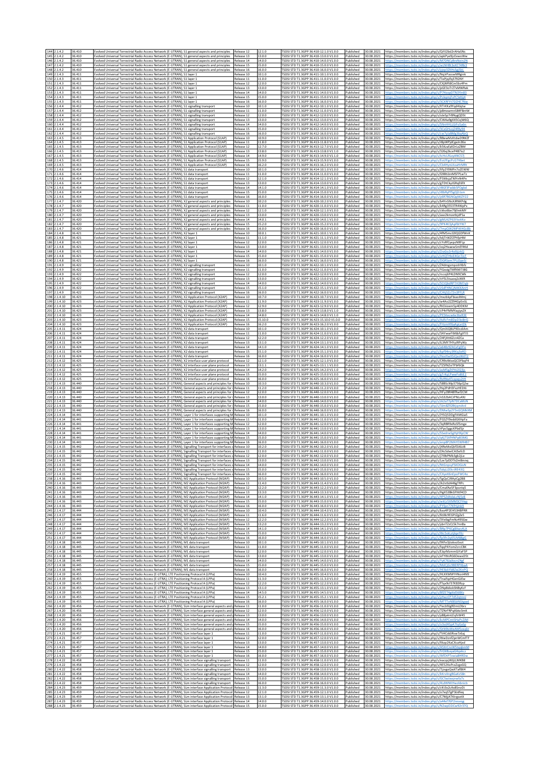| 144 | 2.1.4.2 | 36.410 | Evolved Universal Terrestrial Radio Access Network (E-UTRAN); S1 general aspects and principles | Release 12 | 12.1.0 | TSDSI STD T1.3GPP 36.410-12.1.0 V1.0.0 | Published | 30.08.2021 | https://members.tsdsi.in/index.php/s/QyYi2bd2rAHaSNc |
|---|---|---|---|---|---|---|---|---|---|
| 145 | 2.1.4.2 | 36.410 | Evolved Universal Terrestrial Radio Access Network (E-UTRAN); S1 general aspects and principles | Release 13 | 13.0.0 | TSDSI STD T1.3GPP 36.410-13.0.0 V1.0.0 | Published | 30.08.2021 | https://members.tsdsi.in/index.php/s/apkPyeRsrZoxoWw |
| 146 | 2.1.4.2 | 36.410 | Evolved Universal Terrestrial Radio Access Network (E-UTRAN); S1 general aspects and principles | Release 14 | 14.0.0 | TSDSI STD T1.3GPP 36.410-14.0.0 V1.0.0 | Published | 30.08.2021 | https://members.tsdsi.in/index.php/s/M7DNEyBnzNxm2N |
| 147 | 2.1.4.2 | 36.410 | Evolved Universal Terrestrial Radio Access Network (E-UTRAN); S1 general aspects and principles | Release 15 | 15.0.0 | TSDSI STD T1.3GPP 36.410-15.0.0 V1.0.0 | Published | 30.08.2021 | https://members.tsdsi.in/index.php/s/wLNHBt3xXET4Rk3 |
| 148 | 2.1.4.2 | 36.410 | Evolved Universal Terrestrial Radio Access Network (E-UTRAN); S1 general aspects and principles | Release 16 | 16.0.0 | TSDSI STD T1.3GPP 36.410-16.0.0 V1.0.0 | Published | 30.08.2021 | https://members.tsdsi.in/index.php/s/yjep1ZKHsSgj5bL |
| 149 | 2.1.4.3 | 36.411 | Evolved Universal Terrestrial Radio Access Network (E-UTRAN); S1 layer 1 | Release 10 | 10.1.0 | TSDSI STD T1.3GPP 36.411-10.1.0 V1.0.0 | Published | 30.08.2021 | https://members.tsdsi.in/index.php/s/NqJrPasswMRgink |
| 150 | 2.1.4.3 | 36.411 | Evolved Universal Terrestrial Radio Access Network (E-UTRAN); S1 layer 1 | Release 11 | 11.0.0 | TSDSI STD T1.3GPP 36.411-11.0.0 V1.0.0 | Published | 30.08.2021 | https://members.tsdsi.in/index.php/s/TIxPqdYq37R2NY |
| 151 | 2.1.4.3 | 36.411 | Evolved Universal Terrestrial Radio Access Network (E-UTRAN); S1 layer 1 | Release 12 | 12.0.0 | TSDSI STD T1.3GPP 36.411-12.0.0 V1.0.0 | Published | 30.08.2021 | https://members.tsdsi.in/index.php/s/CKjMfh8Cm5bs4Pm |
| 152 | 2.1.4.3 | 36.411 | Evolved Universal Terrestrial Radio Access Network (E-UTRAN); S1 layer 1 | Release 13 | 13.0.0 | TSDSI STD T1.3GPP 36.411-13.0.0 V1.0.0 | Published | 30.08.2021 | https://members.tsdsi.in/index.php/s/pGE3oTrZ7xMWfeK |
| 153 | 2.1.4.3 | 36.411 | Evolved Universal Terrestrial Radio Access Network (E-UTRAN); S1 layer 1 | Release 14 | 14.0.0 | TSDSI STD T1.3GPP 36.411-14.0.0 V1.0.0 | Published | 30.08.2021 | https://members.tsdsi.in/index.php/s/PJhzoqDTN3Yn83 |
| 154 | 2.1.4.3 | 36.411 | Evolved Universal Terrestrial Radio Access Network (E-UTRAN); S1 layer 1 | Release 15 | 15.0.0 | TSDSI STD T1.3GPP 36.411-15.0.0 V1.0.0 | Published | 30.08.2021 | https://members.tsdsi.in/index.php/s/PckqmjFxPC5dQj4 |
| 155 | 2.1.4.3 | 36.411 | Evolved Universal Terrestrial Radio Access Network (E-UTRAN); S1 layer 1 | Release 16 | 16.0.0 | TSDSI STD T1.3GPP 36.411-16.0.0 V1.0.0 | Published | 30.08.2021 | https://members.tsdsi.in/index.php/s/3CXfEYt7Q2HL7Nw |
| 156 | 2.1.4.4 | 36.412 | Evolved Universal Terrestrial Radio Access Network (E-UTRAN); S1 signalling transport | Release 10 | 10.1.0 | TSDSI STD T1.3GPP 36.412-10.1.0 V1.0.0 | Published | 30.08.2021 | https://members.tsdsi.in/index.php/s/XTnKKa9Yqd4qtw |
| 157 | 2.1.4.4 | 36.412 | Evolved Universal Terrestrial Radio Access Network (E-UTRAN); S1 signalling transport | Release 11 | 11.0.0 | TSDSI STD T1.3GPP 36.412-11.0.0 V1.0.0 | Published | 30.08.2021 | https://members.tsdsi.in/index.php/s/p8mxwmn584FBmW |
| 158 | 2.1.4.4 | 36.412 | Evolved Universal Terrestrial Radio Access Network (E-UTRAN); S1 signalling transport | Release 12 | 12.0.0 | TSDSI STD T1.3GPP 36.412-12.0.0 V1.0.0 | Published | 30.08.2021 | https://members.tsdsi.in/index.php/s/oleSp7r8NygQD5t |
| 159 | 2.1.4.4 | 36.412 | Evolved Universal Terrestrial Radio Access Network (E-UTRAN); S1 signalling transport | Release 13 | 13.0.0 | TSDSI STD T1.3GPP 36.412-13.0.0 V1.0.0 | Published | 30.08.2021 | https://members.tsdsi.in/index.php/s/CWAa9gXKSCqWGG |
| 160 | 2.1.4.4 | 36.412 | Evolved Universal Terrestrial Radio Access Network (E-UTRAN); S1 signalling transport | Release 14 | 14.0.0 | TSDSI STD T1.3GPP 36.412-14.0.0 V1.0.0 | Published | 30.08.2021 | https://members.tsdsi.in/index.php/s/5NmHHLiGiFo5a6n |
| 161 | 2.1.4.4 | 36.412 | Evolved Universal Terrestrial Radio Access Network (E-UTRAN); S1 signalling transport | Release 15 | 15.0.0 | TSDSI STD T1.3GPP 36.412-15.0.0 V1.0.0 | Published | 30.08.2021 | https://members.tsdsi.in/index.php/s/3CeGHuqj24f9a94 |
| 162 | 2.1.4.4 | 36.412 | Evolved Universal Terrestrial Radio Access Network (E-UTRAN); S1 signalling transport | Release 16 | 16.0.0 | TSDSI STD T1.3GPP 36.412-16.0.0 V1.0.0 | Published | 30.08.2021 | https://members.tsdsi.in/index.php/s/cw7sla8Mg3baABQ |
| 163 | 2.1.4.5 | 36.413 | Evolved Universal Terrestrial Radio Access Network (E-UTRAN); S1 Application Protocol (S1AP) | Release 10 | 10.9.0 | TSDSI STD T1.3GPP 36.413-10.9.0 V1.0.0 | Published | 30.08.2021 | https://members.tsdsi.in/index.php/s/B8ewMsKtdwD9MZf |
| 164 | 2.1.4.5 | 36.413 | Evolved Universal Terrestrial Radio Access Network (E-UTRAN); S1 Application Protocol (S1AP) | Release 11 | 11.8.0 | TSDSI STD T1.3GPP 36.413-11.8.0 V1.0.0 | Published | 30.08.2021 | https://members.tsdsi.in/index.php/s/r8pWPjdCgxJn36o |
| 165 | 2.1.4.5 | 36.413 | Evolved Universal Terrestrial Radio Access Network (E-UTRAN); S1 Application Protocol (S1AP) | Release 12 | 12.7.0 | TSDSI STD T1.3GPP 36.413-12.7.0 V1.0.0 | Published | 30.08.2021 | https://members.tsdsi.in/index.php/s/XSKzafaXOrLx2BM |
| 166 | 2.1.4.5 | 36.413 | Evolved Universal Terrestrial Radio Access Network (E-UTRAN); S1 Application Protocol (S1AP) | Release 13 | 13.8.0 | TSDSI STD T1.3GPP 36.413-13.8.0 V1.1.0 | Published | 30.08.2021 | https://members.tsdsi.in/index.php/s/326q2kceP487is2 |
| 167 | 2.1.4.5 | 36.413 | Evolved Universal Terrestrial Radio Access Network (E-UTRAN); S1 Application Protocol (S1AP) | Release 14 | 14.9.0 | TSDSI STD T1.3GPP 36.413-14.9.0 V1.1.0 | Published | 30.08.2021 | https://members.tsdsi.in/index.php/s/tcHsLRLeyANCS7j |
| 168 | 2.1.4.5 | 36.413 | Evolved Universal Terrestrial Radio Access Network (E-UTRAN); S1 Application Protocol (S1AP) | Release 15 | 15.9.0 | TSDSI STD T1.3GPP 36.413-15.9.0 V1.0.0 | Published | 30.08.2021 | https://members.tsdsi.in/index.php/s/EoLFFgnPcG7Hbei |
| 169 | 2.1.4.5 | 36.413 | Evolved Universal Terrestrial Radio Access Network (E-UTRAN); S1 Application Protocol (S1AP) | Release 16 | 16.2.0 | TSDSI STD T1.3GPP 36.413-16.2.0 V1.0.0 | Published | 30.08.2021 | https://members.tsdsi.in/index.php/s/Cb4HynLKoaHrMfE |
| 170 | 2.1.4.6 | 36.414 | Evolved Universal Terrestrial Radio Access Network (E-UTRAN); S1 data transport | Release 10 | 10.1.0 | TSDSI STD T1.3GPP 36.414-10.1.0 V1.0.0 | Published | 30.08.2021 | https://members.tsdsi.in/index.php/s/Xfy2Y9MPnTnZEWW |
| 171 | 2.1.4.6 | 36.414 | Evolved Universal Terrestrial Radio Access Network (E-UTRAN); S1 data transport | Release 11 | 11.0.0 | TSDSI STD T1.3GPP 36.414-11.0.0 V1.0.0 | Published | 30.08.2021 | https://members.tsdsi.in/index.php/s/G98tiJxnMSFPLwTz |
| 172 | 2.1.4.6 | 36.414 | Evolved Universal Terrestrial Radio Access Network (E-UTRAN); S1 data transport | Release 12 | 12.1.0 | TSDSI STD T1.3GPP 36.414-12.1.0 V1.0.0 | Published | 30.08.2021 | https://members.tsdsi.in/index.php/s/F5MxjaFMYnN4Pn |
| 173 | 2.1.4.6 | 36.414 | Evolved Universal Terrestrial Radio Access Network (E-UTRAN); S1 data transport | Release 13 | 13.0.0 | TSDSI STD T1.3GPP 36.414-13.0.0 V1.0.0 | Published | 30.08.2021 | https://members.tsdsi.in/index.php/s/gTDtCkyGeaE6fX |
| 174 | 2.1.4.6 | 36.414 | Evolved Universal Terrestrial Radio Access Network (E-UTRAN); S1 data transport | Release 14 | 14.1.0 | TSDSI STD T1.3GPP 36.414-14.1.0 V1.0.0 | Published | 30.08.2021 | https://members.tsdsi.in/index.php/s/rBGF3FvabSPDgbd |
| 175 | 2.1.4.6 | 36.414 | Evolved Universal Terrestrial Radio Access Network (E-UTRAN); S1 data transport | Release 15 | 15.0.0 | TSDSI STD T1.3GPP 36.414-15.0.0 V1.0.0 | Published | 30.08.2021 | https://members.tsdsi.in/index.php/s/rBbRyPFgQ2rJsm |
| 176 | 2.1.4.6 | 36.414 | Evolved Universal Terrestrial Radio Access Network (E-UTRAN); S1 data transport | Release 16 | 16.0.0 | TSDSI STD T1.3GPP 36.414-16.0.0 V1.0.0 | Published | 30.08.2021 | https://members.tsdsi.in/index.php/s/y6R7BLNQqMZjY22 |
| 177 | 2.1.4.7 | 36.420 | Evolved Universal Terrestrial Radio Access Network (E-UTRAN); X2 general aspects and principles | Release 10 | 10.2.0 | TSDSI STD T1.3GPP 36.420-10.2.0 V1.0.0 | Published | 30.08.2021 | https://members.tsdsi.in/index.php/s/b4YnSNiXJRNKPdg |
| 178 | 2.1.4.7 | 36.420 | Evolved Universal Terrestrial Radio Access Network (E-UTRAN); X2 general aspects and principles | Release 11 | 11.0.0 | TSDSI STD T1.3GPP 36.420-11.0.0 V1.0.0 | Published | 30.08.2021 | https://members.tsdsi.in/index.php/s/k4Rg3S51TR4WpPx |
| 179 | 2.1.4.7 | 36.420 | Evolved Universal Terrestrial Radio Access Network (E-UTRAN); X2 general aspects and principles | Release 12 | 12.1.0 | TSDSI STD T1.3GPP 36.420-12.1.0 V1.0.0 | Published | 30.08.2021 | https://members.tsdsi.in/index.php/s/ckkoBbe7lgHmkMY |
| 180 | 2.1.4.7 | 36.420 | Evolved Universal Terrestrial Radio Access Network (E-UTRAN); X2 general aspects and principles | Release 13 | 13.0.0 | TSDSI STD T1.3GPP 36.420-13.0.0 V1.0.0 | Published | 30.08.2021 | https://members.tsdsi.in/index.php/s/axe2kmzetbjdFSa |
| 181 | 2.1.4.7 | 36.420 | Evolved Universal Terrestrial Radio Access Network (E-UTRAN); X2 general aspects and principles | Release 14 | 14.0.1 | TSDSI STD T1.3GPP 36.420-14.0.1 V1.0.0 | Published | 30.08.2021 | https://members.tsdsi.in/index.php/s/gMLAZ7G3YoX6o |
| 182 | 2.1.4.7 | 36.420 | Evolved Universal Terrestrial Radio Access Network (E-UTRAN); X2 general aspects and principles | Release 15 | 15.2.0 | TSDSI STD T1.3GPP 36.420-15.2.0 V1.0.0 | Published | 30.08.2021 | https://members.tsdsi.in/index.php/s/9PK4k3jApf6YYW7 |
| 183 | 2.1.4.7 | 36.420 | Evolved Universal Terrestrial Radio Access Network (E-UTRAN); X2 general aspects and principles | Release 16 | 16.0.0 | TSDSI STD T1.3GPP 36.420-16.0.0 V1.0.0 | Published | 30.08.2021 | https://members.tsdsi.in/index.php/s/7mpQW2MFtKHGcBb |
| 184 | 2.1.4.8 | 36.421 | Evolved Universal Terrestrial Radio Access Network (E-UTRAN); X2 layer 1 | Release 10 | 10.0.1 | TSDSI STD T1.3GPP 36.421-10.0.1 V1.0.0 | Published | 30.08.2021 | https://members.tsdsi.in/index.php/s/4Pb5msQBQGDPWnK |
| 185 | 2.1.4.8 | 36.421 | Evolved Universal Terrestrial Radio Access Network (E-UTRAN); X2 layer 1 | Release 11 | 11.1.0 | TSDSI STD T1.3GPP 36.421-11.1.0 V1.0.0 | Published | 30.08.2021 | https://members.tsdsi.in/index.php/s/tdjTrWZCfPtFpHM |
| 186 | 2.1.4.8 | 36.421 | Evolved Universal Terrestrial Radio Access Network (E-UTRAN); X2 layer 1 | Release 12 | 12.0.0 | TSDSI STD T1.3GPP 36.421-12.0.0 V1.0.0 | Published | 30.08.2021 | https://members.tsdsi.in/index.php/s/cYsRfCyepJNPFlp |
| 187 | 2.1.4.8 | 36.421 | Evolved Universal Terrestrial Radio Access Network (E-UTRAN); X2 layer 1 | Release 13 | 13.0.0 | TSDSI STD T1.3GPP 36.421-13.0.0 V1.0.0 | Published | 30.08.2021 | https://members.tsdsi.in/index.php/s/oq2HeawnLemEf4Kd |
| 188 | 2.1.4.8 | 36.421 | Evolved Universal Terrestrial Radio Access Network (E-UTRAN); X2 layer 1 | Release 14 | 14.0.0 | TSDSI STD T1.3GPP 36.421-14.0.0 V1.0.0 | Published | 30.08.2021 | https://members.tsdsi.in/index.php/s/ZraGo2rAn9jUzQ |
| 189 | 2.1.4.8 | 36.421 | Evolved Universal Terrestrial Radio Access Network (E-UTRAN); X2 layer 1 | Release 15 | 15.0.0 | TSDSI STD T1.3GPP 36.421-15.0.0 V1.0.0 | Published | 30.08.2021 | https://members.tsdsi.in/index.php/s/oHQTHbiE4GnTJcF |
| 190 | 2.1.4.8 | 36.421 | Evolved Universal Terrestrial Radio Access Network (E-UTRAN); X2 layer 1 | Release 16 | 16.0.0 | TSDSI STD T1.3GPP 36.421-16.0.0 V1.0.0 | Published | 30.08.2021 | https://members.tsdsi.in/index.php/s/DGR5em7PkJ0pe5I |
| 191 | 2.1.4.9 | 36.422 | Evolved Universal Terrestrial Radio Access Network (E-UTRAN); X2 signalling transport | Release 10 | 10.1.0 | TSDSI STD T1.3GPP 36.422-10.1.0 V1.0.0 | Published | 30.08.2021 | https://members.tsdsi.in/index.php/s/Z4dmgsmpzdrXbfz |
| 192 | 2.1.4.9 | 36.422 | Evolved Universal Terrestrial Radio Access Network (E-UTRAN); X2 signalling transport | Release 11 | 11.0.0 | TSDSI STD T1.3GPP 36.422-11.0.0 V1.0.0 | Published | 30.08.2021 | https://members.tsdsi.in/index.php/s/YGxoigTMfNW7J8G |
| 193 | 2.1.4.9 | 36.422 | Evolved Universal Terrestrial Radio Access Network (E-UTRAN); X2 signalling transport | Release 12 | 12.0.0 | TSDSI STD T1.3GPP 36.422-12.0.0 V1.0.0 | Published | 30.08.2021 | https://members.tsdsi.in/index.php/s/rscqGP4LDNlfCWk |
| 194 | 2.1.4.9 | 36.422 | Evolved Universal Terrestrial Radio Access Network (E-UTRAN); X2 signalling transport | Release 13 | 13.0.0 | TSDSI STD T1.3GPP 36.422-13.0.0 V1.0.0 | Published | 30.08.2021 | https://members.tsdsi.in/index.php/s/nY5L5tsaoqj2XKR |
| 195 | 2.1.4.9 | 36.422 | Evolved Universal Terrestrial Radio Access Network (E-UTRAN); X2 signalling transport | Release 14 | 14.0.0 | TSDSI STD T1.3GPP 36.422-14.0.0 V1.0.0 | Published | 30.08.2021 | https://members.tsdsi.in/index.php/s/5CtQbJ9PYmEMYgb |
| 196 | 2.1.4.9 | 36.422 | Evolved Universal Terrestrial Radio Access Network (E-UTRAN); X2 signalling transport | Release 15 | 15.1.0 | TSDSI STD T1.3GPP 36.422-15.1.0 V1.0.0 | Published | 30.08.2021 | https://members.tsdsi.in/index.php/s/iSdFHNCjNAXKAnH |
| 197 | 2.1.4.9 | 36.422 | Evolved Universal Terrestrial Radio Access Network (E-UTRAN); X2 signalling transport | Release 16 | 16.0.0 | TSDSI STD T1.3GPP 36.422-16.0.0 V1.0.0 | Published | 30.08.2021 | https://members.tsdsi.in/index.php/s/CHjS2y7Zn3PFLR |
| 198 | 2.1.4.10 | 36.423 | Evolved Universal Terrestrial Radio Access Network (E-UTRAN); X2 Application Protocol (X2AP) | Release 10 | 10.7.0 | TSDSI STD T1.3GPP 36.423-10.7.0 V1.0.0 | Published | 30.08.2021 | https://members.tsdsi.in/index.php/s/mxobkpFbaxsfMmj |
| 199 | 2.1.4.10 | 36.423 | Evolved Universal Terrestrial Radio Access Network (E-UTRAN); X2 Application Protocol (X2AP) | Release 11 | 11.9.0 | TSDSI STD T1.3GPP 36.423-11.9.0 V1.0.0 | Published | 30.08.2021 | https://members.tsdsi.in/index.php/s/w4Ao2Z294Gy5n5L |
| 200 | 2.1.4.10 | 36.423 | Evolved Universal Terrestrial Radio Access Network (E-UTRAN); X2 Application Protocol (X2AP) | Release 12 | 12.9.0 | TSDSI STD T1.3GPP 36.423-12.9.0 V1.0.0 | Published | 30.08.2021 | https://members.tsdsi.in/index.php/s/RiCkioemSp4DDKM |
| 201 | 2.1.4.10 | 36.423 | Evolved Universal Terrestrial Radio Access Network (E-UTRAN); X2 Application Protocol (X2AP) | Release 13 | 13.8.0 | TSDSI STD T1.3GPP 36.423-13.8.0 V1.1.0 | Published | 30.08.2021 | https://members.tsdsi.in/index.php/s/cP4rFMWWaypxZK |
| 202 | 2.1.4.10 | 36.423 | Evolved Universal Terrestrial Radio Access Network (E-UTRAN); X2 Application Protocol (X2AP) | Release 14 | 14.8.0 | TSDSI STD T1.3GPP 36.423-14.8.0 V1.1.0 | Published | 30.08.2021 | https://members.tsdsi.in/index.php/s/PESKecw6e3bsR3E |
| 203 | 2.1.4.10 | 36.423 | Evolved Universal Terrestrial Radio Access Network (E-UTRAN); X2 Application Protocol (X2AP) | Release 15 | 15.10.0 | TSDSI STD T1.3GPP 36.423-15.10.0 V1.0.0 | Published | 30.08.2021 | https://members.tsdsi.in/index.php/s/AdfcFm8DpD3o8n6 |
| 204 | 2.1.4.10 | 36.423 | Evolved Universal Terrestrial Radio Access Network (E-UTRAN); X2 Application Protocol (X2AP) | Release 16 | 16.2.0 | TSDSI STD T1.3GPP 36.423-16.2.0 V1.0.0 | Published | 30.08.2021 | https://members.tsdsi.in/index.php/s/FHzmHfbkpEaE0tK |
| 205 | 2.1.4.11 | 36.424 | Evolved Universal Terrestrial Radio Access Network (E-UTRAN); X2 data transport | Release 10 | 10.1.0 | TSDSI STD T1.3GPP 36.424-10.1.0 V1.0.0 | Published | 30.08.2021 | https://members.tsdsi.in/index.php/s/QmXiQBUP9DcdiAm |
| 206 | 2.1.4.11 | 36.424 | Evolved Universal Terrestrial Radio Access Network (E-UTRAN); X2 data transport | Release 11 | 11.0.0 | TSDSI STD T1.3GPP 36.424-11.0.0 V1.0.0 | Published | 30.08.2021 | https://members.tsdsi.in/index.php/s/3AYwwFW6bFgXTi5 |
| 207 | 2.1.4.11 | 36.424 | Evolved Universal Terrestrial Radio Access Network (E-UTRAN); X2 data transport | Release 12 | 12.2.0 | TSDSI STD T1.3GPP 36.424-12.2.0 V1.0.0 | Published | 30.08.2021 | https://members.tsdsi.in/index.php/s/24FjXt62cewACCa |
| 208 | 2.1.4.11 | 36.424 | Evolved Universal Terrestrial Radio Access Network (E-UTRAN); X2 data transport | Release 13 | 13.1.0 | TSDSI STD T1.3GPP 36.424-13.1.0 V1.0.0 | Published | 30.08.2021 | https://members.tsdsi.in/index.php/s/k3MY7HYyJRPyWiy |
| 209 | 2.1.4.11 | 36.424 | Evolved Universal Terrestrial Radio Access Network (E-UTRAN); X2 data transport | Release 14 | 14.1.0 | TSDSI STD T1.3GPP 36.424-14.1.0 V1.0.0 | Published | 30.08.2021 | https://members.tsdsi.in/index.php/s/aB4bf62sKAGbFLo |
| 210 | 2.1.4.11 | 36.424 | Evolved Universal Terrestrial Radio Access Network (E-UTRAN); X2 data transport | Release 15 | 15.1.0 | TSDSI STD T1.3GPP 36.424-15.1.0 V1.0.0 | Published | 30.08.2021 | https://members.tsdsi.in/index.php/s/kpf94nyDRKgbeRD |
| 211 | 2.1.4.11 | 36.424 | Evolved Universal Terrestrial Radio Access Network (E-UTRAN); X2 data transport | Release 16 | 16.0.0 | TSDSI STD T1.3GPP 36.424-16.0.0 V1.0.0 | Published | 30.08.2021 | https://members.tsdsi.in/index.php/s/HexHwXsiQsoWdTZ |
| 212 | 2.1.4.12 | 36.425 | Evolved Universal Terrestrial Radio Access Network (E-UTRAN); X2 interface user plane protocol | Release 12 | 12.1.0 | TSDSI STD T1.3GPP 36.425-12.1.0 V1.0.0 | Published | 30.08.2021 | https://members.tsdsi.in/index.php/s/CR9oWoxQCDFbqR4 |
| 213 | 2.1.4.12 | 36.425 | Evolved Universal Terrestrial Radio Access Network (E-UTRAN); X2 interface user plane protocol | Release 13 | 13.1.1 | TSDSI STD T1.3GPP 36.425-13.1.1 V1.0.0 | Published | 30.08.2021 | https://members.tsdsi.in/index.php/s/TZSfNZoTPbf6Qk |
| 214 | 2.1.4.12 | 36.425 | Evolved Universal Terrestrial Radio Access Network (E-UTRAN); X2 interface user plane protocol | Release 14 | 14.2.0 | TSDSI STD T1.3GPP 36.425-14.2.0 V1.1.0 | Published | 30.08.2021 | https://members.tsdsi.in/index.php/s/eiMSgZEPA2jQJjg |
| 215 | 2.1.4.12 | 36.425 | Evolved Universal Terrestrial Radio Access Network (E-UTRAN); X2 interface user plane protocol | Release 15 | 15.0.0 | TSDSI STD T1.3GPP 36.425-15.0.0 V1.0.0 | Published | 30.08.2021 | https://members.tsdsi.in/index.php/s/gTrKgLPwwFc8tE2 |
| 216 | 2.1.4.12 | 36.425 | Evolved Universal Terrestrial Radio Access Network (E-UTRAN); X2 interface user plane protocol | Release 16 | 16.0.0 | TSDSI STD T1.3GPP 36.425-16.0.0 V1.0.0 | Published | 30.08.2021 | https://members.tsdsi.in/index.php/s/RsRNx4Tcqoqs2tH |
| 217 | 2.1.4.13 | 36.440 | Evolved Universal Terrestrial Radio Access Network (E-UTRAN); General aspects and principles for i | Release 10 | 10.3.0 | TSDSI STD T1.3GPP 36.440-10.3.0 V1.0.0 | Published | 30.08.2021 | https://members.tsdsi.in/index.php/s/58B5chfp3756pQZw |
| 218 | 2.1.4.13 | 36.440 | Evolved Universal Terrestrial Radio Access Network (E-UTRAN); General aspects and principles for i | Release 11 | 11.2.0 | TSDSI STD T1.3GPP 36.440-11.2.0 V1.0.0 | Published | 30.08.2021 | https://members.tsdsi.in/index.php/s/Hq2PdH3FvoHEDXi |
| 219 | 2.1.4.13 | 36.440 | Evolved Universal Terrestrial Radio Access Network (E-UTRAN); General aspects and principles for i | Release 12 | 12.0.0 | TSDSI STD T1.3GPP 36.440-12.0.0 V1.0.0 | Published | 30.08.2021 | https://members.tsdsi.in/index.php/s/HFy2BR48fRwTZCM |
| 220 | 2.1.4.13 | 36.440 | Evolved Universal Terrestrial Radio Access Network (E-UTRAN); General aspects and principles for i | Release 13 | 13.0.0 | TSDSI STD T1.3GPP 36.440-13.0.0 V1.0.0 | Published | 30.08.2021 | https://members.tsdsi.in/index.php/s/nS32bACrPNLa4Xi |
| 221 | 2.1.4.13 | 36.440 | Evolved Universal Terrestrial Radio Access Network (E-UTRAN); General aspects and principles for i | Release 14 | 14.0.0 | TSDSI STD T1.3GPP 36.440-14.0.0 V1.0.0 | Published | 30.08.2021 | https://members.tsdsi.in/index.php/s/zs2a77pN7DCaMzN |
| 222 | 2.1.4.13 | 36.440 | Evolved Universal Terrestrial Radio Access Network (E-UTRAN); General aspects and principles for i | Release 15 | 15.0.0 | TSDSI STD T1.3GPP 36.440-15.0.0 V1.0.0 | Published | 30.08.2021 | https://members.tsdsi.in/index.php/s/3Jm82928bjqmArd |
| 223 | 2.1.4.13 | 36.440 | Evolved Universal Terrestrial Radio Access Network (E-UTRAN); General aspects and principles for i | Release 16 | 16.0.0 | TSDSI STD T1.3GPP 36.440-16.0.0 V1.0.0 | Published | 30.08.2021 | https://members.tsdsi.in/index.php/s/DMwSg2Y5HiGDkRkM |
| 224 | 2.1.4.14 | 36.441 | Evolved Universal Terrestrial Radio Access Network (E-UTRAN); Layer 1 for interfaces supporting M | Release 10 | 10.1.0 | TSDSI STD T1.3GPP 36.441-10.1.0 V1.0.0 | Published | 30.08.2021 | https://members.tsdsi.in/index.php/s/iYSQSDDgFAMGia5 |
| 225 | 2.1.4.14 | 36.441 | Evolved Universal Terrestrial Radio Access Network (E-UTRAN); Layer 1 for interfaces supporting M | Release 11 | 11.0.0 | TSDSI STD T1.3GPP 36.441-11.0.0 V1.0.0 | Published | 30.08.2021 | https://members.tsdsi.in/index.php/s/FGSZY9edoGXHpFa |
| 226 | 2.1.4.14 | 36.441 | Evolved Universal Terrestrial Radio Access Network (E-UTRAN); Layer 1 for interfaces supporting M | Release 12 | 12.0.0 | TSDSI STD T1.3GPP 36.441-12.0.0 V1.0.0 | Published | 30.08.2021 | https://members.tsdsi.in/index.php/s/3qRB8tNoRaSfSmge |
| 227 | 2.1.4.14 | 36.441 | Evolved Universal Terrestrial Radio Access Network (E-UTRAN); Layer 1 for interfaces supporting M | Release 13 | 13.0.0 | TSDSI STD T1.3GPP 36.441-13.0.0 V1.0.0 | Published | 30.08.2021 | https://members.tsdsi.in/index.php/s/rPpcSggcKPbd5jr |
| 228 | 2.1.4.14 | 36.441 | Evolved Universal Terrestrial Radio Access Network (E-UTRAN); Layer 1 for interfaces supporting M | Release 14 | 14.0.0 | TSDSI STD T1.3GPP 36.441-14.0.0 V1.0.0 | Published | 30.08.2021 | https://members.tsdsi.in/index.php/s/S5edrwSgHyHkpCW |
| 229 | 2.1.4.14 | 36.441 | Evolved Universal Terrestrial Radio Access Network (E-UTRAN); Layer 1 for interfaces supporting M | Release 15 | 15.0.0 | TSDSI STD T1.3GPP 36.441-15.0.0 V1.0.0 | Published | 30.08.2021 | https://members.tsdsi.in/index.php/s/ptj7SXfiPNPxB3MG |
| 230 | 2.1.4.14 | 36.441 | Evolved Universal Terrestrial Radio Access Network (E-UTRAN); Layer 1 for interfaces supporting M | Release 16 | 16.0.0 | TSDSI STD T1.3GPP 36.441-16.0.0 V1.0.0 | Published | 30.08.2021 | https://members.tsdsi.in/index.php/s/empBP2MAYEWR4B7 |
| 231 | 2.1.4.15 | 36.442 | Evolved Universal Terrestrial Radio Access Network (E-UTRAN); Signalling Transport for interfaces s | Release 10 | 10.2.0 | TSDSI STD T1.3GPP 36.442-10.2.0 V1.0.0 | Published | 30.08.2021 | https://members.tsdsi.in/index.php/s/j4fwMoQkfDi6Lt8 |
| 232 | 2.1.4.15 | 36.442 | Evolved Universal Terrestrial Radio Access Network (E-UTRAN); Signalling Transport for interfaces s | Release 11 | 11.0.0 | TSDSI STD T1.3GPP 36.442-11.0.0 V1.0.0 | Published | 30.08.2021 | https://members.tsdsi.in/index.php/s/ZAcSdwKzRofeJD |
| 233 | 2.1.4.15 | 36.442 | Evolved Universal Terrestrial Radio Access Network (E-UTRAN); Signalling Transport for interfaces s | Release 12 | 12.0.0 | TSDSI STD T1.3GPP 36.442-12.0.0 V1.0.0 | Published | 30.08.2021 | https://members.tsdsi.in/index.php/s/j7i9bPMb3gb2jLe |
| 234 | 2.1.4.15 | 36.442 | Evolved Universal Terrestrial Radio Access Network (E-UTRAN); Signalling Transport for interfaces s | Release 13 | 13.0.0 | TSDSI STD T1.3GPP 36.442-13.0.0 V1.0.0 | Published | 30.08.2021 | https://members.tsdsi.in/index.php/s/Lze7pDDTxbnBmnq |
| 235 | 2.1.4.15 | 36.442 | Evolved Universal Terrestrial Radio Access Network (E-UTRAN); Signalling Transport for interfaces s | Release 14 | 14.0.0 | TSDSI STD T1.3GPP 36.442-14.0.0 V1.0.0 | Published | 30.08.2021 | https://members.tsdsi.in/index.php/s/NiGnpcofSKDGpiN |
| 236 | 2.1.4.15 | 36.442 | Evolved Universal Terrestrial Radio Access Network (E-UTRAN); Signalling Transport for interfaces s | Release 15 | 15.0.0 | TSDSI STD T1.3GPP 36.442-15.0.0 V1.0.0 | Published | 30.08.2021 | https://members.tsdsi.in/index.php/s/SdqUZEkrJRE43Q |
| 237 | 2.1.4.15 | 36.442 | Evolved Universal Terrestrial Radio Access Network (E-UTRAN); Signalling Transport for interfaces s | Release 16 | 16.0.0 | TSDSI STD T1.3GPP 36.442-16.0.0 V1.0.0 | Published | 30.08.2021 | https://members.tsdsi.in/index.php/s/CXye6nEpoFWC4o |
| 238 | 2.1.4.16 | 36.443 | Evolved Universal Terrestrial Radio Access Network (E-UTRAN); M2 Application Protocol (M2AP) | Release 10 | 10.5.0 | TSDSI STD T1.3GPP 36.443-10.5.0 V1.0.0 | Published | 30.08.2021 | https://members.tsdsi.in/index.php/s/5gCJsCiRAyiCg2BB |
| 239 | 2.1.4.16 | 36.443 | Evolved Universal Terrestrial Radio Access Network (E-UTRAN); M2 Application Protocol (M2AP) | Release 11 | 11.4.0 | TSDSI STD T1.3GPP 36.443-11.4.0 V1.0.0 | Published | 30.08.2021 | https://members.tsdsi.in/index.php/s/Jk2oEbiA4 4gTRPc |
| 240 | 2.1.4.16 | 36.443 | Evolved Universal Terrestrial Radio Access Network (E-UTRAN); M2 Application Protocol (M2AP) | Release 12 | 12.2.0 | TSDSI STD T1.3GPP 36.443-12.2.0 V1.0.0 | Published | 30.08.2021 | https://members.tsdsi.in/index.php/s/CmaRw5F3psntq5 |
| 241 | 2.1.4.16 | 36.443 | Evolved Universal Terrestrial Radio Access Network (E-UTRAN); M2 Application Protocol (M2AP) | Release 13 | 13.3.0 | TSDSI STD T1.3GPP 36.443-13.3.0 V1.0.0 | Published | 30.08.2021 | https://members.tsdsi.in/index.php/s/HgX538kGFhhf4CD |
| 242 | 2.1.4.16 | 36.443 | Evolved Universal Terrestrial Radio Access Network (E-UTRAN); M2 Application Protocol (M2AP) | Release 14 | 14.1.0 | TSDSI STD T1.3GPP 36.443-14.1.0 V1.1.0 | Published | 30.08.2021 | https://members.tsdsi.in/index.php/s/4P52dAdaLcNjSa8 |
| 243 | 2.1.4.16 | 36.443 | Evolved Universal Terrestrial Radio Access Network (E-UTRAN); M2 Application Protocol (M2AP) | Release 15 | 15.0.0 | TSDSI STD T1.3GPP 36.443-15.0.0 V1.0.0 | Published | 30.08.2021 | https://members.tsdsi.in/index.php/s/wtEu5XNMfiXEYmg |
| 244 | 2.1.4.16 | 36.443 | Evolved Universal Terrestrial Radio Access Network (E-UTRAN); M2 Application Protocol (M2AP) | Release 16 | 16.0.0 | TSDSI STD T1.3GPP 36.443-16.0.0 V1.0.0 | Published | 30.08.2021 | https://members.tsdsi.in/index.php/s/FYfpn77K9jJnk9 |
| 245 | 2.1.4.17 | 36.444 | Evolved Universal Terrestrial Radio Access Network (E-UTRAN); M3 Application Protocol (M3AP) | Release 10 | 10.4.0 | TSDSI STD T1.3GPP 36.444-10.4.0 V1.0.0 | Published | 30.08.2021 | https://members.tsdsi.in/index.php/s/kxo4P2EHS3HBPRR |
| 246 | 2.1.4.17 | 36.444 | Evolved Universal Terrestrial Radio Access Network (E-UTRAN); M3 Application Protocol (M3AP) | Release 11 | 11.6.0 | TSDSI STD T1.3GPP 36.444-11.6.0 V1.0.0 | Published | 30.08.2021 | https://members.tsdsi.in/index.php/s/6tiBc9Ef2Sg2ej6S |
| 247 | 2.1.4.17 | 36.444 | Evolved Universal Terrestrial Radio Access Network (E-UTRAN); M3 Application Protocol (M3AP) | Release 12 | 12.2.0 | TSDSI STD T1.3GPP 36.444-12.2.0 V1.0.0 | Published | 30.08.2021 | https://members.tsdsi.in/index.php/s/SYnEbgFmNs49SGw |
| 248 | 2.1.4.17 | 36.444 | Evolved Universal Terrestrial Radio Access Network (E-UTRAN); M3 Application Protocol (M3AP) | Release 13 | 13.2.0 | TSDSI STD T1.3GPP 36.444-13.2.0 V1.0.0 | Published | 30.08.2021 | https://members.tsdsi.in/index.php/s/dmTZcCL5e7nnBa |
| 249 | 2.1.4.17 | 36.444 | Evolved Universal Terrestrial Radio Access Network (E-UTRAN); M3 Application Protocol (M3AP) | Release 14 | 14.1.0 | TSDSI STD T1.3GPP 36.444-14.1.0 V1.1.0 | Published | 30.08.2021 | https://members.tsdsi.in/index.php/s/BRp7P6Cg8Xys4LA |
| 250 | 2.1.4.17 | 36.444 | Evolved Universal Terrestrial Radio Access Network (E-UTRAN); M3 Application Protocol (M3AP) | Release 15 | 15.0.0 | TSDSI STD T1.3GPP 36.444-15.0.0 V1.0.0 | Published | 30.08.2021 | https://members.tsdsi.in/index.php/s/Wc5okLrtjkpnFKr |
| 251 | 2.1.4.17 | 36.444 | Evolved Universal Terrestrial Radio Access Network (E-UTRAN); M3 Application Protocol (M3AP) | Release 16 | 16.0.0 | TSDSI STD T1.3GPP 36.444-16.0.0 V1.0.0 | Published | 30.08.2021 | https://members.tsdsi.in/index.php/s/fp3fn2qAXiM8pG |
| 252 | 2.1.4.18 | 36.445 | Evolved Universal Terrestrial Radio Access Network (E-UTRAN); M1 data transport | Release 10 | 10.1.0 | TSDSI STD T1.3GPP 36.445-10.1.0 V1.0.0 | Published | 30.08.2021 | https://members.tsdsi.in/index.php/s/9XFe3jtokeoSezt |
| 253 | 2.1.4.18 | 36.445 | Evolved Universal Terrestrial Radio Access Network (E-UTRAN); M1 data transport | Release 11 | 11.0.0 | TSDSI STD T1.3GPP 36.445-11.0.0 V1.0.0 | Published | 30.08.2021 | https://members.tsdsi.in/index.php/s/fqqPAYomZcrcCBK |
| 254 | 2.1.4.18 | 36.445 | Evolved Universal Terrestrial Radio Access Network (E-UTRAN); M1 data transport | Release 12 | 12.0.0 | TSDSI STD T1.3GPP 36.445-12.0.0 V1.0.0 | Published | 30.08.2021 | https://members.tsdsi.in/index.php/s/XJqrNzmmoWYaFSP |
| 255 | 2.1.4.18 | 36.445 | Evolved Universal Terrestrial Radio Access Network (E-UTRAN); M1 data transport | Release 13 | 13.0.0 | TSDSI STD T1.3GPP 36.445-13.0.0 V1.0.0 | Published | 30.08.2021 | https://members.tsdsi.in/index.php/s/eFYWsRG5DewxD5t |
| 256 | 2.1.4.18 | 36.445 | Evolved Universal Terrestrial Radio Access Network (E-UTRAN); M1 data transport | Release 14 | 14.0.0 | TSDSI STD T1.3GPP 36.445-14.0.0 V1.0.0 | Published | 30.08.2021 | https://members.tsdsi.in/index.php/s/YyK7GJaXecs24gf |
| 257 | 2.1.4.18 | 36.445 | Evolved Universal Terrestrial Radio Access Network (E-UTRAN); M1 data transport | Release 15 | 15.0.0 | TSDSI STD T1.3GPP 36.445-15.0.0 V1.0.0 | Published | 30.08.2021 | https://members.tsdsi.in/index.php/s/MdCjGn9B8NFKbaA |
| 258 | 2.1.4.18 | 36.445 | Evolved Universal Terrestrial Radio Access Network (E-UTRAN); M1 data transport | Release 16 | 16.0.0 | TSDSI STD T1.3GPP 36.445-16.0.0 V1.0.0 | Published | 30.08.2021 | https://members.tsdsi.in/index.php/s/HE8zkY9B2w2KnPQ |
| 259 | 2.1.4.19 | 36.455 | Evolved Universal Terrestrial Radio Access (E-UTRA); LTE Positioning Protocol A (LPPa) | Release 10 | 10.4.0 | TSDSI STD T1.3GPP 36.455-10.4.0 V1.0.0 | Published | 30.08.2021 | https://members.tsdsi.in/index.php/s/HLXKWMYHNen4N9 |
| 260 | 2.1.4.19 | 36.455 | Evolved Universal Terrestrial Radio Access (E-UTRA); LTE Positioning Protocol A (LPPa) | Release 11 | 11.3.0 | TSDSI STD T1.3GPP 36.455-11.3.0 V1.0.0 | Published | 30.08.2021 | https://members.tsdsi.in/index.php/s/TnaifqoP6emGiEw |
| 261 | 2.1.4.19 | 36.455 | Evolved Universal Terrestrial Radio Access (E-UTRA); LTE Positioning Protocol A (LPPa) | Release 12 | 12.2.0 | TSDSI STD T1.3GPP 36.455-12.2.0 V1.0.0 | Published | 30.08.2021 | https://members.tsdsi.in/index.php/s/fTqx9cf37kB3Rzp |
| 262 | 2.1.4.19 | 36.455 | Evolved Universal Terrestrial Radio Access (E-UTRA); LTE Positioning Protocol A (LPPa) | Release 13 | 13.1.0 | TSDSI STD T1.3GPP 36.455-13.1.0 V1.0.0 | Published | 30.08.2021 | https://members.tsdsi.in/index.php/s/2Np8dexkWxyKcF |
| 263 | 2.1.4.19 | 36.455 | Evolved Universal Terrestrial Radio Access (E-UTRA); LTE Positioning Protocol A (LPPa) | Release 14 | 14.5.0 | TSDSI STD T1.3GPP 36.455-14.5.0 V1.1.0 | Published | 30.08.2021 | https://members.tsdsi.in/index.php/s/8EZ7T4g6qf46fKe |
| 264 | 2.1.4.19 | 36.455 | Evolved Universal Terrestrial Radio Access (E-UTRA); LTE Positioning Protocol A (LPPa) | Release 15 | 15.2.1 | TSDSI STD T1.3GPP 36.455-15.2.1 V1.0.0 | Published | 30.08.2021 | https://members.tsdsi.in/index.php/s/ytfwzDP7d52qtmj |
| 265 | 2.1.4.19 | 36.455 | Evolved Universal Terrestrial Radio Access (E-UTRA); LTE Positioning Protocol A (LPPa) | Release 16 | 16.0.0 | TSDSI STD T1.3GPP 36.455-16.0.0 V1.0.0 | Published | 30.08.2021 | https://members.tsdsi.in/index.php/s/MTTTaN8bHkGgwq |
| 266 | 2.1.4.20 | 36.456 | Evolved Universal Terrestrial Radio Access Network (E-UTRAN); SLm interface general aspects and p | Release 11 | 11.0.0 | TSDSI STD T1.3GPP 36.456-11.0.0 V1.0.0 | Published | 30.08.2021 | https://members.tsdsi.in/index.php/s/Yecb9Jg9DmLDbrz |
| 267 | 2.1.4.20 | 36.456 | Evolved Universal Terrestrial Radio Access Network (E-UTRAN); SLm interface general aspects and p | Release 12 | 12.0.0 | TSDSI STD T1.3GPP 36.456-12.0.0 V1.0.0 | Published | 30.08.2021 | https://members.tsdsi.in/index.php/s/Z2NnFRPqAbks3mK |
| 268 | 2.1.4.20 | 36.456 | Evolved Universal Terrestrial Radio Access Network (E-UTRAN); SLm interface general aspects and p | Release 13 | 13.0.0 | TSDSI STD T1.3GPP 36.456-13.0.0 V1.0.0 | Published | 30.08.2021 | https://members.tsdsi.in/index.php/s/yB8jakre2zjEVkK5 |
| 269 | 2.1.4.20 | 36.456 | Evolved Universal Terrestrial Radio Access Network (E-UTRAN); SLm interface general aspects and p | Release 14 | 14.0.0 | TSDSI STD T1.3GPP 36.456-14.0.0 V1.0.0 | Published | 30.08.2021 | https://members.tsdsi.in/index.php/s/kcMPCmtSHaPcZjM |
| 270 | 2.1.4.20 | 36.456 | Evolved Universal Terrestrial Radio Access Network (E-UTRAN); SLm interface general aspects and p | Release 15 | 15.0.0 | TSDSI STD T1.3GPP 36.456-15.0.0 V1.0.0 | Published | 30.08.2021 | https://members.tsdsi.in/index.php/s/oXsdASpA7tyGaSp |
| 271 | 2.1.4.20 | 36.456 | Evolved Universal Terrestrial Radio Access Network (E-UTRAN); SLm interface general aspects and p | Release 16 | 16.0.0 | TSDSI STD T1.3GPP 36.456-16.0.0 V1.0.0 | Published | 30.08.2021 | https://members.tsdsi.in/index.php/s/GtMWeWeAMSoxqkc |
| 272 | 2.1.4.21 | 36.457 | Evolved Universal Terrestrial Radio Access Network (E-UTRAN); SLm interface layer 1 | Release 11 | 11.0.0 | TSDSI STD T1.3GPP 36.457-11.0.0 V1.0.0 | Published | 30.08.2021 | https://members.tsdsi.in/index.php/s/TtHCddiRsw7z6aj |
| 273 | 2.1.4.21 | 36.457 | Evolved Universal Terrestrial Radio Access Network (E-UTRAN); SLm interface layer 1 | Release 12 | 12.0.0 | TSDSI STD T1.3GPP 36.457-12.0.0 V1.0.0 | Published | 30.08.2021 | https://members.tsdsi.in/index.php/s/Ww2rnf2pnWCmTFF |
| 274 | 2.1.4.21 | 36.457 | Evolved Universal Terrestrial Radio Access Network (E-UTRAN); SLm interface layer 1 | Release 13 | 13.0.0 | TSDSI STD T1.3GPP 36.457-13.0.0 V1.0.0 | Published | 30.08.2021 | https://members.tsdsi.in/index.php/s/Xkzp2KaCXcaHjsd |
| 275 | 2.1.4.21 | 36.457 | Evolved Universal Terrestrial Radio Access Network (E-UTRAN); SLm interface layer 1 | Release 14 | 14.0.0 | TSDSI STD T1.3GPP 36.457-14.0.0 V1.0.0 | Published | 30.08.2021 | https://members.tsdsi.in/index.php/s/ASXrCnyWS1qqbmM |
| 276 | 2.1.4.21 | 36.457 | Evolved Universal Terrestrial Radio Access Network (E-UTRAN); SLm interface layer 1 | Release 15 | 15.0.0 | TSDSI STD T1.3GPP 36.457-15.0.0 V1.0.0 | Published | 30.08.2021 | https://members.tsdsi.in/index.php/s/frGMbaxaG4gekcz |
| 277 | 2.1.4.21 | 36.457 | Evolved Universal Terrestrial Radio Access Network (E-UTRAN); SLm interface layer 1 | Release 16 | 16.0.0 | TSDSI STD T1.3GPP 36.457-16.0.0 V1.0.0 | Published | 30.08.2021 | https://members.tsdsi.in/index.php/s/WfDtPTxaiwBHR0w |
| 278 | 2.1.4.22 | 36.458 | Evolved Universal Terrestrial Radio Access Network (E-UTRAN); SLm interface signalling transport | Release 11 | 11.0.0 | TSDSI STD T1.3GPP 36.458-11.0.0 V1.0.0 | Published | 30.08.2021 | https://members.tsdsi.in/index.php/s/eacqsJWjLLMX88 |
| 279 | 2.1.4.22 | 36.458 | Evolved Universal Terrestrial Radio Access Network (E-UTRAN); SLm interface signalling transport | Release 12 | 12.0.0 | TSDSI STD T1.3GPP 36.458-12.0.0 V1.0.0 | Published | 30.08.2021 | https://members.tsdsi.in/index.php/s/4E52KePcxZqpGQ |
| 280 | 2.1.4.22 | 36.458 | Evolved Universal Terrestrial Radio Access Network (E-UTRAN); SLm interface signalling transport | Release 13 | 13.0.0 | TSDSI STD T1.3GPP 36.458-13.0.0 V1.0.0 | Published | 30.08.2021 | https://members.tsdsi.in/index.php/s/7jzxgoQwXTaF8X4 |
| 281 | 2.1.4.22 | 36.458 | Evolved Universal Terrestrial Radio Access Network (E-UTRAN); SLm interface signalling transport | Release 14 | 14.0.0 | TSDSI STD T1.3GPP 36.458-14.0.0 V1.0.0 | Published | 30.08.2021 | https://members.tsdsi.in/index.php/s/kKrxKng8GaKS8n |
| 282 | 2.1.4.22 | 36.458 | Evolved Universal Terrestrial Radio Access Network (E-UTRAN); SLm interface signalling transport | Release 15 | 15.0.0 | TSDSI STD T1.3GPP 36.458-15.0.0 V1.0.0 | Published | 30.08.2021 | https://members.tsdsi.in/index.php/s/GC5wdosxqmwfx7i |
| 283 | 2.1.4.22 | 36.458 | Evolved Universal Terrestrial Radio Access Network (E-UTRAN); SLm interface signalling transport | Release 16 | 16.0.0 | TSDSI STD T1.3GPP 36.458-16.0.0 V1.0.0 | Published | 30.08.2021 | https://members.tsdsi.in/index.php/s/4uHWNKHwzbbnicb |
| 284 | 2.1.4.23 | 36.459 | Evolved Universal Terrestrial Radio Access Network (E-UTRAN); SLm interface Application Protocol | Release 11 | 11.3.0 | TSDSI STD T1.3GPP 36.459-11.3.0 V1.0.0 | Published | 30.08.2021 | https://members.tsdsi.in/index.php/s/cKt3s2cAx8SnoDi |
| 285 | 2.1.4.23 | 36.459 | Evolved Universal Terrestrial Radio Access Network (E-UTRAN); SLm interface Application Protocol | Release 12 | 12.1.0 | TSDSI STD T1.3GPP 36.459-12.1.0 V1.0.0 | Published | 30.08.2021 | https://members.tsdsi.in/index.php/s/o7xqSTgPXkldfeq |
| 286 | 2.1.4.23 | 36.459 | Evolved Universal Terrestrial Radio Access Network (E-UTRAN); SLm interface Application Protocol | Release 13 | 13.1.0 | TSDSI STD T1.3GPP 36.459-13.1.0 V1.0.0 | Published | 30.08.2021 | https://members.tsdsi.in/index.php/s/C7MjATKtrgsetX |
| 287 | 2.1.4.23 | 36.459 | Evolved Universal Terrestrial Radio Access Network (E-UTRAN); SLm interface Application Protocol | Release 14 | 14.0.0 | TSDSI STD T1.3GPP 36.459-14.0.0 V1.0.0 | Published | 30.08.2021 | https://members.tsdsi.in/index.php/s/a44ef7bjPZnesqgj |
| 288 | 2.1.4.23 | 36.459 | Evolved Universal Terrestrial Radio Access Network (E-UTRAN); SLm interface Application Protocol | Release 15 | 15.0.0 | TSDSI STD T1.3GPP 36.459-15.0.0 V1.0.0 | Published | 30.08.2021 | https://members.tsdsi.in/index.php/s/NZwo22iGw3Jr37Q |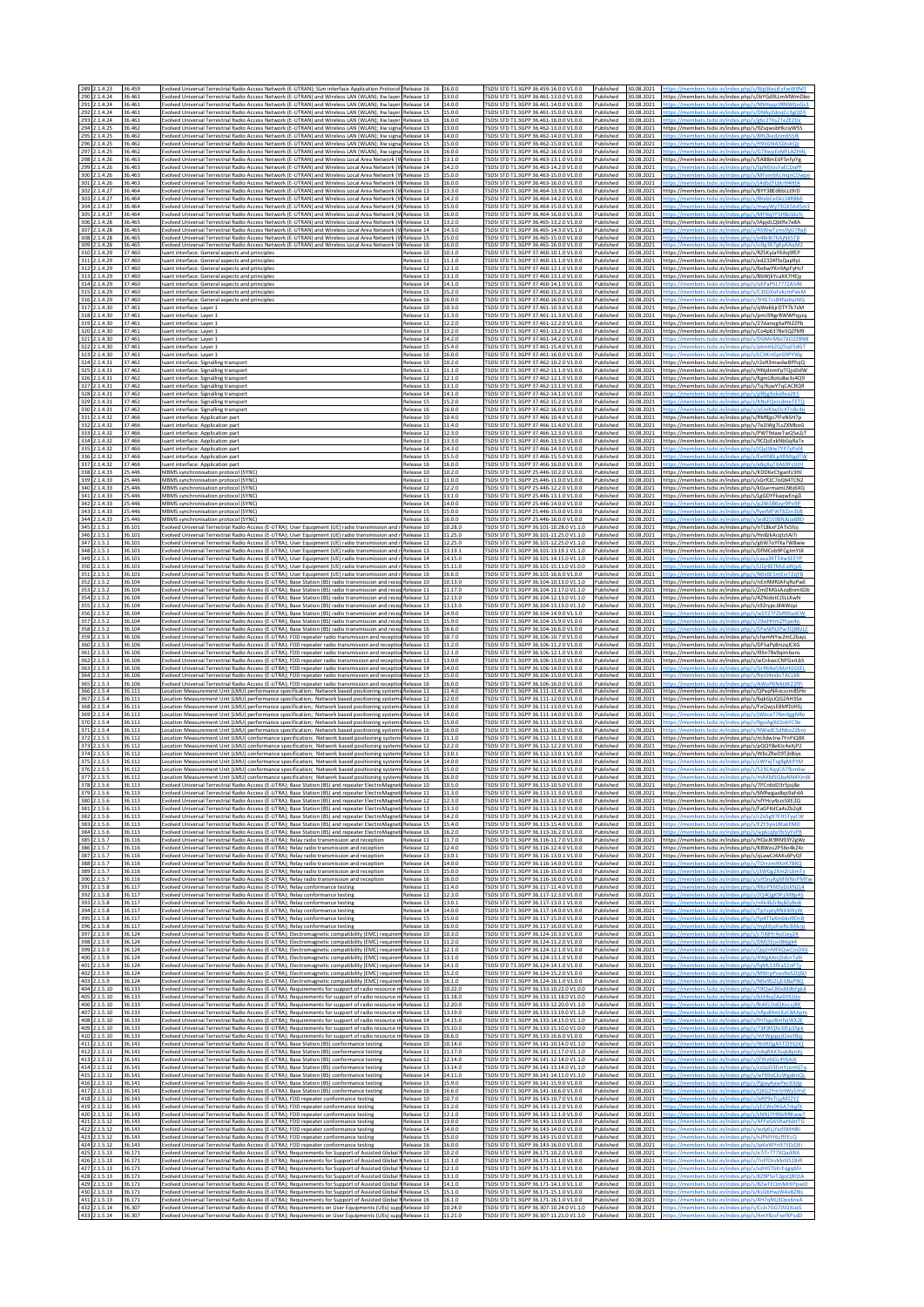| | | | | | | | | | |
|---|---|---|---|---|---|---|---|---|---|
| 289 | 2.14.23 | 36.459 | Evolved Universal Terrestrial Radio Access Network (E-UTRAN); SLm interface Application Protocol | Release 16 | 16.0.0 | TSDSI STD T1.3GPP 36.459-16.0.0 V1.0.0 | Published | 30.08.2021 | https://members.tsdsi.in/index.php/s/WgS6euEaFwW9Mfl |
| 290 | 2.14.24 | 36.461 | Evolved Universal Terrestrial Radio Access Network (E-UTRAN) and Wireless LAN (WLAN); Xw layer | Release 13 | 13.0.0 | TSDSI STD T1.3GPP 36.461-13.0.0 V1.0.0 | Published | 30.08.2021 | https://members.tsdsi.in/index.php/s/jbYGd9LLmMWmDbo |
| 291 | 2.14.24 | 36.461 | Evolved Universal Terrestrial Radio Access Network (E-UTRAN) and Wireless LAN (WLAN); Xw layer | Release 14 | 14.0.0 | TSDSI STD T1.3GPP 36.461-14.0.0 V1.0.0 | Published | 30.08.2021 | https://members.tsdsi.in/index.php/s/NNHqqz39NWGoGu3 |
| 292 | 2.14.24 | 36.461 | Evolved Universal Terrestrial Radio Access Network (E-UTRAN) and Wireless LAN (WLAN); Xw layer | Release 15 | 15.0.0 | TSDSI STD T1.3GPP 36.461-15.0.0 V1.0.0 | Published | 30.08.2021 | https://members.tsdsi.in/index.php/s/DNAy2dogCc3gQDS |
| 293 | 2.14.24 | 36.461 | Evolved Universal Terrestrial Radio Access Network (E-UTRAN) and Wireless LAN (WLAN); Xw layer | Release 16 | 16.0.0 | TSDSI STD T1.3GPP 36.461-16.0.0 V1.0.0 | Published | 30.08.2021 | https://members.tsdsi.in/index.php/s/g6c2TKs2TezEZDx |
| 294 | 2.14.25 | 36.462 | Evolved Universal Terrestrial Radio Access Network (E-UTRAN) and Wireless LAN (WLAN); Xw signa | Release 13 | 13.0.0 | TSDSI STD T1.3GPP 36.462-13.0.0 V1.0.0 | Published | 30.08.2021 | https://members.tsdsi.in/index.php/s/9Zsqwsbr4kciyWSS |
| 295 | 2.14.25 | 36.462 | Evolved Universal Terrestrial Radio Access Network (E-UTRAN) and Wireless LAN (WLAN); Xw signa | Release 14 | 14.0.0 | TSDSI STD T1.3GPP 36.462-14.0.0 V1.0.0 | Published | 30.08.2021 | https://members.tsdsi.in/index.php/s/8Rt2oezzm6SSJ6 |
| 296 | 2.14.25 | 36.462 | Evolved Universal Terrestrial Radio Access Network (E-UTRAN) and Wireless LAN (WLAN); Xw signa | Release 15 | 15.0.0 | TSDSI STD T1.3GPP 36.462-15.0.0 V1.0.0 | Published | 30.08.2021 | https://members.tsdsi.in/index.php/s/Ht9iG9xk3ZAsbQz |
| 297 | 2.14.25 | 36.462 | Evolved Universal Terrestrial Radio Access Network (E-UTRAN) and Wireless LAN (WLAN); Xw signa | Release 16 | 16.0.0 | TSDSI STD T1.3GPP 36.462-16.0.0 V1.0.0 | Published | 30.08.2021 | https://members.tsdsi.in/index.php/s/G7XwgEeMFLAZH4L |
| 298 | 2.14.26 | 36.463 | Evolved Universal Terrestrial Radio Access Network (E-UTRAN) and Wireless Local Area Network (W | Release 13 | 13.1.0 | TSDSI STD T1.3GPP 36.463-13.1.0 V1.0.0 | Published | 30.08.2021 | https://members.tsdsi.in/index.php/s/SAB8mEdF5nfyfFg |
| 299 | 2.14.26 | 36.463 | Evolved Universal Terrestrial Radio Access Network (E-UTRAN) and Wireless Local Area Network (W | Release 14 | 14.2.0 | TSDSI STD T1.3GPP 36.463-14.2.0 V1.0.0 | Published | 30.08.2021 | https://members.tsdsi.in/index.php/s/SpNtJovFaFC2uHY |
| 300 | 2.14.26 | 36.463 | Evolved Universal Terrestrial Radio Access Network (E-UTRAN) and Wireless Local Area Network (W | Release 15 | 15.0.0 | TSDSI STD T1.3GPP 36.463-15.0.0 V1.0.0 | Published | 30.08.2021 | https://members.tsdsi.in/index.php/s/Mfem8KzmqnCDwgo |
| 301 | 2.14.26 | 36.463 | Evolved Universal Terrestrial Radio Access Network (E-UTRAN) and Wireless Local Area Network (W | Release 16 | 16.0.0 | TSDSI STD T1.3GPP 36.463-16.0.0 V1.0.0 | Published | 30.08.2021 | https://members.tsdsi.in/index.php/s/LA4bZYLbtn4Htik |
| 302 | 2.14.27 | 36.464 | Evolved Universal Terrestrial Radio Access Network (E-UTRAN) and Wireless Local Area Network (W | Release 13 | 13.3.0 | TSDSI STD T1.3GPP 36.464-13.3.0 V1.0.0 | Published | 30.08.2021 | https://members.tsdsi.in/index.php/s/BYY38EzbbLLf0rD |
| 303 | 2.14.27 | 36.464 | Evolved Universal Terrestrial Radio Access Network (E-UTRAN) and Wireless Local Area Network (W | Release 14 | 14.2.0 | TSDSI STD T1.3GPP 36.464-14.2.0 V1.0.0 | Published | 30.08.2021 | https://members.tsdsi.in/index.php/s/BKeErCeGk1S8RBb6 |
| 304 | 2.14.27 | 36.464 | Evolved Universal Terrestrial Radio Access Network (E-UTRAN) and Wireless Local Area Network (W | Release 15 | 15.0.0 | TSDSI STD T1.3GPP 36.464-15.0.0 V1.0.0 | Published | 30.08.2021 | https://members.tsdsi.in/index.php/s/mwWv7XQXSA45m5 |
| 305 | 2.14.27 | 36.464 | Evolved Universal Terrestrial Radio Access Network (E-UTRAN) and Wireless Local Area Network (W | Release 16 | 16.0.0 | TSDSI STD T1.3GPP 36.464-16.0.0 V1.0.0 | Published | 30.08.2021 | https://members.tsdsi.in/index.php/s/MFNgYFSH8zGkzFc |
| 306 | 2.14.28 | 36.465 | Evolved Universal Terrestrial Radio Access Network (E-UTRAN) and Wireless Local Area Network (W | Release 13 | 13.2.0 | TSDSI STD T1.3GPP 36.465-13.2.0 V1.0.0 | Published | 30.08.2021 | https://members.tsdsi.in/index.php/s/iApjdLQbfKx7e8A |
| 307 | 2.14.28 | 36.465 | Evolved Universal Terrestrial Radio Access Network (E-UTRAN) and Wireless Local Area Network (W | Release 14 | 14.3.0 | TSDSI STD T1.3GPP 36.465-14.3.0 V1.0.0 | Published | 30.08.2021 | https://members.tsdsi.in/index.php/s/4SWwFzmdWjD9kaX |
| 308 | 2.14.28 | 36.465 | Evolved Universal Terrestrial Radio Access Network (E-UTRAN) and Wireless Local Area Network (W | Release 15 | 15.0.0 | TSDSI STD T1.3GPP 36.465-15.0.0 V1.0.0 | Published | 30.08.2021 | https://members.tsdsi.in/index.php/s/e4BrBl7KAjNk5T8 |
| 309 | 2.14.28 | 36.465 | Evolved Universal Terrestrial Radio Access Network (E-UTRAN) and Wireless Local Area Network (W | Release 16 | 16.0.0 | TSDSI STD T1.3GPP 36.465-16.0.0 V1.0.0 | Published | 30.08.2021 | https://members.tsdsi.in/index.php/s/oi9g3X7gKpA4yM2 |
| 310 | 2.14.29 | 37.460 | Iuant interface: General aspects and principles | Release 10 | 10.1.0 | TSDSI STD T1.3GPP 37.460-10.1.0 V1.0.0 | Published | 30.08.2021 | https://members.tsdsi.in/index.php/s/RZ5KylaYK4qIMEP |
| 311 | 2.14.29 | 37.460 | Iuant interface: General aspects and principles | Release 11 | 11.1.0 | TSDSI STD T1.3GPP 37.460-11.1.0 V1.0.0 | Published | 30.08.2021 | https://members.tsdsi.in/index.php/s/ed2324F5sQqd9yL |
| 312 | 2.14.29 | 37.460 | Iuant interface: General aspects and principles | Release 12 | 12.1.0 | TSDSI STD T1.3GPP 37.460-12.1.0 V1.0.0 | Published | 30.08.2021 | https://members.tsdsi.in/index.php/s/fo6xYKn9ApFyHcf |
| 313 | 2.14.29 | 37.460 | Iuant interface: General aspects and principles | Release 13 | 13.1.0 | TSDSI STD T1.3GPP 37.460-13.1.0 V1.0.0 | Published | 30.08.2021 | https://members.tsdsi.in/index.php/s/BbWjkYsaXK7HEjy |
| 314 | 2.14.29 | 37.460 | Iuant interface: General aspects and principles | Release 14 | 14.1.0 | TSDSI STD T1.3GPP 37.460-14.1.0 V1.0.0 | Published | 30.08.2021 | https://members.tsdsi.in/index.php/s/oEPaP5L7772A54B |
| 315 | 2.14.29 | 37.460 | Iuant interface: General aspects and principles | Release 15 | 15.2.0 | TSDSI STD T1.3GPP 37.460-15.2.0 V1.0.0 | Published | 30.08.2021 | https://members.tsdsi.in/index.php/s/E35DXsFeikzmPen |
| 316 | 2.14.29 | 37.460 | Iuant interface: General aspects and principles | Release 16 | 16.0.0 | TSDSI STD T1.3GPP 37.460-16.0.0 V1.0.0 | Published | 30.08.2021 | https://members.tsdsi.in/index.php/s/5HG7cs84NxbyzNQ |
| 317 | 2.14.30 | 37.461 | Iuant interface: Layer 1 | Release 10 | 10.3.0 | TSDSI STD T1.3GPP 37.461-10.3.0 V1.0.0 | Published | 30.08.2021 | https://members.tsdsi.in/index.php/s/qWekByDTY7k7vM |
| 318 | 2.14.30 | 37.461 | Iuant interface: Layer 1 | Release 11 | 11.3.0 | TSDSI STD T1.3GPP 37.461-11.3.0 V1.0.0 | Published | 30.08.2021 | https://members.tsdsi.in/index.php/s/pm09qr8WWXqmq |
| 319 | 2.14.30 | 37.461 | Iuant interface: Layer 1 | Release 12 | 12.2.0 | TSDSI STD T1.3GPP 37.461-12.2.0 V1.0.0 | Published | 30.08.2021 | https://members.tsdsi.in/index.php/s/27daneqXaPN2ZPb |
| 320 | 2.14.30 | 37.461 | Iuant interface: Layer 1 | Release 13 | 13.2.0 | TSDSI STD T1.3GPP 37.461-13.2.0 V1.0.0 | Published | 30.08.2021 | https://members.tsdsi.in/index.php/s/Co4p6378eSQ2fM9 |
| 321 | 2.14.30 | 37.461 | Iuant interface: Layer 1 | Release 14 | 14.2.0 | TSDSI STD T1.3GPP 37.461-14.2.0 V1.0.0 | Published | 30.08.2021 | https://members.tsdsi.in/index.php/s/DGNmNto7kDg2BN8 |
| 322 | 2.14.30 | 37.461 | Iuant interface: Layer 1 | Release 15 | 15.4.0 | TSDSI STD T1.3GPP 37.461-15.4.0 V1.0.0 | Published | 30.08.2021 | https://members.tsdsi.in/index.php/s/pkmKkZQZSqE5dGT |
| 323 | 2.14.30 | 37.461 | Iuant interface: Layer 1 | Release 16 | 16.0.0 | TSDSI STD T1.3GPP 37.461-16.0.0 V1.0.0 | Published | 30.08.2021 | https://members.tsdsi.in/index.php/s/LCXKnEpr09PYWg |
| 324 | 2.14.31 | 37.462 | Iuant interface: Signalling transport | Release 10 | 10.2.0 | TSDSI STD T1.3GPP 37.462-10.2.0 V1.0.0 | Published | 30.08.2021 | https://members.tsdsi.in/index.php/s/i2eR3mwde8PHqCG |
| 325 | 2.14.31 | 37.462 | Iuant interface: Signalling transport | Release 11 | 11.1.0 | TSDSI STD T1.3GPP 37.462-11.1.0 V1.0.0 | Published | 30.08.2021 | https://members.tsdsi.in/index.php/s/HNjdmfFpTQoDdW |
| 326 | 2.14.31 | 37.462 | Iuant interface: Signalling transport | Release 12 | 12.1.0 | TSDSI STD T1.3GPP 37.462-12.1.0 V1.0.0 | Published | 30.08.2021 | https://members.tsdsi.in/index.php/s/KgmLRoto8w3s4Q9 |
| 327 | 2.14.31 | 37.462 | Iuant interface: Signalling transport | Release 13 | 13.1.0 | TSDSI STD T1.3GPP 37.462-13.1.0 V1.0.0 | Published | 30.08.2021 | https://members.tsdsi.in/index.php/s/Tq7kjwYYgCACRQR |
| 328 | 2.14.31 | 37.462 | Iuant interface: Signalling transport | Release 14 | 14.1.0 | TSDSI STD T1.3GPP 37.462-14.1.0 V1.0.0 | Published | 30.08.2021 | https://members.tsdsi.in/index.php/s/pBEp3okx9ea2K5 |
| 329 | 2.14.31 | 37.462 | Iuant interface: Signalling transport | Release 15 | 15.2.0 | TSDSI STD T1.3GPP 37.462-15.2.0 V1.0.0 | Published | 30.08.2021 | https://members.tsdsi.in/index.php/s/KNxFQxJcdmeTETQ |
| 330 | 2.14.31 | 37.462 | Iuant interface: Signalling transport | Release 16 | 16.0.0 | TSDSI STD T1.3GPP 37.462-16.0.0 V1.0.0 | Published | 30.08.2021 | https://members.tsdsi.in/index.php/s/oCnRJwDcXTn8c4b |
| 331 | 2.14.32 | 37.466 | Iuant interface: Application part | Release 10 | 10.4.0 | TSDSI STD T1.3GPP 37.466-10.4.0 V1.0.0 | Published | 30.08.2021 | https://members.tsdsi.in/index.php/s/RM9jpi7FeN5H7p |
| 332 | 2.14.32 | 37.466 | Iuant interface: Application part | Release 11 | 11.4.0 | TSDSI STD T1.3GPP 37.466-11.4.0 V1.0.0 | Published | 30.08.2021 | https://members.tsdsi.in/index.php/s/Tw2iWgiTuZXMboG |
| 333 | 2.14.32 | 37.466 | Iuant interface: Application part | Release 12 | 12.3.0 | TSDSI STD T1.3GPP 37.466-12.3.0 V1.0.0 | Published | 30.08.2021 | https://members.tsdsi.in/index.php/s/PWT9dawTwQ5e2jT |
| 334 | 2.14.32 | 37.466 | Iuant interface: Application part | Release 13 | 13.3.0 | TSDSI STD T1.3GPP 37.466-13.3.0 V1.0.0 | Published | 30.08.2021 | https://members.tsdsi.in/index.php/s/9CDpExkNbGqRaTx |
| 335 | 2.14.32 | 37.466 | Iuant interface: Application part | Release 14 | 14.3.0 | TSDSI STD T1.3GPP 37.466-14.3.0 V1.0.0 | Published | 30.08.2021 | https://members.tsdsi.in/index.php/s/XQqzWwYf97xPaf4 |
| 336 | 2.14.32 | 37.466 | Iuant interface: Application part | Release 15 | 15.5.0 | TSDSI STD T1.3GPP 37.466-15.5.0 V1.0.0 | Published | 30.08.2021 | https://members.tsdsi.in/index.php/s/EeHN8LpXRMgdTW |
| 337 | 2.14.32 | 37.466 | Iuant interface: Application part | Release 16 | 16.0.0 | TSDSI STD T1.3GPP 37.466-16.0.0 V1.0.0 | Published | 30.08.2021 | https://members.tsdsi.in/index.php/s/idkzXqTXA65FcGH |
| 338 | 2.14.33 | 25.446 | MBMS synchronisation protocol (SYNC) | Release 10 | 10.2.0 | TSDSI STD T1.3GPP 25.446-10.2.0 V1.0.0 | Published | 30.08.2021 | https://members.tsdsi.in/index.php/s/KDDKaC5gaeFL9H |
| 339 | 2.14.33 | 25.446 | MBMS synchronisation protocol (SYNC) | Release 11 | 11.0.0 | TSDSI STD T1.3GPP 25.446-11.0.0 V1.0.0 | Published | 30.08.2021 | https://members.tsdsi.in/index.php/s/iGrFQC7oG647Ch2 |
| 340 | 2.14.33 | 25.446 | MBMS synchronisation protocol (SYNC) | Release 12 | 12.2.0 | TSDSI STD T1.3GPP 25.446-12.2.0 V1.0.0 | Published | 30.08.2021 | https://members.tsdsi.in/index.php/s/XGornmanLN6jXXQ |
| 341 | 2.14.33 | 25.446 | MBMS synchronisation protocol (SYNC) | Release 13 | 13.1.0 | TSDSI STD T1.3GPP 25.446-13.1.0 V1.0.0 | Published | 30.08.2021 | https://members.tsdsi.in/index.php/s/LgGDYFkqqeEng2l |
| 342 | 2.14.33 | 25.446 | MBMS synchronisation protocol (SYNC) | Release 14 | 14.0.0 | TSDSI STD T1.3GPP 25.446-14.0.0 V1.0.0 | Published | 30.08.2021 | https://members.tsdsi.in/index.php/s/p24kS86zyr9Pz9P |
| 343 | 2.14.33 | 25.446 | MBMS synchronisation protocol (SYNC) | Release 15 | 15.0.0 | TSDSI STD T1.3GPP 25.446-15.0.0 V1.0.0 | Published | 30.08.2021 | https://members.tsdsi.in/index.php/s/fyvrMFWT82zn358 |
| 344 | 2.14.33 | 25.446 | MBMS synchronisation protocol (SYNC) | Release 16 | 16.0.0 | TSDSI STD T1.3GPP 25.446-16.0.0 V1.0.0 | Published | 30.08.2021 | https://members.tsdsi.in/index.php/s/wdQS59EN3bia88D |
| 345 | 2.1.5.1 | 36.101 | Evolved Universal Terrestrial Radio Access (E-UTRA); User Equipment (UE) radio transmission and r | Release 10 | 10.28.0 | TSDSI STD T1.3GPP 36.101-10.28.0 V1.1.0 | Published | 30.08.2021 | https://members.tsdsi.in/index.php/s/nTLBkeF2A7s5foj |
| 346 | 2.1.5.1 | 36.101 | Evolved Universal Terrestrial Radio Access (E-UTRA); User Equipment (UE) radio transmission and r | Release 11 | 11.25.0 | TSDSI STD T1.3GPP 36.101-11.25.0 V1.1.0 | Published | 30.08.2021 | https://members.tsdsi.in/index.php/s/HnBskAozptAATi |
| 347 | 2.1.5.1 | 36.101 | Evolved Universal Terrestrial Radio Access (E-UTRA); User Equipment (UE) radio transmission and r | Release 12 | 12.25.0 | TSDSI STD T1.3GPP 36.101-12.25.0 V1.1.0 | Published | 30.08.2021 | https://members.tsdsi.in/index.php/s/g6W7oYfXa7W8wie |
| 348 | 2.1.5.1 | 36.101 | Evolved Universal Terrestrial Radio Access (E-UTRA); User Equipment (UE) radio transmission and r | Release 13 | 13.19.1 | TSDSI STD T1.3GPP 36.101-13.19.1 V1.1.0 | Published | 30.08.2021 | https://members.tsdsi.in/index.php/s/DfMCobf9FgLmY1X |
| 349 | 2.1.5.1 | 36.101 | Evolved Universal Terrestrial Radio Access (E-UTRA); User Equipment (UE) radio transmission and r | Release 14 | 14.15.0 | TSDSI STD T1.3GPP 36.101-14.15.0 V1.1.0 | Published | 30.08.2021 | https://members.tsdsi.in/index.php/s/caeaSKT34w6EEYP |
| 350 | 2.1.5.1 | 36.101 | Evolved Universal Terrestrial Radio Access (E-UTRA); User Equipment (UE) radio transmission and r | Release 15 | 15.11.0 | TSDSI STD T1.3GPP 36.101-15.11.0 V1.0.0 | Published | 30.08.2021 | https://members.tsdsi.in/index.php/s/LJQrBFfMdLwWjp6 |
| 351 | 2.1.5.1 | 36.101 | Evolved Universal Terrestrial Radio Access (E-UTRA); User Equipment (UE) radio transmission and r | Release 16 | 16.6.0 | TSDSI STD T1.3GPP 36.101-16.6.0 V1.0.0 | Published | 30.08.2021 | https://members.tsdsi.in/index.php/s/N6xEF5mEsr7ZqFR |
| 352 | 2.1.5.2 | 36.104 | Evolved Universal Terrestrial Radio Access (E-UTRA); Base Station (BS) radio transmission and recep | Release 10 | 10.13.0 | TSDSI STD T1.3GPP 36.104-10.13.0 V1.1.0 | Published | 30.08.2021 | https://members.tsdsi.in/index.php/s/nEnRMRFAFAjoPwE |
| 353 | 2.1.5.2 | 36.104 | Evolved Universal Terrestrial Radio Access (E-UTRA); Base Station (BS) radio transmission and recep | Release 11 | 11.17.0 | TSDSI STD T1.3GPP 36.104-11.17.0 V1.1.0 | Published | 30.08.2021 | https://members.tsdsi.in/index.php/s/ZmDMGsAzqBnm6Db |
| 354 | 2.1.5.2 | 36.104 | Evolved Universal Terrestrial Radio Access (E-UTRA); Base Station (BS) radio transmission and recep | Release 12 | 12.13.0 | TSDSI STD T1.3GPP 36.104-12.13.0 V1.1.0 | Published | 30.08.2021 | https://members.tsdsi.in/index.php/s/4ZNsbrtCtsLcXwN |
| 355 | 2.1.5.2 | 36.104 | Evolved Universal Terrestrial Radio Access (E-UTRA); Base Station (BS) radio transmission and recep | Release 13 | 13.12.0 | TSDSI STD T1.3GPP 36.104-13.12.0 V1.1.0 | Published | 30.08.2021 | https://members.tsdsi.in/index.php/s/i92typc3b4Wzpi |
| 356 | 2.1.5.2 | 36.104 | Evolved Universal Terrestrial Radio Access (E-UTRA); Base Station (BS) radio transmission and recep | Release 14 | 14.9.0 | TSDSI STD T1.3GPP 36.104-14.9.0 V1.1.0 | Published | 30.08.2021 | https://members.tsdsi.in/index.php/s/wSY2TFZo8959jdCW |
| 357 | 2.1.5.2 | 36.104 | Evolved Universal Terrestrial Radio Access (E-UTRA); Base Station (BS) radio transmission and recep | Release 15 | 15.9.0 | TSDSI STD T1.3GPP 36.104-15.9.0 V1.0.0 | Published | 30.08.2021 | https://members.tsdsi.in/index.php/s/Z9aHHmcZYsqeRg |
| 358 | 2.1.5.2 | 36.104 | Evolved Universal Terrestrial Radio Access (E-UTRA); Base Station (BS) radio transmission and recep | Release 16 | 16.6.0 | TSDSI STD T1.3GPP 36.104-16.6.0 V1.0.0 | Published | 30.08.2021 | https://members.tsdsi.in/index.php/s/DFwWN2Pw3QBBzLZ |
| 359 | 2.1.5.3 | 36.106 | Evolved Universal Terrestrial Radio Access (E-UTRA); FDD repeater radio transmission and reception | Release 10 | 10.7.0 | TSDSI STD T1.3GPP 36.106-10.7.0 V1.0.0 | Published | 30.08.2021 | https://members.tsdsi.in/index.php/s/cfwmNYwZmCZ6ayL |
| 360 | 2.1.5.3 | 36.106 | Evolved Universal Terrestrial Radio Access (E-UTRA); FDD repeater radio transmission and reception | Release 11 | 11.2.0 | TSDSI STD T1.3GPP 36.106-11.2.0 V1.0.0 | Published | 30.08.2021 | https://members.tsdsi.in/index.php/s/DFSaPyRnznjXCXG |
| 361 | 2.1.5.3 | 36.106 | Evolved Universal Terrestrial Radio Access (E-UTRA); FDD repeater radio transmission and reception | Release 12 | 12.1.0 | TSDSI STD T1.3GPP 36.106-12.1.0 V1.0.0 | Published | 30.08.2021 | https://members.tsdsi.in/index.php/s/i95n7Bx9qim6ons |
| 362 | 2.1.5.3 | 36.106 | Evolved Universal Terrestrial Radio Access (E-UTRA); FDD repeater radio transmission and reception | Release 13 | 13.0.0 | TSDSI STD T1.3GPP 36.106-13.0.0 V1.0.0 | Published | 30.08.2021 | https://members.tsdsi.in/index.php/s/wCnkwcCNFGxrLb5 |
| 363 | 2.1.5.3 | 36.106 | Evolved Universal Terrestrial Radio Access (E-UTRA); FDD repeater radio transmission and reception | Release 14 | 14.0.0 | TSDSI STD T1.3GPP 36.106-14.0.0 V1.0.0 | Published | 30.08.2021 | https://members.tsdsi.in/index.php/s/Gr9tNeXMzHGGitEs |
| 364 | 2.1.5.3 | 36.106 | Evolved Universal Terrestrial Radio Access (E-UTRA); FDD repeater radio transmission and reception | Release 15 | 15.0.0 | TSDSI STD T1.3GPP 36.106-15.0.0 V1.0.0 | Published | 30.08.2021 | https://members.tsdsi.in/index.php/s/Rys54xxksTAC1K8 |
| 365 | 2.1.5.3 | 36.106 | Evolved Universal Terrestrial Radio Access (E-UTRA); FDD repeater radio transmission and reception | Release 16 | 16.0.0 | TSDSI STD T1.3GPP 36.106-16.0.0 V1.0.0 | Published | 30.08.2021 | https://members.tsdsi.in/index.php/s/AWpP6N4ldK2ZPj |
| 366 | 2.1.5.4 | 36.111 | Location Measurement Unit (LMU) performance specification; Network based positioning systems | Release 11 | 11.4.0 | TSDSI STD T1.3GPP 36.111-11.4.0 V1.0.0 | Published | 30.08.2021 | https://members.tsdsi.in/index.php/s/QPwpRAvLwmBSHn |
| 367 | 2.1.5.4 | 36.111 | Location Measurement Unit (LMU) performance specification; Network based positioning systems | Release 12 | 12.0.0 | TSDSI STD T1.3GPP 36.111-12.0.0 V1.0.0 | Published | 30.08.2021 | https://members.tsdsi.in/index.php/s/6qkGjLiQG2AH35e |
| 368 | 2.1.5.4 | 36.111 | Location Measurement Unit (LMU) performance specification; Network based positioning systems | Release 13 | 13.0.0 | TSDSI STD T1.3GPP 36.111-13.0.0 V1.0.0 | Published | 30.08.2021 | https://members.tsdsi.in/index.php/s/FoQwpE8WfDJHSj |
| 369 | 2.1.5.4 | 36.111 | Location Measurement Unit (LMU) performance specification; Network based positioning systems | Release 14 | 14.0.0 | TSDSI STD T1.3GPP 36.111-14.0.0 V1.0.0 | Published | 30.08.2021 | https://members.tsdsi.in/index.php/s/jWKce77kmXggNRo |
| 370 | 2.1.5.4 | 36.111 | Location Measurement Unit (LMU) performance specification; Network based positioning systems | Release 15 | 15.0.0 | TSDSI STD T1.3GPP 36.111-15.0.0 V1.0.0 | Published | 30.08.2021 | https://members.tsdsi.in/index.php/s/9guAgKd2obYCfw |
| 371 | 2.1.5.4 | 36.111 | Location Measurement Unit (LMU) performance specification; Network based positioning systems | Release 16 | 16.0.0 | TSDSI STD T1.3GPP 36.111-16.0.0 V1.0.0 | Published | 30.08.2021 | https://members.tsdsi.in/index.php/s/NWadC5dMbisZ8mz |
| 372 | 2.1.5.5 | 36.112 | Location Measurement Unit (LMU) conformance specification; Network based positioning systems | Release 11 | 11.1.0 | TSDSI STD T1.3GPP 36.112-11.1.0 V1.0.0 | Published | 30.08.2021 | https://members.tsdsi.in/index.php/s/m3dwJrw7YnPiQ8X |
| 373 | 2.1.5.5 | 36.112 | Location Measurement Unit (LMU) conformance specification; Network based positioning systems | Release 12 | 12.2.0 | TSDSI STD T1.3GPP 36.112-12.2.0 V1.0.0 | Published | 30.08.2021 | https://members.tsdsi.in/index.php/s/pQQY8eKJc4eKjP2 |
| 374 | 2.1.5.5 | 36.112 | Location Measurement Unit (LMU) conformance specification; Network based positioning systems | Release 13 | 13.1.0 | TSDSI STD T1.3GPP 36.112-13.1.0 V1.0.0 | Published | 30.08.2021 | https://members.tsdsi.in/index.php/s/WdLZRe39TjB8yx |
| 375 | 2.1.5.5 | 36.112 | Location Measurement Unit (LMU) conformance specification; Network based positioning systems | Release 14 | 14.0.0 | TSDSI STD T1.3GPP 36.112-14.0.0 V1.0.0 | Published | 30.08.2021 | https://members.tsdsi.in/index.php/s/xWYejTqz8gMJFtM |
| 376 | 2.1.5.5 | 36.112 | Location Measurement Unit (LMU) conformance specification; Network based positioning systems | Release 15 | 15.0.0 | TSDSI STD T1.3GPP 36.112-15.0.0 V1.0.0 | Published | 30.08.2021 | https://members.tsdsi.in/index.php/s/5Z3CAqyCATfbm6w |
| 377 | 2.1.5.5 | 36.112 | Location Measurement Unit (LMU) conformance specification; Network based positioning systems | Release 16 | 16.0.0 | TSDSI STD T1.3GPP 36.112-16.0.0 V1.0.0 | Published | 30.08.2021 | https://members.tsdsi.in/index.php/s/mAKM5GQbaNf4YHW |
| 378 | 2.1.5.6 | 36.113 | Evolved Universal Terrestrial Radio Access (E-UTRA); Base Station (BS) and repeater ElectroMagnet | Release 10 | 10.5.0 | TSDSI STD T1.3GPP 36.113-10.5.0 V1.0.0 | Published | 30.08.2021 | https://members.tsdsi.in/index.php/s/7PCn6dDSrSpjj8e |
| 379 | 2.1.5.6 | 36.113 | Evolved Universal Terrestrial Radio Access (E-UTRA); Base Station (BS) and repeater ElectroMagnet | Release 11 | 11.3.0 | TSDSI STD T1.3GPP 36.113-11.3.0 V1.0.0 | Published | 30.08.2021 | https://members.tsdsi.in/index.php/s/NMfwgxx8pdFaFsf4 |
| 380 | 2.1.5.6 | 36.113 | Evolved Universal Terrestrial Radio Access (E-UTRA); Base Station (BS) and repeater ElectroMagnet | Release 12 | 12.3.0 | TSDSI STD T1.3GPP 36.113-12.3.0 V1.0.0 | Published | 30.08.2021 | https://members.tsdsi.in/index.php/s/rHYHcy4zzcSXE2Q |
| 381 | 2.1.5.6 | 36.113 | Evolved Universal Terrestrial Radio Access (E-UTRA); Base Station (BS) and repeater ElectroMagnet | Release 13 | 13.3.0 | TSDSI STD T1.3GPP 36.113-13.3.0 V1.0.0 | Published | 30.08.2021 | https://members.tsdsi.in/index.php/s/FaGFXdCe4zZb2qK |
| 382 | 2.1.5.6 | 36.113 | Evolved Universal Terrestrial Radio Access (E-UTRA); Base Station (BS) and repeater ElectroMagnet | Release 14 | 14.2.0 | TSDSI STD T1.3GPP 36.113-14.2.0 V1.0.0 | Published | 30.08.2021 | https://members.tsdsi.in/index.php/s/z5z6gD787H57pyCW |
| 383 | 2.1.5.6 | 36.113 | Evolved Universal Terrestrial Radio Access (E-UTRA); Base Station (BS) and repeater ElectroMagnet | Release 15 | 15.4.0 | TSDSI STD T1.3GPP 36.113-15.4.0 V1.0.0 | Published | 30.08.2021 | https://members.tsdsi.in/index.php/s/EZYSyxL8taKEMD |
| 384 | 2.1.5.6 | 36.113 | Evolved Universal Terrestrial Radio Access (E-UTRA); Base Station (BS) and repeater ElectroMagnet | Release 16 | 16.2.0 | TSDSI STD T1.3GPP 36.113-16.2.0 V1.0.0 | Published | 30.08.2021 | https://members.tsdsi.in/index.php/s/wgkcqfgYb5yYsPB |
| 385 | 2.1.5.7 | 36.116 | Evolved Universal Terrestrial Radio Access (E-UTRA); Relay radio transmission and reception | Release 11 | 11.7.0 | TSDSI STD T1.3GPP 36.116-11.7.0 V1.0.0 | Published | 30.08.2021 | https://members.tsdsi.in/index.php/s/HQeJK9RXB97gWo |
| 386 | 2.1.5.7 | 36.116 | Evolved Universal Terrestrial Radio Access (E-UTRA); Relay radio transmission and reception | Release 12 | 12.4.0 | TSDSI STD T1.3GPP 36.116-12.4.0 V1.0.0 | Published | 30.08.2021 | https://members.tsdsi.in/index.php/s/KBWos2PS6c4kZ4c |
| 387 | 2.1.5.7 | 36.116 | Evolved Universal Terrestrial Radio Access (E-UTRA); Relay radio transmission and reception | Release 13 | 13.0.1 | TSDSI STD T1.3GPP 36.116-13.0.1 V1.0.0 | Published | 30.08.2021 | https://members.tsdsi.in/index.php/s/qLawCrAAKsbPyQf |
| 388 | 2.1.5.7 | 36.116 | Evolved Universal Terrestrial Radio Access (E-UTRA); Relay radio transmission and reception | Release 14 | 14.0.0 | TSDSI STD T1.3GPP 36.116-14.0.0 V1.0.0 | Published | 30.08.2021 | https://members.tsdsi.in/index.php/s/TDrrzmHKeK78KQ |
| 389 | 2.1.5.7 | 36.116 | Evolved Universal Terrestrial Radio Access (E-UTRA); Relay radio transmission and reception | Release 15 | 15.0.0 | TSDSI STD T1.3GPP 36.116-15.0.0 V1.0.0 | Published | 30.08.2021 | https://members.tsdsi.in/index.php/s/j3WGg2KmZrG6mTx |
| 390 | 2.1.5.7 | 36.116 | Evolved Universal Terrestrial Radio Access (E-UTRA); Relay radio transmission and reception | Release 16 | 16.0.0 | TSDSI STD T1.3GPP 36.116-16.0.0 V1.0.0 | Published | 30.08.2021 | https://members.tsdsi.in/index.php/s/tKmyRqNNfNnPMYw |
| 391 | 2.1.5.8 | 36.117 | Evolved Universal Terrestrial Radio Access (E-UTRA); Relay conformance testing | Release 11 | 11.4.0 | TSDSI STD T1.3GPP 36.117-11.4.0 V1.0.0 | Published | 30.08.2021 | https://members.tsdsi.in/index.php/s/RKnPRNDyDsKhZLE |
| 392 | 2.1.5.8 | 36.117 | Evolved Universal Terrestrial Radio Access (E-UTRA); Relay conformance testing | Release 12 | 12.3.0 | TSDSI STD T1.3GPP 36.117-12.3.0 V1.0.0 | Published | 30.08.2021 | https://members.tsdsi.in/index.php/s/2Q4Qgt9FjJM8p4S |
| 393 | 2.1.5.8 | 36.117 | Evolved Universal Terrestrial Radio Access (E-UTRA); Relay conformance testing | Release 13 | 13.3.1 | TSDSI STD T1.3GPP 36.117-13.3.1 V1.0.0 | Published | 30.08.2021 | https://members.tsdsi.in/index.php/s/nK84b2r8yB2cBe8 |
| 394 | 2.1.5.8 | 36.117 | Evolved Universal Terrestrial Radio Access (E-UTRA); Relay conformance testing | Release 14 | 14.0.0 | TSDSI STD T1.3GPP 36.117-14.0.0 V1.0.0 | Published | 30.08.2021 | https://members.tsdsi.in/index.php/s/TpYgmzNXX49yW |
| 395 | 2.1.5.8 | 36.117 | Evolved Universal Terrestrial Radio Access (E-UTRA); Relay conformance testing | Release 15 | 15.0.0 | TSDSI STD T1.3GPP 36.117-15.0.0 V1.0.0 | Published | 30.08.2021 | https://members.tsdsi.in/index.php/s/Yp4fTaXmbkn8DnB |
| 396 | 2.1.5.8 | 36.117 | Evolved Universal Terrestrial Radio Access (E-UTRA); Relay conformance testing | Release 16 | 16.0.0 | TSDSI STD T1.3GPP 36.117-16.0.0 V1.0.0 | Published | 30.08.2021 | https://members.tsdsi.in/index.php/s/myzkyoRwNyNAbrp |
| 397 | 2.1.5.9 | 36.124 | Evolved Universal Terrestrial Radio Access (E-UTRA); Electromagnetic compatibility (EMC) requirem | Release 10 | 10.3.0 | TSDSI STD T1.3GPP 36.124-10.3.0 V1.0.0 | Published | 30.08.2021 | https://members.tsdsi.in/index.php/s/c7iXBYrAoGeyZ4 |
| 398 | 2.1.5.9 | 36.124 | Evolved Universal Terrestrial Radio Access (E-UTRA); Electromagnetic compatibility (EMC) requirem | Release 11 | 11.2.0 | TSDSI STD T1.3GPP 36.124-11.2.0 V1.0.0 | Published | 30.08.2021 | https://members.tsdsi.in/index.php/s/DMjSEjxiB4gjp4 |
| 399 | 2.1.5.9 | 36.124 | Evolved Universal Terrestrial Radio Access (E-UTRA); Electromagnetic compatibility (EMC) requirem | Release 12 | 12.2.0 | TSDSI STD T1.3GPP 36.124-12.2.0 V1.0.0 | Published | 30.08.2021 | https://members.tsdsi.in/index.php/s/Qq2nMF6QwLDs9X6 |
| 400 | 2.1.5.9 | 36.124 | Evolved Universal Terrestrial Radio Access (E-UTRA); Electromagnetic compatibility (EMC) requirem | Release 13 | 13.1.0 | TSDSI STD T1.3GPP 36.124-13.1.0 V1.0.0 | Published | 30.08.2021 | https://members.tsdsi.in/index.php/s/4WgARrjDdcnTa9j |
| 401 | 2.1.5.9 | 36.124 | Evolved Universal Terrestrial Radio Access (E-UTRA); Electromagnetic compatibility (EMC) requirem | Release 14 | 14.1.0 | TSDSI STD T1.3GPP 36.124-14.1.0 V1.0.0 | Published | 30.08.2021 | https://members.tsdsi.in/index.php/s/fqMLS3fKa52rP7y |
| 402 | 2.1.5.9 | 36.124 | Evolved Universal Terrestrial Radio Access (E-UTRA); Electromagnetic compatibility (EMC) requirem | Release 15 | 15.2.0 | TSDSI STD T1.3GPP 36.124-15.2.0 V1.0.0 | Published | 30.08.2021 | https://members.tsdsi.in/index.php/s/MWgJPoxeWa5ZDiG |
| 403 | 2.1.5.9 | 36.124 | Evolved Universal Terrestrial Radio Access (E-UTRA); Electromagnetic compatibility (EMC) requirem | Release 16 | 16.1.0 | TSDSI STD T1.3GPP 36.124-16.1.0 V1.0.0 | Published | 30.08.2021 | https://members.tsdsi.in/index.php/s/N6x9G2LjEQBaP9Q |
| 404 | 2.1.5.10 | 36.133 | Evolved Universal Terrestrial Radio Access (E-UTRA); Requirements for support of radio resource m | Release 10 | 10.22.0 | TSDSI STD T1.3GPP 36.133-10.22.0 V1.0.0 | Published | 30.08.2021 | https://members.tsdsi.in/index.php/s/YBQwC8SxMdbFyk4 |
| 405 | 2.1.5.10 | 36.133 | Evolved Universal Terrestrial Radio Access (E-UTRA); Requirements for support of radio resource m | Release 11 | 11.18.0 | TSDSI STD T1.3GPP 36.133-11.18.0 V1.0.0 | Published | 30.08.2021 | https://members.tsdsi.in/index.php/s/bxHkvZAxDH34bj |
| 406 | 2.1.5.10 | 36.133 | Evolved Universal Terrestrial Radio Access (E-UTRA); Requirements for support of radio resource m | Release 12 | 12.20.0 | TSDSI STD T1.3GPP 36.133-12.20.0 V1.0.0 | Published | 30.08.2021 | https://members.tsdsi.in/index.php/s/BsKLDsEjKeczjBX |
| 407 | 2.1.5.10 | 36.133 | Evolved Universal Terrestrial Radio Access (E-UTRA); Requirements for support of radio resource m | Release 13 | 13.19.0 | TSDSI STD T1.3GPP 36.133-13.19.0 V1.0.0 | Published | 30.08.2021 | https://members.tsdsi.in/index.php/s/NfpdHmLKxCBXSpm |
| 408 | 2.1.5.10 | 36.133 | Evolved Universal Terrestrial Radio Access (E-UTRA); Requirements for support of radio resource m | Release 14 | 14.15.0 | TSDSI STD T1.3GPP 36.133-14.15.0 V1.0.0 | Published | 30.08.2021 | https://members.tsdsi.in/index.php/s/Ar7qpz8mfejWX2E |
| 409 | 2.1.5.10 | 36.133 | Evolved Universal Terrestrial Radio Access (E-UTRA); Requirements for support of radio resource m | Release 15 | 15.10.0 | TSDSI STD T1.3GPP 36.133-15.10.0 V1.0.0 | Published | 30.08.2021 | https://members.tsdsi.in/index.php/s/73KWQFo3JEp35pb |
| 410 | 2.1.5.10 | 36.133 | Evolved Universal Terrestrial Radio Access (E-UTRA); Requirements for support of radio resource m | Release 16 | 16.6.0 | TSDSI STD T1.3GPP 36.133-16.6.0 V1.0.0 | Published | 30.08.2021 | https://members.tsdsi.in/index.php/s/mYWqqpcqGJevf8g |
| 411 | 2.1.5.11 | 36.141 | Evolved Universal Terrestrial Radio Access (E-UTRA); Base Station (BS) conformance testing | Release 10 | 10.14.0 | TSDSI STD T1.3GPP 36.141-10.14.0 V1.1.0 | Published | 30.08.2021 | https://members.tsdsi.in/index.php/s/Wd4KgA5TZFS5ZXQ |
| 412 | 2.1.5.11 | 36.141 | Evolved Universal Terrestrial Radio Access (E-UTRA); Base Station (BS) conformance testing | Release 11 | 11.17.0 | TSDSI STD T1.3GPP 36.141-11.17.0 V1.1.0 | Published | 30.08.2021 | https://members.tsdsi.in/index.php/s/aAqRAX3sqkRmXz |
| 413 | 2.1.5.11 | 36.141 | Evolved Universal Terrestrial Radio Access (E-UTRA); Base Station (BS) conformance testing | Release 12 | 12.14.0 | TSDSI STD T1.3GPP 36.141-12.14.0 V1.1.0 | Published | 30.08.2021 | https://members.tsdsi.in/index.php/s/jF9Ex6GL4YKAJX |
| 414 | 2.1.5.11 | 36.141 | Evolved Universal Terrestrial Radio Access (E-UTRA); Base Station (BS) conformance testing | Release 13 | 13.14.0 | TSDSI STD T1.3GPP 36.141-13.14.0 V1.1.0 | Published | 30.08.2021 | https://members.tsdsi.in/index.php/s/ozGoD3EmYzomGTg |
| 415 | 2.1.5.11 | 36.141 | Evolved Universal Terrestrial Radio Access (E-UTRA); Base Station (BS) conformance testing | Release 14 | 14.11.0 | TSDSI STD T1.3GPP 36.141-14.11.0 V1.1.0 | Published | 30.08.2021 | https://members.tsdsi.in/index.php/s/wF6NoCkzWgabnQL |
| 416 | 2.1.5.11 | 36.141 | Evolved Universal Terrestrial Radio Access (E-UTRA); Base Station (BS) conformance testing | Release 15 | 15.9.0 | TSDSI STD T1.3GPP 36.141-15.9.0 V1.0.0 | Published | 30.08.2021 | https://members.tsdsi.in/index.php/s/PguyAawPecXSdkp |
| 417 | 2.1.5.11 | 36.141 | Evolved Universal Terrestrial Radio Access (E-UTRA); Base Station (BS) conformance testing | Release 16 | 16.6.0 | TSDSI STD T1.3GPP 36.141-16.6.0 V1.0.0 | Published | 30.08.2021 | https://members.tsdsi.in/index.php/s/QKG2YmSHWy5Yfu6 |
| 418 | 2.1.5.12 | 36.143 | Evolved Universal Terrestrial Radio Access (E-UTRA); FDD repeater conformance testing | Release 10 | 10.7.0 | TSDSI STD T1.3GPP 36.143-10.7.0 V1.0.0 | Published | 30.08.2021 | https://members.tsdsi.in/index.php/s/bRP9xTLyM2ZYZ |
| 419 | 2.1.5.12 | 36.143 | Evolved Universal Terrestrial Radio Access (E-UTRA); FDD repeater conformance testing | Release 11 | 11.2.0 | TSDSI STD T1.3GPP 36.143-11.2.0 V1.0.0 | Published | 30.08.2021 | https://members.tsdsi.in/index.php/s/yECWx9K6A7rkgtX |
| 420 | 2.1.5.12 | 36.143 | Evolved Universal Terrestrial Radio Access (E-UTRA); FDD repeater conformance testing | Release 12 | 12.1.0 | TSDSI STD T1.3GPP 36.143-12.1.0 V1.0.0 | Published | 30.08.2021 | https://members.tsdsi.in/index.php/s/xNNLYHRbRf6ww7 |
| 421 | 2.1.5.12 | 36.143 | Evolved Universal Terrestrial Radio Access (E-UTRA); FDD repeater conformance testing | Release 13 | 13.0.0 | TSDSI STD T1.3GPP 36.143-13.0.0 V1.0.0 | Published | 30.08.2021 | https://members.tsdsi.in/index.php/s/AFFxGA5RwHdxYEo |
| 422 | 2.1.5.12 | 36.143 | Evolved Universal Terrestrial Radio Access (E-UTRA); FDD repeater conformance testing | Release 14 | 14.0.0 | TSDSI STD T1.3GPP 36.143-14.0.0 V1.0.0 | Published | 30.08.2021 | https://members.tsdsi.in/index.php/s/wdyKjLYad5MHBii |
| 423 | 2.1.5.12 | 36.143 | Evolved Universal Terrestrial Radio Access (E-UTRA); FDD repeater conformance testing | Release 15 | 15.0.0 | TSDSI STD T1.3GPP 36.143-15.0.0 V1.0.0 | Published | 30.08.2021 | https://members.tsdsi.in/index.php/s/nPRFYt6rfFFEcQ |
| 424 | 2.1.5.12 | 36.143 | Evolved Universal Terrestrial Radio Access (E-UTRA); FDD repeater conformance testing | Release 16 | 16.0.0 | TSDSI STD T1.3GPP 36.143-16.0.0 V1.0.0 | Published | 30.08.2021 | https://members.tsdsi.in/index.php/s/pKeWYnYS5DsQEi |
| 425 | 2.1.5.13 | 36.171 | Evolved Universal Terrestrial Radio Access (E-UTRA); Requirements for Support of Assisted Global N | Release 10 | 10.2.0 | TSDSI STD T1.3GPP 36.171-10.2.0 V1.0.0 | Published | 30.08.2021 | https://members.tsdsi.in/index.php/s/e7iTr777XQaJKRA |
| 426 | 2.1.5.13 | 36.171 | Evolved Universal Terrestrial Radio Access (E-UTRA); Requirements for Support of Assisted Global N | Release 11 | 11.1.0 | TSDSI STD T1.3GPP 36.171-11.1.0 V1.0.0 | Published | 30.08.2021 | https://members.tsdsi.in/index.php/s/7mFfDrsMnN538rft |
| 427 | 2.1.5.13 | 36.171 | Evolved Universal Terrestrial Radio Access (E-UTRA); Requirements for Support of Assisted Global N | Release 12 | 12.1.0 | TSDSI STD T1.3GPP 36.171-12.1.0 V1.0.0 | Published | 30.08.2021 | https://members.tsdsi.in/index.php/s/sdHGTbRtiqgp8Fn |
| 428 | 2.1.5.13 | 36.171 | Evolved Universal Terrestrial Radio Access (E-UTRA); Requirements for Support of Assisted Global N | Release 13 | 13.1.0 | TSDSI STD T1.3GPP 36.171-13.1.0 V1.0.0 | Published | 30.08.2021 | https://members.tsdsi.in/index.php/s/BZ8P5oT2gqQBQtA |
| 429 | 2.1.5.13 | 36.171 | Evolved Universal Terrestrial Radio Access (E-UTRA); Requirements for Support of Assisted Global N | Release 14 | 14.1.0 | TSDSI STD T1.3GPP 36.171-14.1.0 V1.0.0 | Published | 30.08.2021 | https://members.tsdsi.in/index.php/s/BZwYECmMrKPpwD |
| 430 | 2.1.5.13 | 36.171 | Evolved Universal Terrestrial Radio Access (E-UTRA); Requirements for Support of Assisted Global N | Release 15 | 15.1.0 | TSDSI STD T1.3GPP 36.171-15.1.0 V1.0.0 | Published | 30.08.2021 | https://members.tsdsi.in/index.php/s/RLG6HwyWAeNZht |
| 431 | 2.1.5.13 | 36.171 | Evolved Universal Terrestrial Radio Access (E-UTRA); Requirements for Support of Assisted Global N | Release 16 | 16.1.0 | TSDSI STD T1.3GPP 36.171-16.1.0 V1.0.0 | Published | 30.08.2021 | https://members.tsdsi.in/index.php/s/4Hi7q9Kj3DpeBma |
| 432 | 2.1.5.14 | 36.307 | Evolved Universal Terrestrial Radio Access (E-UTRA); Requirements on User Equipments (UEs) supp | Release 10 | 10.24.0 | TSDSI STD T1.3GPP 36.307-10.24.0 V1.1.0 | Published | 30.08.2021 | https://members.tsdsi.in/index.php/s/fCsb7GG7i5QXsqG |
| 433 | 2.1.5.14 | 36.307 | Evolved Universal Terrestrial Radio Access (E-UTRA); Requirements on User Equipments (UEs) supp | Release 11 | 11.21.0 | TSDSI STD T1.3GPP 36.307-11.21.0 V1.1.0 | Published | 30.08.2021 | https://members.tsdsi.in/index.php/s/AmHBszFaeRKPJdb |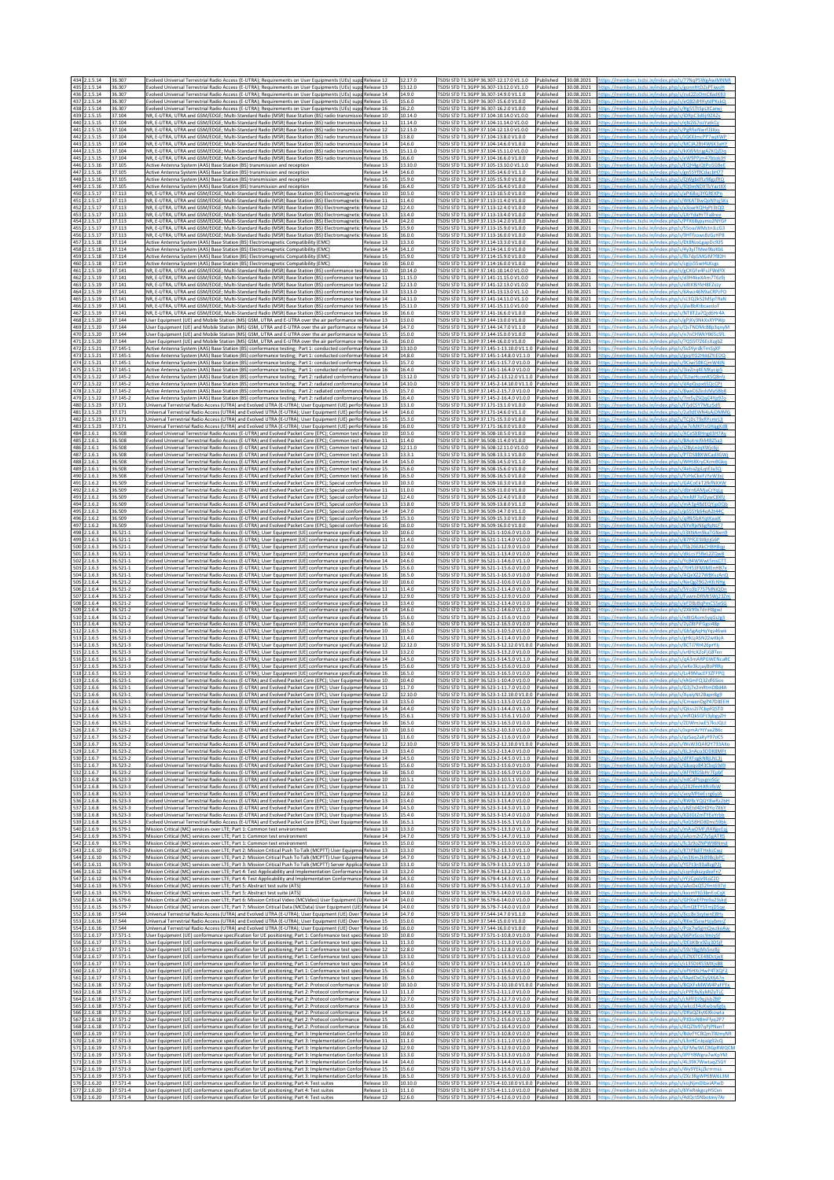| | | | | | | | | | |
|---|---|---|---|---|---|---|---|---|---|
| 434 | 2.1.5.14 | 36.307 | Evolved Universal Terrestrial Radio Access (E-UTRA); Requirements on User Equipments (UEs) supp | Release 12 | 12.17.0 | TSDSI STD T1.3GPP 36.307-12.17.0 V1.1.0 | Published | 30.08.2021 | https://members.tsdsi.in/index.php/s/77NqPSWgAwiMNNR |
| 435 | 2.1.5.14 | 36.307 | Evolved Universal Terrestrial Radio Access (E-UTRA); Requirements on User Equipments (UEs) supp | Release 13 | 13.12.0 | TSDSI STD T1.3GPP 36.307-13.12.0 V1.1.0 | Published | 30.08.2021 | https://members.tsdsi.in/index.php/s/ypnnHtDZtPTwoeR |
| 436 | 2.1.5.14 | 36.307 | Evolved Universal Terrestrial Radio Access (E-UTRA); Requirements on User Equipments (UEs) supp | Release 14 | 14.9.0 | TSDSI STD T1.3GPP 36.307-14.9.0 V1.1.0 | Published | 30.08.2021 | https://members.tsdsi.in/index.php/s/zsd2ZoDmC8wdKB3 |
| 437 | 2.1.5.14 | 36.307 | Evolved Universal Terrestrial Radio Access (E-UTRA); Requirements on User Equipments (UEs) supp | Release 15 | 15.6.0 | TSDSI STD T1.3GPP 36.307-15.6.0 V1.1.0 | Published | 30.08.2021 | https://members.tsdsi.in/index.php/s/eQ82dHHytdPKskQ |
| 438 | 2.1.5.14 | 36.307 | Evolved Universal Terrestrial Radio Access (E-UTRA); Requirements on User Equipments (UEs) supp | Release 16 | 16.2.0 | TSDSI STD T1.3GPP 36.307-16.2.0 V1.1.0 | Published | 30.08.2021 | https://members.tsdsi.in/index.php/s/Hg5S7tSpLXCaiwj |
| 439 | 2.1.5.15 | 37.104 | NR, E-UTRA, UTRA and GSM/EDGE; Multi-Standard Radio (MSR) Base Station (BS) radio transmissi | Release 10 | 10.14.0 | TSDSI STD T1.3GPP 37.104-10.14.0 V1.1.0 | Published | 30.08.2021 | https://members.tsdsi.in/index.php/s/lDfgC3d6j92AZs |
| 440 | 2.1.5.15 | 37.104 | NR, E-UTRA, UTRA and GSM/EDGE; Multi-Standard Radio (MSR) Base Station (BS) radio transmissi | Release 11 | 11.14.0 | TSDSI STD T1.3GPP 37.104-11.14.0 V1.1.0 | Published | 30.08.2021 | https://members.tsdsi.in/index.php/s/njN26TcoYakCy |
| 441 | 2.1.5.15 | 37.104 | NR, E-UTRA, UTRA and GSM/EDGE; Multi-Standard Radio (MSR) Base Station (BS) radio transmissi | Release 12 | 12.13.0 | TSDSI STD T1.3GPP 37.104-12.13.0 V1.1.0 | Published | 30.08.2021 | https://members.tsdsi.in/index.php/s/PgRfwNwxfJ3Xos |
| 442 | 2.1.5.15 | 37.104 | NR, E-UTRA, UTRA and GSM/EDGE; Multi-Standard Radio (MSR) Base Station (BS) radio transmissi | Release 13 | 13.8.0 | TSDSI STD T1.3GPP 37.104-13.8.0 V1.1.0 | Published | 30.08.2021 | https://members.tsdsi.in/index.php/s/DGKXJmcPP7wjKWP |
| 443 | 2.1.5.15 | 37.104 | NR, E-UTRA, UTRA and GSM/EDGE; Multi-Standard Radio (MSR) Base Station (BS) radio transmissi | Release 14 | 14.6.0 | TSDSI STD T1.3GPP 37.104-14.6.0 V1.1.0 | Published | 30.08.2021 | https://members.tsdsi.in/index.php/s/MCA2BHfWGX3aHY |
| 444 | 2.1.5.15 | 37.104 | NR, E-UTRA, UTRA and GSM/EDGE; Multi-Standard Radio (MSR) Base Station (BS) radio transmissi | Release 15 | 15.11.0 | TSDSI STD T1.3GPP 37.104-15.11.0 V1.1.0 | Published | 30.08.2021 | https://members.tsdsi.in/index.php/s/kXWNtxgAZX3jZDg |
| 445 | 2.1.5.15 | 37.104 | NR, E-UTRA, UTRA and GSM/EDGE; Multi-Standard Radio (MSR) Base Station (BS) radio transmissi | Release 16 | 16.6.0 | TSDSI STD T1.3GPP 37.104-16.6.0 V1.1.0 | Published | 30.08.2021 | https://members.tsdsi.in/index.php/s/eW9PPjm47bdokjH |
| 446 | 2.1.5.16 | 37.105 | Active Antenna System (AAS) Base Station (BS) transmission and reception | Release 13 | 13.10.0 | TSDSI STD T1.3GPP 37.105-13.10.0 V1.1.0 | Published | 30.08.2021 | https://members.tsdsi.in/index.php/s/EQn4gLQzPyG8kd |
| 447 | 2.1.5.16 | 37.105 | Active Antenna System (AAS) Base Station (BS) transmission and reception | Release 14 | 14.6.0 | TSDSI STD T1.3GPP 37.105-14.6.0 V1.1.0 | Published | 30.08.2021 | https://members.tsdsi.in/index.php/s/ijn5SYPDcdacbHT7 |
| 448 | 2.1.5.16 | 37.105 | Active Antenna System (AAS) Base Station (BS) transmission and reception | Release 15 | 15.9.0 | TSDSI STD T1.3GPP 37.105-15.9.0 V1.1.0 | Published | 30.08.2021 | https://members.tsdsi.in/index.php/s/QWgbdRzr98gzfRQ |
| 449 | 2.1.5.16 | 37.105 | Active Antenna System (AAS) Base Station (BS) transmission and reception | Release 16 | 16.4.0 | TSDSI STD T1.3GPP 37.105-16.4.0 V1.1.0 | Published | 30.08.2021 | https://members.tsdsi.in/index.php/s/lQ9znNDi67bYazkXX |
| 450 | 2.1.5.17 | 37.113 | NR, E-UTRA, UTRA and GSM/EDGE; Multi-Standard Radio (MSR) Base Station (BS) Electromagnetic | Release 10 | 10.5.0 | TSDSI STD T1.3GPP 37.113-10.5.0 V1.1.0 | Published | 30.08.2021 | https://members.tsdsi.in/index.php/s/aPBBxj3YGRE4Pn |
| 451 | 2.1.5.17 | 37.113 | NR, E-UTRA, UTRA and GSM/EDGE; Multi-Standard Radio (MSR) Base Station (BS) Electromagnetic | Release 11 | 11.4.0 | TSDSI STD T1.3GPP 37.113-11.4.0 V1.1.0 | Published | 30.08.2021 | https://members.tsdsi.in/index.php/s/WKA7BwQqNYqjSKx |
| 452 | 2.1.5.17 | 37.113 | NR, E-UTRA, UTRA and GSM/EDGE; Multi-Standard Radio (MSR) Base Station (BS) Electromagnetic | Release 12 | 12.4.0 | TSDSI STD T1.3GPP 37.113-12.4.0 V1.1.0 | Published | 30.08.2021 | https://members.tsdsi.in/index.php/s/a3oarXQHyPt3tQB |
| 453 | 2.1.5.17 | 37.113 | NR, E-UTRA, UTRA and GSM/EDGE; Multi-Standard Radio (MSR) Base Station (BS) Electromagnetic | Release 13 | 13.4.0 | TSDSI STD T1.3GPP 37.113-13.4.0 V1.1.0 | Published | 30.08.2021 | https://members.tsdsi.in/index.php/s/LXrYdaHr7Fa8ree |
| 454 | 2.1.5.17 | 37.113 | NR, E-UTRA, UTRA and GSM/EDGE; Multi-Standard Radio (MSR) Base Station (BS) Electromagnetic | Release 14 | 14.2.0 | TSDSI STD T1.3GPP 37.113-14.2.0 V1.1.0 | Published | 30.08.2021 | https://members.tsdsi.in/index.php/s/PFX6Bypymo2NYGF |
| 455 | 2.1.5.17 | 37.113 | NR, E-UTRA, UTRA and GSM/EDGE; Multi-Standard Radio (MSR) Base Station (BS) Electromagnetic | Release 15 | 15.9.0 | TSDSI STD T1.3GPP 37.113-15.9.0 V1.1.0 | Published | 30.08.2021 | https://members.tsdsi.in/index.php/s/55oacWMctn3cLG3 |
| 456 | 2.1.5.17 | 37.113 | NR, E-UTRA, UTRA and GSM/EDGE; Multi-Standard Radio (MSR) Base Station (BS) Electromagnetic | Release 16 | 16.0.0 | TSDSI STD T1.3GPP 37.113-16.0.0 V1.1.0 | Published | 30.08.2021 | https://members.tsdsi.in/index.php/s/9HT7zowsBzGrHP8 |
| 457 | 2.1.5.18 | 37.114 | Active Antenna System (AAS) Base Station (BS) Electromagnetic Compatibility (EMC) | Release 13 | 13.3.0 | TSDSI STD T1.3GPP 37.114-13.3.0 V1.1.0 | Published | 30.08.2021 | https://members.tsdsi.in/index.php/s/Dt8NzxLgppDc925 |
| 458 | 2.1.5.18 | 37.114 | Active Antenna System (AAS) Base Station (BS) Electromagnetic Compatibility (EMC) | Release 14 | 14.1.0 | TSDSI STD T1.3GPP 37.114-14.1.0 V1.1.0 | Published | 30.08.2021 | https://members.tsdsi.in/index.php/s/4yBqTfAlwl9oKBsL |
| 459 | 2.1.5.18 | 37.114 | Active Antenna System (AAS) Base Station (BS) Electromagnetic Compatibility (EMC) | Release 15 | 15.9.0 | TSDSI STD T1.3GPP 37.114-15.9.0 V1.1.0 | Published | 30.08.2021 | https://members.tsdsi.in/index.php/s/fb7dp5MGtM78J2H |
| 460 | 2.1.5.18 | 37.114 | Active Antenna System (AAS) Base Station (BS) Electromagnetic Compatibility (EMC) | Release 16 | 16.0.0 | TSDSI STD T1.3GPP 37.114-16.0.0 V1.1.0 | Published | 30.08.2021 | https://members.tsdsi.in/index.php/s/cqjjo3XwHWKvgs |
| 461 | 2.1.5.19 | 37.141 | NR, E-UTRA, UTRA and GSM/EDGE; Multi-Standard Radio (MSR) Base Station (BS) conformance tes | Release 10 | 10.14.0 | TSDSI STD T1.3GPP 37.141-10.14.0 V1.1.0 | Published | 30.08.2021 | https://members.tsdsi.in/index.php/s/gCXGFe4FciFWdYX |
| 462 | 2.1.5.19 | 37.141 | NR, E-UTRA, UTRA and GSM/EDGE; Multi-Standard Radio (MSR) Base Station (BS) conformance tes | Release 11 | 11.15.0 | TSDSI STD T1.3GPP 37.141-11.15.0 V1.1.0 | Published | 30.08.2021 | https://members.tsdsi.in/index.php/s/d3H4keXAm776z9j |
| 463 | 2.1.5.19 | 37.141 | NR, E-UTRA, UTRA and GSM/EDGE; Multi-Standard Radio (MSR) Base Station (BS) conformance tes | Release 12 | 12.14.0 | TSDSI STD T1.3GPP 37.141-12.14.0 V1.1.0 | Published | 30.08.2021 | https://members.tsdsi.in/index.php/s/x8YXBtYpHBEZxLy |
| 464 | 2.1.5.19 | 37.141 | NR, E-UTRA, UTRA and GSM/EDGE; Multi-Standard Radio (MSR) Base Station (BS) conformance tes | Release 13 | 13.13.0 | TSDSI STD T1.3GPP 37.141-13.13.0 V1.1.0 | Published | 30.08.2021 | https://members.tsdsi.in/index.php/s/bAwz4N9aCRPzPD |
| 465 | 2.1.5.19 | 37.141 | NR, E-UTRA, UTRA and GSM/EDGE; Multi-Standard Radio (MSR) Base Station (BS) conformance tes | Release 14 | 14.11.0 | TSDSI STD T1.3GPP 37.141-14.11.0 V1.1.0 | Published | 30.08.2021 | https://members.tsdsi.in/index.php/s/sL3Q2k52MSpTRaN |
| 466 | 2.1.5.19 | 37.141 | NR, E-UTRA, UTRA and GSM/EDGE; Multi-Standard Radio (MSR) Base Station (BS) conformance tes | Release 15 | 15.12.0 | TSDSI STD T1.3GPP 37.141-15.12.0 V1.1.0 | Published | 30.08.2021 | https://members.tsdsi.in/index.php/s/jbwBbKtbcaxzdcf |
| 467 | 2.1.5.19 | 37.141 | NR, E-UTRA, UTRA and GSM/EDGE; Multi-Standard Radio (MSR) Base Station (BS) conformance tes | Release 16 | 16.6.0 | TSDSI STD T1.3GPP 37.141-16.6.0 V1.1.0 | Published | 30.08.2021 | https://members.tsdsi.in/index.php/s/NT8T2a7Qg6Hr4A |
| 468 | 2.1.5.20 | 37.144 | User Equipment (UE) and Mobile Station (MS) GSM, UTRA and E-UTRA over the air performance re | Release 13 | 13.0.0 | TSDSI STD T1.3GPP 37.144-13.0.0 V1.1.0 | Published | 30.08.2021 | https://members.tsdsi.in/index.php/s/gPjKy3NXXeXYPWp |
| 469 | 2.1.5.20 | 37.144 | User Equipment (UE) and Mobile Station (MS) GSM, UTRA and E-UTRA over the air performance re | Release 14 | 14.1.0 | TSDSI STD T1.3GPP 37.144-14.1.0 V1.1.0 | Published | 30.08.2021 | https://members.tsdsi.in/index.php/s/Qz7ND4rB6gc3qnyM |
| 470 | 2.1.5.20 | 37.144 | User Equipment (UE) and Mobile Station (MS) GSM, UTRA and E-UTRA over the air performance re | Release 15 | 15.0.0 | TSDSI STD T1.3GPP 37.144-15.0.0 V1.1.0 | Published | 30.08.2021 | https://members.tsdsi.in/index.php/s/n7oCHWkYB6Sc5fL |
| 471 | 2.1.5.20 | 37.144 | User Equipment (UE) and Mobile Station (MS) GSM, UTRA and E-UTRA over the air performance re | Release 16 | 16.0.0 | TSDSI STD T1.3GPP 37.144-16.0.0 V1.1.0 | Published | 30.08.2021 | https://members.tsdsi.in/index.php/s/7Q5STZ6kZSxgbZ |
| 472 | 2.1.5.21 | 37.145-1 | Active Antenna System (AAS) Base Station (BS) conformance testing; Part 1: conducted conformar | Release 13 | 13.10.0 | TSDSI STD T1.3GPP 37.145-1-13.10.0 V1.1.0 | Published | 30.08.2021 | https://members.tsdsi.in/index.php/s/5s5Vy4bTm5yXF |
| 473 | 2.1.5.21 | 37.145-1 | Active Antenna System (AAS) Base Station (BS) conformance testing; Part 1: conducted conformar | Release 14 | 14.8.0 | TSDSI STD T1.3GPP 37.145-1-14.8.0 V1.1.0 | Published | 30.08.2021 | https://members.tsdsi.in/index.php/s/gepYG2HddZYtEDQ |
| 474 | 2.1.5.21 | 37.145-1 | Active Antenna System (AAS) Base Station (BS) conformance testing; Part 1: conducted conformar | Release 15 | 15.7.0 | TSDSI STD T1.3GPP 37.145-1-15.7.0 V1.1.0 | Published | 30.08.2021 | https://members.tsdsi.in/index.php/s/9Cwn58RQ1mWRJN |
| 475 | 2.1.5.21 | 37.145-1 | Active Antenna System (AAS) Base Station (BS) conformance testing; Part 1: conducted conformar | Release 16 | 16.4.0 | TSDSI STD T1.3GPP 37.145-1-16.4.0 V1.1.0 | Published | 30.08.2021 | https://members.tsdsi.in/index.php/s/3ie2rq4EMKyjp5 |
| 476 | 2.1.5.22 | 37.145-2 | Active Antenna System (AAS) Base Station (BS) conformance testing; Part 2: radiated conformance | Release 13 | 13.12.0 | TSDSI STD T1.3GPP 37.145-2-13.12.0 V1.1.0 | Published | 30.08.2021 | https://members.tsdsi.in/index.php/s/3UwHcomkXQ8nj9 |
| 477 | 2.1.5.22 | 37.145-2 | Active Antenna System (AAS) Base Station (BS) conformance testing; Part 2: radiated conformance | Release 14 | 14.10.0 | TSDSI STD T1.3GPP 37.145-2-14.10.0 V1.1.0 | Published | 30.08.2021 | https://members.tsdsi.in/index.php/s/sKaQcqwdDZkQYL |
| 478 | 2.1.5.22 | 37.145-2 | Active Antenna System (AAS) Base Station (BS) conformance testing; Part 2: radiated conformance | Release 15 | 15.7.0 | TSDSI STD T1.3GPP 37.145-2-15.7.0 V1.1.0 | Published | 30.08.2021 | https://members.tsdsi.in/index.php/s/BwxC6ZedvMoS8b8 |
| 479 | 2.1.5.22 | 37.145-2 | Active Antenna System (AAS) Base Station (BS) conformance testing; Part 2: radiated conformance | Release 16 | 16.4.0 | TSDSI STD T1.3GPP 37.145-2-16.4.0 V1.1.0 | Published | 30.08.2021 | https://members.tsdsi.in/index.php/s/7mSyZSQgG4Yg97o |
| 480 | 2.1.5.23 | 37.171 | Universal Terrestrial Radio Access (UTRA) and Evolved UTRA (E-UTRA); User Equipment (UE) perfor | Release 13 | 13.1.0 | TSDSI STD T1.3GPP 37.171-13.1.0 V1.1.0 | Published | 30.08.2021 | https://members.tsdsi.in/index.php/s/PAfC5Y7f4eLfL8t |
| 481 | 2.1.5.23 | 37.171 | Universal Terrestrial Radio Access (UTRA) and Evolved UTRA (E-UTRA); User Equipment (UE) perfor | Release 14 | 14.6.0 | TSDSI STD T1.3GPP 37.171-14.6.0 V1.1.0 | Published | 30.08.2021 | https://members.tsdsi.in/index.php/s/2uRdEWN4sAjDMMG |
| 482 | 2.1.5.23 | 37.171 | Universal Terrestrial Radio Access (UTRA) and Evolved UTRA (E-UTRA); User Equipment (UE) perfor | Release 15 | 15.3.0 | TSDSI STD T1.3GPP 37.171-15.3.0 V1.1.0 | Published | 30.08.2021 | https://members.tsdsi.in/index.php/s/CQcJ7eKYcmyL3 |
| 483 | 2.1.5.23 | 37.171 | Universal Terrestrial Radio Access (UTRA) and Evolved UTRA (E-UTRA); User Equipment (UE) perfor | Release 16 | 16.0.0 | TSDSI STD T1.3GPP 37.171-16.0.0 V1.1.0 | Published | 30.08.2021 | https://members.tsdsi.in/index.php/s/w7eMkYhemMggXdB |
| 484 | 2.1.6.1 | 36.508 | Evolved Universal Terrestrial Radio Access (E-UTRA) and Evolved Packet Core (EPC); Common test e | Release 10 | 10.5.0 | TSDSI STD T1.3GPP 36.508-10.5.0 V1.1.0 | Published | 30.08.2021 | https://members.tsdsi.in/index.php/s/AGeSX8Hrgd3H7Ay |
| 485 | 2.1.6.1 | 36.508 | Evolved Universal Terrestrial Radio Access (E-UTRA) and Evolved Packet Core (EPC); Common test e | Release 11 | 11.4.0 | TSDSI STD T1.3GPP 36.508-11.4.0 V1.1.0 | Published | 30.08.2021 | https://members.tsdsi.in/index.php/s/BAotrsZA4B2Sa3 |
| 486 | 2.1.6.1 | 36.508 | Evolved Universal Terrestrial Radio Access (E-UTRA) and Evolved Packet Core (EPC); Common test e | Release 12 | 12.11.0 | TSDSI STD T1.3GPP 36.508-12.11.0 V1.1.0 | Published | 30.08.2021 | https://members.tsdsi.in/index.php/s/J2BytzsqRWjcbG |
| 487 | 2.1.6.1 | 36.508 | Evolved Universal Terrestrial Radio Access (E-UTRA) and Evolved Packet Core (EPC); Common test e | Release 13 | 13.3.1 | TSDSI STD T1.3GPP 36.508-13.3.1 V1.1.0 | Published | 30.08.2021 | https://members.tsdsi.in/index.php/s/PTDS88KYXCxd3GWj |
| 488 | 2.1.6.1 | 36.508 | Evolved Universal Terrestrial Radio Access (E-UTRA) and Evolved Packet Core (EPC); Common test e | Release 14 | 14.5.0 | TSDSI STD T1.3GPP 36.508-14.5.0 V1.1.0 | Published | 30.08.2021 | https://members.tsdsi.in/index.php/s/WHtBKnCXzm8Gkq |
| 489 | 2.1.6.1 | 36.508 | Evolved Universal Terrestrial Radio Access (E-UTRA) and Evolved Packet Core (EPC); Common test e | Release 15 | 15.6.0 | TSDSI STD T1.3GPP 36.508-15.6.0 V1.1.0 | Published | 30.08.2021 | https://members.tsdsi.in/index.php/s/Aeba2gkqtEla3Q |
| 490 | 2.1.6.1 | 36.508 | Evolved Universal Terrestrial Radio Access (E-UTRA) and Evolved Packet Core (EPC); Common test e | Release 16 | 16.5.0 | TSDSI STD T1.3GPP 36.508-16.5.0 V1.1.0 | Published | 30.08.2021 | https://members.tsdsi.in/index.php/s/YtHoCkeFzFeW3sJ |
| 491 | 2.1.6.2 | 36.509 | Evolved Universal Terrestrial Radio Access (E-UTRA) and Evolved Packet Core (EPC); Special conforr | Release 10 | 10.3.0 | TSDSI STD T1.3GPP 36.509-10.3.0 V1.1.0 | Published | 30.08.2021 | https://members.tsdsi.in/index.php/s/GACoEY7JNrNXXW |
| 492 | 2.1.6.2 | 36.509 | Evolved Universal Terrestrial Radio Access (E-UTRA) and Evolved Packet Core (EPC); Special conforr | Release 11 | 11.0.0 | TSDSI STD T1.3GPP 36.509-11.0.0 V1.1.0 | Published | 30.08.2021 | https://members.tsdsi.in/index.php/s/tfdnr6AMjaCYpLy |
| 493 | 2.1.6.2 | 36.509 | Evolved Universal Terrestrial Radio Access (E-UTRA) and Evolved Packet Core (EPC); Special conforr | Release 12 | 12.4.0 | TSDSI STD T1.3GPP 36.509-12.4.0 V1.1.0 | Published | 30.08.2021 | https://members.tsdsi.in/index.php/s/mrMF7oQywCBXfJ |
| 494 | 2.1.6.2 | 36.509 | Evolved Universal Terrestrial Radio Access (E-UTRA) and Evolved Packet Core (EPC); Special conforr | Release 13 | 13.8.0 | TSDSI STD T1.3GPP 36.509-13.8.0 V1.1.0 | Published | 30.08.2021 | https://members.tsdsi.in/index.php/s/mA3p4bEG3YgdQ5jt |
| 495 | 2.1.6.2 | 36.509 | Evolved Universal Terrestrial Radio Access (E-UTRA) and Evolved Packet Core (EPC); Special conforr | Release 14 | 14.7.0 | TSDSI STD T1.3GPP 36.509-14.7.0 V1.1.0 | Published | 30.08.2021 | https://members.tsdsi.in/index.php/s/jp5SSYk64oA2t4AC |
| 496 | 2.1.6.2 | 36.509 | Evolved Universal Terrestrial Radio Access (E-UTRA) and Evolved Packet Core (EPC); Special conforr | Release 15 | 15.3.0 | TSDSI STD T1.3GPP 36.509-15.3.0 V1.1.0 | Published | 30.08.2021 | https://members.tsdsi.in/index.php/s/pjRbSbAYpEaaiK |
| 497 | 2.1.6.2 | 36.509 | Evolved Universal Terrestrial Radio Access (E-UTRA) and Evolved Packet Core (EPC); Special conforr | Release 16 | 16.0.0 | TSDSI STD T1.3GPP 36.509-16.0.0 V1.1.0 | Published | 30.08.2021 | https://members.tsdsi.in/index.php/s/6YeRjxN6gNKLF7 |
| 498 | 2.1.6.3 | 36.521-1 | Evolved Universal Terrestrial Radio Access (E-UTRA); User Equipment (UE) conformance specificati | Release 10 | 10.6.0 | TSDSI STD T1.3GPP 36.521-1-10.6.0 V1.1.0 | Published | 30.08.2021 | https://members.tsdsi.in/index.php/s/3XNAmfbkYGNmG |
| 499 | 2.1.6.3 | 36.521-1 | Evolved Universal Terrestrial Radio Access (E-UTRA); User Equipment (UE) conformance specificati | Release 11 | 11.4.0 | TSDSI STD T1.3GPP 36.521-1-11.4.0 V1.1.0 | Published | 30.08.2021 | https://members.tsdsi.in/index.php/s/B7tPCEtj8bzGXP |
| 500 | 2.1.6.3 | 36.521-1 | Evolved Universal Terrestrial Radio Access (E-UTRA); User Equipment (UE) conformance specificati | Release 12 | 12.9.0 | TSDSI STD T1.3GPP 36.521-1-12.9.0 V1.1.0 | Published | 30.08.2021 | https://members.tsdsi.in/index.php/s/5b266AkCH8HBqp |
| 501 | 2.1.6.3 | 36.521-1 | Evolved Universal Terrestrial Radio Access (E-UTRA); User Equipment (UE) conformance specificati | Release 13 | 13.4.0 | TSDSI STD T1.3GPP 36.521-1-13.4.0 V1.1.0 | Published | 30.08.2021 | https://members.tsdsi.in/index.php/s/d6LcsY5feLJZQwB |
| 502 | 2.1.6.3 | 36.521-1 | Evolved Universal Terrestrial Radio Access (E-UTRA); User Equipment (UE) conformance specificati | Release 14 | 14.6.0 | TSDSI STD T1.3GPP 36.521-1-14.6.0 V1.1.0 | Published | 30.08.2021 | https://members.tsdsi.in/index.php/s/Yc4AWXwx5msCTY |
| 503 | 2.1.6.3 | 36.521-1 | Evolved Universal Terrestrial Radio Access (E-UTRA); User Equipment (UE) conformance specificati | Release 15 | 15.6.0 | TSDSI STD T1.3GPP 36.521-1-15.6.0 V1.1.0 | Published | 30.08.2021 | https://members.tsdsi.in/index.php/s/7hH53FMUMEnH87s |
| 504 | 2.1.6.3 | 36.521-1 | Evolved Universal Terrestrial Radio Access (E-UTRA); User Equipment (UE) conformance specificati | Release 16 | 16.5.0 | TSDSI STD T1.3GPP 36.521-1-16.5.0 V1.1.0 | Published | 30.08.2021 | https://members.tsdsi.in/index.php/s/AQeXZ27W8tszAnQ |
| 505 | 2.1.6.4 | 36.521-2 | Evolved Universal Terrestrial Radio Access (E-UTRA); User Equipment (UE) conformance specificati | Release 10 | 10.6.0 | TSDSI STD T1.3GPP 36.521-2-10.6.0 V1.1.0 | Published | 30.08.2021 | https://members.tsdsi.in/index.php/s/NeQgZ9G2H5rNHg |
| 506 | 2.1.6.4 | 36.521-2 | Evolved Universal Terrestrial Radio Access (E-UTRA); User Equipment (UE) conformance specificati | Release 11 | 11.4.0 | TSDSI STD T1.3GPP 36.521-2-11.4.0 V1.1.0 | Published | 30.08.2021 | https://members.tsdsi.in/index.php/s/5Ye3b775TMNQDn |
| 507 | 2.1.6.4 | 36.521-2 | Evolved Universal Terrestrial Radio Access (E-UTRA); User Equipment (UE) conformance specificati | Release 12 | 12.9.0 | TSDSI STD T1.3GPP 36.521-2-12.9.0 V1.1.0 | Published | 30.08.2021 | https://members.tsdsi.in/index.php/s/FawmDRMt5Wj23Zm |
| 508 | 2.1.6.4 | 36.521-2 | Evolved Universal Terrestrial Radio Access (E-UTRA); User Equipment (UE) conformance specificati | Release 13 | 13.4.0 | TSDSI STD T1.3GPP 36.521-2-13.4.0 V1.1.0 | Published | 30.08.2021 | https://members.tsdsi.in/index.php/s/eFDBdfqPmcS5wSbj |
| 509 | 2.1.6.4 | 36.521-2 | Evolved Universal Terrestrial Radio Access (E-UTRA); User Equipment (UE) conformance specificati | Release 14 | 14.6.0 | TSDSI STD T1.3GPP 36.521-2-14.6.0 V1.1.0 | Published | 30.08.2021 | https://members.tsdsi.in/index.php/s/2Xk9Ss7dnH8gwi |
| 510 | 2.1.6.4 | 36.521-2 | Evolved Universal Terrestrial Radio Access (E-UTRA); User Equipment (UE) conformance specificati | Release 15 | 15.6.0 | TSDSI STD T1.3GPP 36.521-2-15.6.0 V1.1.0 | Published | 30.08.2021 | https://members.tsdsi.in/index.php/s/n8tG4omSyqGcLg3 |
| 511 | 2.1.6.4 | 36.521-2 | Evolved Universal Terrestrial Radio Access (E-UTRA); User Equipment (UE) conformance specificati | Release 16 | 16.5.0 | TSDSI STD T1.3GPP 36.521-2-16.5.0 V1.1.0 | Published | 30.08.2021 | https://members.tsdsi.in/index.php/s/Zy2BYP6qwyH9R |
| 512 | 2.1.6.5 | 36.521-3 | Evolved Universal Terrestrial Radio Access (E-UTRA); User Equipment (UE) conformance specificati | Release 10 | 10.5.0 | TSDSI STD T1.3GPP 36.521-3-10.5.0 V1.1.0 | Published | 30.08.2021 | https://members.tsdsi.in/index.php/s/Gb5gAqHqYqz46wk |
| 513 | 2.1.6.5 | 36.521-3 | Evolved Universal Terrestrial Radio Access (E-UTRA); User Equipment (UE) conformance specificati | Release 11 | 11.4.0 | TSDSI STD T1.3GPP 36.521-3-11.4.0 V1.1.0 | Published | 30.08.2021 | https://members.tsdsi.in/index.php/s/gH6jLjA5nZZzeRjcA |
| 514 | 2.1.6.5 | 36.521-3 | Evolved Universal Terrestrial Radio Access (E-UTRA); User Equipment (UE) conformance specificati | Release 12 | 12.12.0 | TSDSI STD T1.3GPP 36.521-3-12.12.0 V1.0.0 | Published | 30.08.2021 | https://members.tsdsi.in/index.php/s/BCTi7Rt426pYXj |
| 515 | 2.1.6.5 | 36.521-3 | Evolved Universal Terrestrial Radio Access (E-UTRA); User Equipment (UE) conformance specificati | Release 13 | 13.2.0 | TSDSI STD T1.3GPP 36.521-3-13.2.0 V1.1.0 | Published | 30.08.2021 | https://members.tsdsi.in/index.php/s/er6HcKZoFjG8Tkn |
| 516 | 2.1.6.5 | 36.521-3 | Evolved Universal Terrestrial Radio Access (E-UTRA); User Equipment (UE) conformance specificati | Release 14 | 14.5.0 | TSDSI STD T1.3GPP 36.521-3-14.5.0 V1.1.0 | Published | 30.08.2021 | https://members.tsdsi.in/index.php/s/qK3mA49F6tWENcwRC |
| 517 | 2.1.6.5 | 36.521-3 | Evolved Universal Terrestrial Radio Access (E-UTRA); User Equipment (UE) conformance specificati | Release 15 | 15.6.0 | TSDSI STD T1.3GPP 36.521-3-15.6.0 V1.1.0 | Published | 30.08.2021 | https://members.tsdsi.in/index.php/s/wKe3kzjay8sPRRy |
| 518 | 2.1.6.5 | 36.521-3 | Evolved Universal Terrestrial Radio Access (E-UTRA); User Equipment (UE) conformance specificati | Release 16 | 16.5.0 | TSDSI STD T1.3GPP 36.521-3-16.5.0 V1.1.0 | Published | 30.08.2021 | https://members.tsdsi.in/index.php/s/Ls49MacEF5ZrFPQ |
| 519 | 2.1.6.6 | 36.523-1 | Evolved Universal Terrestrial Radio Access (E-UTRA) and Evolved Packet Core (EPC); User Equipmen | Release 10 | 10.4.0 | TSDSI STD T1.3GPP 36.523-1-10.4.0 V1.1.0 | Published | 30.08.2021 | https://members.tsdsi.in/index.php/s/nAGmFs52dfE5ess |
| 520 | 2.1.6.6 | 36.523-1 | Evolved Universal Terrestrial Radio Access (E-UTRA) and Evolved Packet Core (EPC); User Equipmen | Release 11 | 11.7.0 | TSDSI STD T1.3GPP 36.523-1-11.7.0 V1.1.0 | Published | 30.08.2021 | https://members.tsdsi.in/index.php/s/G3j7x2mRtmD8d4K |
| 521 | 2.1.6.6 | 36.523-1 | Evolved Universal Terrestrial Radio Access (E-UTRA) and Evolved Packet Core (EPC); User Equipmen | Release 12 | 12.10.0 | TSDSI STD T1.3GPP 36.523-1-12.10.0 V1.1.0 | Published | 30.08.2021 | https://members.tsdsi.in/index.php/s/AyayNt28apnBg9 |
| 522 | 2.1.6.6 | 36.523-1 | Evolved Universal Terrestrial Radio Access (E-UTRA) and Evolved Packet Core (EPC); User Equipmen | Release 13 | 13.5.0 | TSDSI STD T1.3GPP 36.523-1-13.5.0 V1.1.0 | Published | 30.08.2021 | https://members.tsdsi.in/index.php/s/CmwenDgP47D8EtH |
| 523 | 2.1.6.6 | 36.523-1 | Evolved Universal Terrestrial Radio Access (E-UTRA) and Evolved Packet Core (EPC); User Equipmen | Release 14 | 14.4.0 | TSDSI STD T1.3GPP 36.523-1-14.4.0 V1.1.0 | Published | 30.08.2021 | https://members.tsdsi.in/index.php/s/QkxsZi7CbpfQ5TD |
| 524 | 2.1.6.6 | 36.523-1 | Evolved Universal Terrestrial Radio Access (E-UTRA) and Evolved Packet Core (EPC); User Equipmen | Release 15 | 15.5.1 | TSDSI STD T1.3GPP 36.523-1-15.5.1 V1.1.0 | Published | 30.08.2021 | https://members.tsdsi.in/index.php/s/mRQt5GPT5yBgyZH |
| 525 | 2.1.6.6 | 36.523-1 | Evolved Universal Terrestrial Radio Access (E-UTRA) and Evolved Packet Core (EPC); User Equipmen | Release 16 | 16.5.0 | TSDSI STD T1.3GPP 36.523-1-16.5.0 V1.1.0 | Published | 30.08.2021 | https://members.tsdsi.in/index.php/s/ZEWmtadE57ksJQL |
| 526 | 2.1.6.7 | 36.523-2 | Evolved Universal Terrestrial Radio Access (E-UTRA) and Evolved Packet Core (EPC); User Equipmen | Release 10 | 10.3.0 | TSDSI STD T1.3GPP 36.523-2-10.3.0 V1.1.0 | Published | 30.08.2021 | https://members.tsdsi.in/index.php/s/txpmArYtYae2B6c |
| 527 | 2.1.6.7 | 36.523-2 | Evolved Universal Terrestrial Radio Access (E-UTRA) and Evolved Packet Core (EPC); User Equipmen | Release 11 | 11.6.0 | TSDSI STD T1.3GPP 36.523-2-11.6.0 V1.1.0 | Published | 30.08.2021 | https://members.tsdsi.in/index.php/s/ipSwp2wkyf97oC5 |
| 528 | 2.1.6.7 | 36.523-2 | Evolved Universal Terrestrial Radio Access (E-UTRA) and Evolved Packet Core (EPC); User Equipmen | Release 12 | 12.10.0 | TSDSI STD T1.3GPP 36.523-2-12.10.0 V1.0.0 | Published | 30.08.2021 | https://members.tsdsi.in/index.php/s/Ws6V3QAR2Y733Ao |
| 529 | 2.1.6.7 | 36.523-2 | Evolved Universal Terrestrial Radio Access (E-UTRA) and Evolved Packet Core (EPC); User Equipmen | Release 13 | 13.4.0 | TSDSI STD T1.3GPP 36.523-2-13.4.0 V1.1.0 | Published | 30.08.2021 | https://members.tsdsi.in/index.php/s/bL3nAco3QDK8MFt |
| 530 | 2.1.6.7 | 36.523-2 | Evolved Universal Terrestrial Radio Access (E-UTRA) and Evolved Packet Core (EPC); User Equipmen | Release 14 | 14.5.0 | TSDSI STD T1.3GPP 36.523-2-14.5.0 V1.1.0 | Published | 30.08.2021 | https://members.tsdsi.in/index.php/s/dFXFgpNNbJAtJ3 |
| 531 | 2.1.6.7 | 36.523-2 | Evolved Universal Terrestrial Radio Access (E-UTRA) and Evolved Packet Core (EPC); User Equipmen | Release 15 | 15.6.0 | TSDSI STD T1.3GPP 36.523-2-15.6.0 V1.1.0 | Published | 30.08.2021 | https://members.tsdsi.in/index.php/s/Gbaqo843Cbq59d9 |
| 532 | 2.1.6.7 | 36.523-2 | Evolved Universal Terrestrial Radio Access (E-UTRA) and Evolved Packet Core (EPC); User Equipmen | Release 16 | 16.5.0 | TSDSI STD T1.3GPP 36.523-2-16.5.0 V1.1.0 | Published | 30.08.2021 | https://members.tsdsi.in/index.php/s/AFFNRSbHm7fgbf |
| 533 | 2.1.6.8 | 36.523-3 | Evolved Universal Terrestrial Radio Access (E-UTRA) and Evolved Packet Core (EPC); User Equipmen | Release 10 | 10.5.0 | TSDSI STD T1.3GPP 36.523-3-10.5.0 V1.1.0 | Published | 30.08.2021 | https://members.tsdsi.in/index.php/s/HtCdPeggqHSJr |
| 534 | 2.1.6.8 | 36.523-3 | Evolved Universal Terrestrial Radio Access (E-UTRA) and Evolved Packet Core (EPC); User Equipmen | Release 11 | 11.7.0 | TSDSI STD T1.3GPP 36.523-3-11.7.0 V1.1.0 | Published | 30.08.2021 | https://members.tsdsi.in/index.php/s/J2X2fmHAftsfbW |
| 535 | 2.1.6.8 | 36.523-3 | Evolved Universal Terrestrial Radio Access (E-UTRA) and Evolved Packet Core (EPC); User Equipmen | Release 12 | 12.8.0 | TSDSI STD T1.3GPP 36.523-3-12.8.0 V1.1.0 | Published | 30.08.2021 | https://members.tsdsi.in/index.php/s/aoyM5eGcrgdyd4 |
| 536 | 2.1.6.8 | 36.523-3 | Evolved Universal Terrestrial Radio Access (E-UTRA) and Evolved Packet Core (EPC); User Equipmen | Release 13 | 13.4.0 | TSDSI STD T1.3GPP 36.523-3-13.4.0 V1.1.0 | Published | 30.08.2021 | https://members.tsdsi.in/index.php/s/RWBcYQ2YWaRsQ9H |
| 537 | 2.1.6.8 | 36.523-3 | Evolved Universal Terrestrial Radio Access (E-UTRA) and Evolved Packet Core (EPC); User Equipmen | Release 14 | 14.5.0 | TSDSI STD T1.3GPP 36.523-3-14.5.0 V1.1.0 | Published | 30.08.2021 | https://members.tsdsi.in/index.php/s/yNEtd4DH0Yo7X6Y |
| 538 | 2.1.6.8 | 36.523-3 | Evolved Universal Terrestrial Radio Access (E-UTRA) and Evolved Packet Core (EPC); User Equipmen | Release 15 | 15.4.0 | TSDSI STD T1.3GPP 36.523-3-15.4.0 V1.1.0 | Published | 30.08.2021 | https://members.tsdsi.in/index.php/s/fKGtB5YwfYKErjbb |
| 539 | 2.1.6.8 | 36.523-3 | Evolved Universal Terrestrial Radio Access (E-UTRA) and Evolved Packet Core (EPC); User Equipmen | Release 16 | 16.5.1 | TSDSI STD T1.3GPP 36.523-3-16.5.1 V1.1.0 | Published | 30.08.2021 | https://members.tsdsi.in/index.php/s/foG5BHDJtDmjT8kk |
| 540 | 2.1.6.9 | 36.579-1 | Mission Critical (MC) services over LTE; Part 1: Common test environment | Release 13 | 13.3.0 | TSDSI STD T1.3GPP 36.579-1-13.3.0 V1.1.0 | Published | 30.08.2021 | https://members.tsdsi.in/index.php/s/mAwDMFjRARgeEgs |
| 541 | 2.1.6.9 | 36.579-1 | Mission Critical (MC) services over LTE; Part 1: Common test environment | Release 14 | 14.7.0 | TSDSI STD T1.3GPP 36.579-1-14.7.0 V1.1.0 | Published | 30.08.2021 | https://members.tsdsi.in/index.php/s/aAxnZyG7ySaAT8G |
| 542 | 2.1.6.9 | 36.579-1 | Mission Critical (MC) services over LTE; Part 1: Common test environment | Release 15 | 15.0.0 | TSDSI STD T1.3GPP 36.579-1-15.0.0 V1.1.0 | Published | 30.08.2021 | https://members.tsdsi.in/index.php/s/fc3z9oZNPW9BNmd |
| 543 | 2.1.6.10 | 36.579-2 | Mission Critical (MC) services over LTE; Part 2: Mission Critical Push To Talk (MCPTT) User Equipmen | Release 13 | 13.3.0 | TSDSI STD T1.3GPP 36.579-2-13.3.0 V1.1.0 | Published | 30.08.2021 | https://members.tsdsi.in/index.php/s/KTtP8dJTHdcCwq |
| 544 | 2.1.6.10 | 36.579-2 | Mission Critical (MC) services over LTE; Part 2: Mission Critical Push To Talk (MCPTT) User Equipmen | Release 14 | 14.7.0 | TSDSI STD T1.3GPP 36.579-2-14.7.0 V1.1.0 | Published | 30.08.2021 | https://members.tsdsi.in/index.php/s/m3Km2k8BBrJbPC |
| 545 | 2.1.6.11 | 36.579-3 | Mission Critical (MC) services over LTE; Part 3: Mission Critical Push To Talk (MCPTT) Server Applica | Release 13 | 13.1.0 | TSDSI STD T1.3GPP 36.579-3-13.1.0 V1.1.0 | Published | 30.08.2021 | https://members.tsdsi.in/index.php/s/YEFt3n93a8zgP2j |
| 546 | 2.1.6.12 | 36.579-4 | Mission Critical (MC) services over LTE; Part 4: Test Applicability and Implementation Conformance | Release 13 | 13.2.0 | TSDSI STD T1.3GPP 36.579-4-13.2.0 V1.1.0 | Published | 30.08.2021 | https://members.tsdsi.in/index.php/s/cqnfgksysbsfrn7 |
| 547 | 2.1.6.12 | 36.579-4 | Mission Critical (MC) services over LTE; Part 4: Test Applicability and Implementation Conformance | Release 14 | 14.3.0 | TSDSI STD T1.3GPP 36.579-4-14.3.0 V1.1.0 | Published | 30.08.2021 | https://members.tsdsi.in/index.php/s/YVCpopEcf6aZZR |
| 548 | 2.1.6.13 | 36.579-5 | Mission Critical (MC) services over LTE; Part 5: Abstract test suite (ATS) | Release 13 | 13.6.0 | TSDSI STD T1.3GPP 36.579-5-13.6.0 V1.1.0 | Published | 30.08.2021 | https://members.tsdsi.in/index.php/s/aAoDxQ52fm597d |
| 549 | 2.1.6.14 | 36.579-5 | Mission Critical (MC) services over LTE; Part 5: Abstract test suite (ATS) | Release 14 | 14.0.0 | TSDSI STD T1.3GPP 36.579-5-14.0.0 V1.1.0 | Published | 30.08.2021 | https://members.tsdsi.in/index.php/s/kxsmYiG3bnEoCpX |
| 550 | 2.1.6.15 | 36.579-6 | Mission Critical (MC) services over LTE; Part 6: Mission Critical Video (MCVideo) over LTE User Equipment (U | Release 14 | 14.0.0 | TSDSI STD T1.3GPP 36.579-6-14.0.0 V1.1.0 | Published | 30.08.2021 | https://members.tsdsi.in/index.php/s/GHKw6FPmPo23skd |
| 551 | 2.1.6.16 | 36.579-7 | Mission Critical (MC) services over LTE; Part 7: Mission Critical Data (MCData) over LTE User Equipment (UE) | Release 14 | 14.0.0 | TSDSI STD T1.3GPP 36.579-7-14.0.0 V1.1.0 | Published | 30.08.2021 | https://members.tsdsi.in/index.php/s/RmQEtYSTmjD5qe |
| 552 | 2.1.6.16 | 37.544 | Universal Terrestrial Radio Access (UTRA) and Evolved UTRA (E-UTRA); User Equipment (UE) Over t | Release 14 | 14.7.0 | TSDSI STD T1.3GPP 37.544-14.7.0 V1.1.0 | Published | 30.08.2021 | https://members.tsdsi.in/index.php/s/Xcc8c5yztard8tq |
| 553 | 2.1.6.16 | 37.544 | Universal Terrestrial Radio Access (UTRA) and Evolved UTRA (E-UTRA); User Equipment (UE) Over t | Release 15 | 15.0.0 | TSDSI STD T1.3GPP 37.544-15.0.0 V1.1.0 | Published | 30.08.2021 | https://members.tsdsi.in/index.php/s/RKw3tn6Hjzjjbmn2 |
| 554 | 2.1.6.16 | 37.544 | Universal Terrestrial Radio Access (UTRA) and Evolved UTRA (E-UTRA); User Equipment (UE) Over t | Release 16 | 16.0.0 | TSDSI STD T1.3GPP 37.544-16.0.0 V1.1.0 | Published | 30.08.2021 | https://members.tsdsi.in/index.php/s/PskY7w5gm5ekxokAw |
| 555 | 2.1.6.17 | 37.571-1 | User Equipment (UE) conformance specification for UE positioning; Part 1: Conformance test speci | Release 10 | 10.8.0 | TSDSI STD T1.3GPP 37.571-1-10.8.0 V1.1.0 | Published | 30.08.2021 | https://members.tsdsi.in/index.php/s/6dPz6coYMxSdF |
| 556 | 2.1.6.17 | 37.571-1 | User Equipment (UE) conformance specification for UE positioning; Part 1: Conformance test speci | Release 11 | 11.3.0 | TSDSI STD T1.3GPP 37.571-1-11.3.0 V1.1.0 | Published | 30.08.2021 | https://members.tsdsi.in/index.php/s/DEbKBre9Zq3D5jF |
| 557 | 2.1.6.17 | 37.571-1 | User Equipment (UE) conformance specification for UE positioning; Part 1: Conformance test speci | Release 12 | 12.8.0 | TSDSI STD T1.3GPP 37.571-1-12.8.0 V1.1.0 | Published | 30.08.2021 | https://members.tsdsi.in/index.php/s/5fir9gjN5sruBs |
| 558 | 2.1.6.17 | 37.571-1 | User Equipment (UE) conformance specification for UE positioning; Part 1: Conformance test speci | Release 13 | 13.3.0 | TSDSI STD T1.3GPP 37.571-1-13.3.0 V1.1.0 | Published | 30.08.2021 | https://members.tsdsi.in/index.php/s/EZNXF4CAMj5ctaX |
| 559 | 2.1.6.17 | 37.571-1 | User Equipment (UE) conformance specification for UE positioning; Part 1: Conformance test speci | Release 14 | 14.5.0 | TSDSI STD T1.3GPP 37.571-1-14.5.0 V1.1.0 | Published | 30.08.2021 | https://members.tsdsi.in/index.php/s/1350J4SSMXjz8B |
| 560 | 2.1.6.17 | 37.571-1 | User Equipment (UE) conformance specification for UE positioning; Part 1: Conformance test speci | Release 15 | 15.6.0 | TSDSI STD T1.3GPP 37.571-1-15.6.0 V1.1.0 | Published | 30.08.2021 | https://members.tsdsi.in/index.php/s/oP6HXcrtwP4TXQF2 |
| 561 | 2.1.6.17 | 37.571-1 | User Equipment (UE) conformance specification for UE positioning; Part 1: Conformance test speci | Release 16 | 16.5.0 | TSDSI STD T1.3GPP 37.571-1-16.5.0 V1.1.0 | Published | 30.08.2021 | https://members.tsdsi.in/index.php/s/fAed5xCEySX6A7n |
| 562 | 2.1.6.18 | 37.571-2 | User Equipment (UE) conformance specification for UE positioning; Part 2: Protocol conformance | Release 10 | 10.10.0 | TSDSI STD T1.3GPP 37.571-2-10.10.0 V1.1.0 | Published | 30.08.2021 | https://members.tsdsi.in/index.php/s/BQXFxMWW4PaFFYx |
| 563 | 2.1.6.18 | 37.571-2 | User Equipment (UE) conformance specification for UE positioning; Part 2: Protocol conformance | Release 11 | 11.11.0 | TSDSI STD T1.3GPP 37.571-2-11.11.0 V1.1.0 | Published | 30.08.2021 | https://members.tsdsi.in/index.php/s/cPFERyXyMtZyTLC |
| 564 | 2.1.6.18 | 37.571-2 | User Equipment (UE) conformance specification for UE positioning; Part 2: Protocol conformance | Release 12 | 12.7.0 | TSDSI STD T1.3GPP 37.571-2-12.7.0 V1.1.0 | Published | 30.08.2021 | https://members.tsdsi.in/index.php/s/CMFfDF6pJsb2BP |
| 565 | 2.1.6.18 | 37.571-2 | User Equipment (UE) conformance specification for UE positioning; Part 2: Protocol conformance | Release 13 | 13.3.0 | TSDSI STD T1.3GPP 37.571-2-13.3.0 V1.1.0 | Published | 30.08.2021 | https://members.tsdsi.in/index.php/s/wkcd34oKwbxfqGs |
| 566 | 2.1.6.18 | 37.571-2 | User Equipment (UE) conformance specification for UE positioning; Part 2: Protocol conformance | Release 14 | 14.4.0 | TSDSI STD T1.3GPP 37.571-2-14.4.0 V1.1.0 | Published | 30.08.2021 | https://members.tsdsi.in/index.php/s/DRaQXyt6Xkowta |
| 567 | 2.1.6.18 | 37.571-2 | User Equipment (UE) conformance specification for UE positioning; Part 2: Protocol conformance | Release 15 | 15.6.0 | TSDSI STD T1.3GPP 37.571-2-15.6.0 V1.1.0 | Published | 30.08.2021 | https://members.tsdsi.in/index.php/s/P9DIoNBmFfya2P7 |
| 568 | 2.1.6.18 | 37.571-2 | User Equipment (UE) conformance specification for UE positioning; Part 2: Protocol conformance | Release 16 | 16.4.0 | TSDSI STD T1.3GPP 37.571-2-16.4.0 V1.1.0 | Published | 30.08.2021 | https://members.tsdsi.in/index.php/s/AQZ9t97qRjPNanT |
| 569 | 2.1.6.19 | 37.571-3 | User Equipment (UE) conformance specification for UE positioning; Part 3: Implementation Confor | Release 10 | 10.8.0 | TSDSI STD T1.3GPP 37.571-3-10.8.0 V1.1.0 | Published | 30.08.2021 | https://members.tsdsi.in/index.php/s/BdnYYC8Gm3AmyNR |
| 570 | 2.1.6.19 | 37.571-3 | User Equipment (UE) conformance specification for UE positioning; Part 3: Implementation Confor | Release 11 | 11.11.0 | TSDSI STD T1.3GPP 37.571-3-11.11.0 V1.1.0 | Published | 30.08.2021 | https://members.tsdsi.in/index.php/s/L3nHtCnJyaJg92cQ |
| 571 | 2.1.6.19 | 37.571-3 | User Equipment (UE) conformance specification for UE positioning; Part 3: Implementation Confor | Release 12 | 12.9.0 | TSDSI STD T1.3GPP 37.571-3-12.9.0 V1.1.0 | Published | 30.08.2021 | https://members.tsdsi.in/index.php/s/GFMwWL0BGpRW0CM |
| 572 | 2.1.6.19 | 37.571-3 | User Equipment (UE) conformance specification for UE positioning; Part 3: Implementation Confor | Release 13 | 13.3.0 | TSDSI STD T1.3GPP 37.571-3-13.3.0 V1.1.0 | Published | 30.08.2021 | https://members.tsdsi.in/index.php/s/JPFYBWgarAwWHM |
| 573 | 2.1.6.19 | 37.571-3 | User Equipment (UE) conformance specification for UE positioning; Part 3: Implementation Confor | Release 14 | 14.4.0 | TSDSI STD T1.3GPP 37.571-3-14.4.0 V1.1.0 | Published | 30.08.2021 | https://members.tsdsi.in/index.php/s/4L39X7RwtaqZ5GY |
| 574 | 2.1.6.19 | 37.571-3 | User Equipment (UE) conformance specification for UE positioning; Part 3: Implementation Confor | Release 15 | 15.6.0 | TSDSI STD T1.3GPP 37.571-3-15.6.0 V1.1.0 | Published | 30.08.2021 | https://members.tsdsi.in/index.php/s/Wy5YEk2brrmsx |
| 575 | 2.1.6.19 | 37.571-3 | User Equipment (UE) conformance specification for UE positioning; Part 3: Implementation Confor | Release 16 | 16.5.0 | TSDSI STD T1.3GPP 37.571-3-16.5.0 V1.1.0 | Published | 30.08.2021 | https://members.tsdsi.in/index.php/s/ZXc39gWPKMWG3M |
| 576 | 2.1.6.20 | 37.571-4 | User Equipment (UE) conformance specification for UE positioning; Part 4: Test suites | Release 10 | 10.1.0 | TSDSI STD T1.3GPP 37.571-4-10.1.0 V1.1.0 | Published | 30.08.2021 | https://members.tsdsi.in/index.php/s/ssjRjmDbeiAPwD |
| 577 | 2.1.6.20 | 37.571-4 | User Equipment (UE) conformance specification for UE positioning; Part 4: Test suites | Release 11 | 11.1.0 | TSDSI STD T1.3GPP 37.571-4-11.1.0 V1.1.0 | Published | 30.08.2021 | https://members.tsdsi.in/index.php/s/6YaRnkgcyHSCon |
| 578 | 2.1.6.20 | 37.571-4 | User Equipment (UE) conformance specification for UE positioning; Part 4: Test suites | Release 12 | 12.6.0 | TSDSI STD T1.3GPP 37.571-4-12.6.0 V1.1.0 | Published | 30.08.2021 | https://members.tsdsi.in/index.php/s/4dQoS5NbotmyTAr |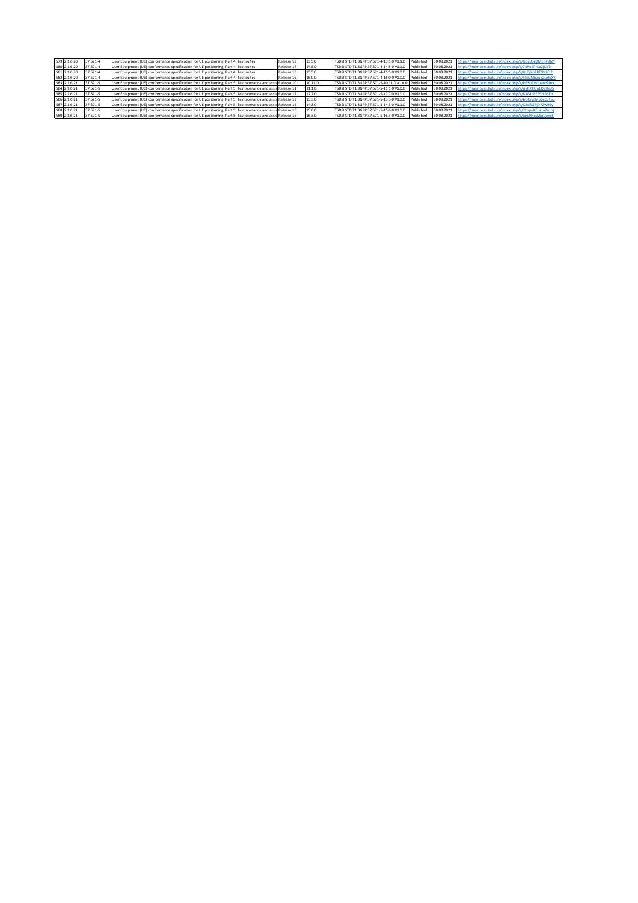| | | | | | | | | | |
|---|---|---|---|---|---|---|---|---|---|
| 579 | 2.1.6.20 | 37.571-4 | User Equipment (UE) conformance specification for UE positioning; Part 4: Test suites | Release 13 | 13.5.0 | TSDSI STD T1.3GPP 37.571-4-13.5.0 V1.1.0 | Published | 30.08.2021 | https://members.tsdsi.in/index.php/s/GdZ9BgBME6P8iZY |
| 580 | 2.1.6.20 | 37.571-4 | User Equipment (UE) conformance specification for UE positioning; Part 4: Test suites | Release 14 | 14.5.0 | TSDSI STD T1.3GPP 37.571-4-14.5.0 V1.1.0 | Published | 30.08.2021 | https://members.tsdsi.in/index.php/s/73RoEPrKzZjXdTr |
| 581 | 2.1.6.20 | 37.571-4 | User Equipment (UE) conformance specification for UE positioning; Part 4: Test suites | Release 15 | 15.5.0 | TSDSI STD T1.3GPP 37.571-4-15.5.0 V1.0.0 | Published | 30.08.2021 | https://members.tsdsi.in/index.php/s/8oZyXoTRfTMcGj2 |
| 582 | 2.1.6.20 | 37.571-4 | User Equipment (UE) conformance specification for UE positioning; Part 4: Test suites | Release 16 | 16.0.0 | TSDSI STD T1.3GPP 37.571-4-16.0.0 V1.0.0 | Published | 30.08.2021 | https://members.tsdsi.in/index.php/s/5EWMbZok2tgf6XY |
| 583 | 2.1.6.21 | 37.571-5 | User Equipment (UE) conformance specification for UE positioning; Part 5: Test scenarios and assis | Release 10 | 10.11.0 | TSDSI STD T1.3GPP 37.571-5-10.11.0 V1.0.0 | Published | 30.08.2021 | https://members.tsdsi.in/index.php/s/P63OTWqAwdkxrrk |
| 584 | 2.1.6.21 | 37.571-5 | User Equipment (UE) conformance specification for UE positioning; Part 5: Test scenarios and assis | Release 11 | 11.1.0 | TSDSI STD T1.3GPP 37.571-5-11.1.0 V1.0.0 | Published | 30.08.2021 | https://members.tsdsi.in/index.php/s/HjyPXTKmEDaHod5 |
| 585 | 2.1.6.21 | 37.571-5 | User Equipment (UE) conformance specification for UE positioning; Part 5: Test scenarios and assis | Release 12 | 12.7.0 | TSDSI STD T1.3GPP 37.571-5-12.7.0 V1.0.0 | Published | 30.08.2021 | https://members.tsdsi.in/index.php/s/b3P4nFFFSzL96Fb |
| 586 | 2.1.6.21 | 37.571-5 | User Equipment (UE) conformance specification for UE positioning; Part 5: Test scenarios and assis | Release 13 | 13.3.0 | TSDSI STD T1.3GPP 37.571-5-13.3.0 V1.0.0 | Published | 30.08.2021 | https://members.tsdsi.in/index.php/s/bQCngiMb6gGJTao |
| 587 | 2.1.6.21 | 37.571-5 | User Equipment (UE) conformance specification for UE positioning; Part 5: Test scenarios and assis | Release 14 | 14.3.0 | TSDSI STD T1.3GPP 37.571-5-14.3.0 V1.1.0 | Published | 30.08.2021 | https://members.tsdsi.in/index.php/s/XBxI6G8jD72w99y |
| 588 | 2.1.6.21 | 37.571-5 | User Equipment (UE) conformance specification for UE positioning; Part 5: Test scenarios and assis | Release 15 | 15.6.0 | TSDSI STD T1.3GPP 37.571-5-15.6.0 V1.0.0 | Published | 30.08.2021 | https://members.tsdsi.in/index.php/s/7LqgwKEm4m2qamj |
| 589 | 2.1.6.21 | 37.571-5 | User Equipment (UE) conformance specification for UE positioning; Part 5: Test scenarios and assis | Release 16 | 16.3.0 | TSDSI STD T1.3GPP 37.571-5-16.3.0 V1.0.0 | Published | 30.08.2021 | https://members.tsdsi.in/index.php/s/kpw9HoW5gLkmrEj |